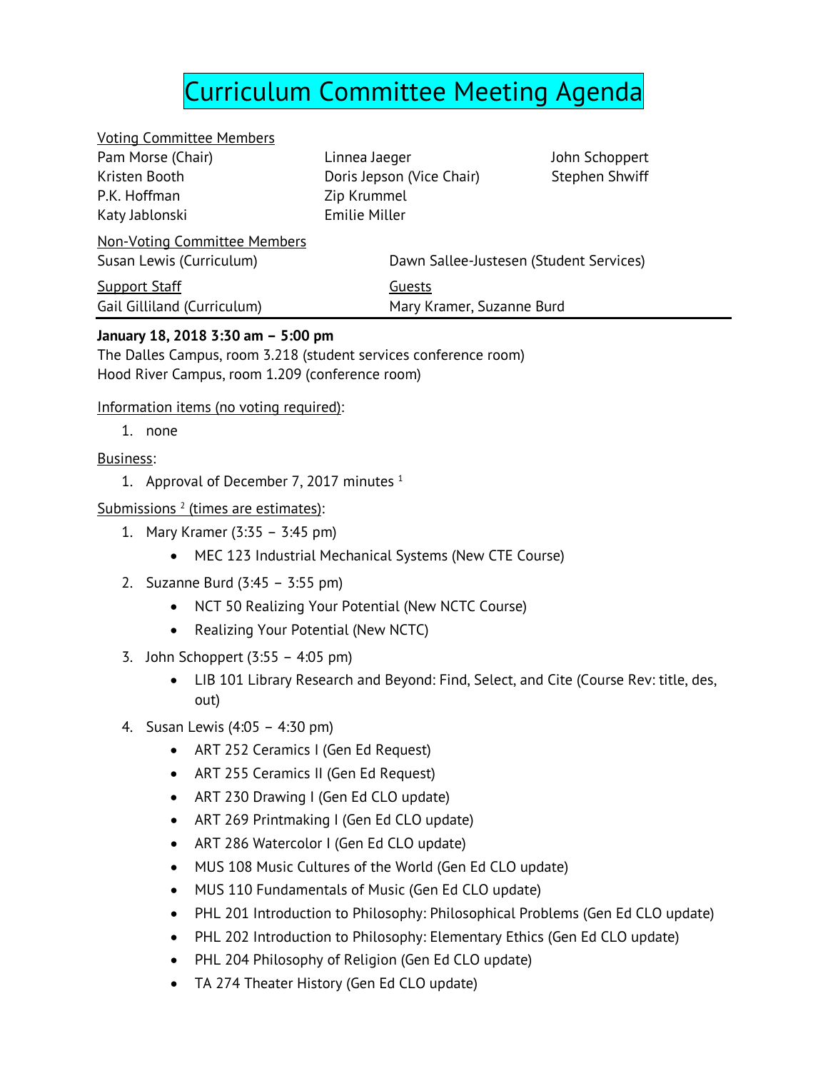# Curriculum Committee Meeting Agenda

Voting Committee Members

| | | |
|---|---|---|
| Pam Morse (Chair) | Linnea Jaeger | John Schoppert |
| Kristen Booth | Doris Jepson (Vice Chair) | Stephen Shwiff |
| P.K. Hoffman | Zip Krummel | |
| Katy Jablonski | Emilie Miller | |

Non-Voting Committee Members

Susan Lewis (Curriculum)

Dawn Sallee-Justesen (Student Services)

Support Staff

Gail Gilliland (Curriculum)

Guests

Mary Kramer, Suzanne Burd

**January 18, 2018 3:30 am – 5:00 pm**

The Dalles Campus, room 3.218 (student services conference room)
Hood River Campus, room 1.209 (conference room)

Information items (no voting required):

1. none

Business:

1. Approval of December 7, 2017 minutes [1]

Submissions [2] (times are estimates):

1. Mary Kramer (3:35 – 3:45 pm)
   - MEC 123 Industrial Mechanical Systems (New CTE Course)
2. Suzanne Burd (3:45 – 3:55 pm)
   - NCT 50 Realizing Your Potential (New NCTC Course)
   - Realizing Your Potential (New NCTC)
3. John Schoppert (3:55 – 4:05 pm)
   - LIB 101 Library Research and Beyond: Find, Select, and Cite (Course Rev: title, des, out)
4. Susan Lewis (4:05 – 4:30 pm)
   - ART 252 Ceramics I (Gen Ed Request)
   - ART 255 Ceramics II (Gen Ed Request)
   - ART 230 Drawing I (Gen Ed CLO update)
   - ART 269 Printmaking I (Gen Ed CLO update)
   - ART 286 Watercolor I (Gen Ed CLO update)
   - MUS 108 Music Cultures of the World (Gen Ed CLO update)
   - MUS 110 Fundamentals of Music (Gen Ed CLO update)
   - PHL 201 Introduction to Philosophy: Philosophical Problems (Gen Ed CLO update)
   - PHL 202 Introduction to Philosophy: Elementary Ethics (Gen Ed CLO update)
   - PHL 204 Philosophy of Religion (Gen Ed CLO update)
   - TA 274 Theater History (Gen Ed CLO update)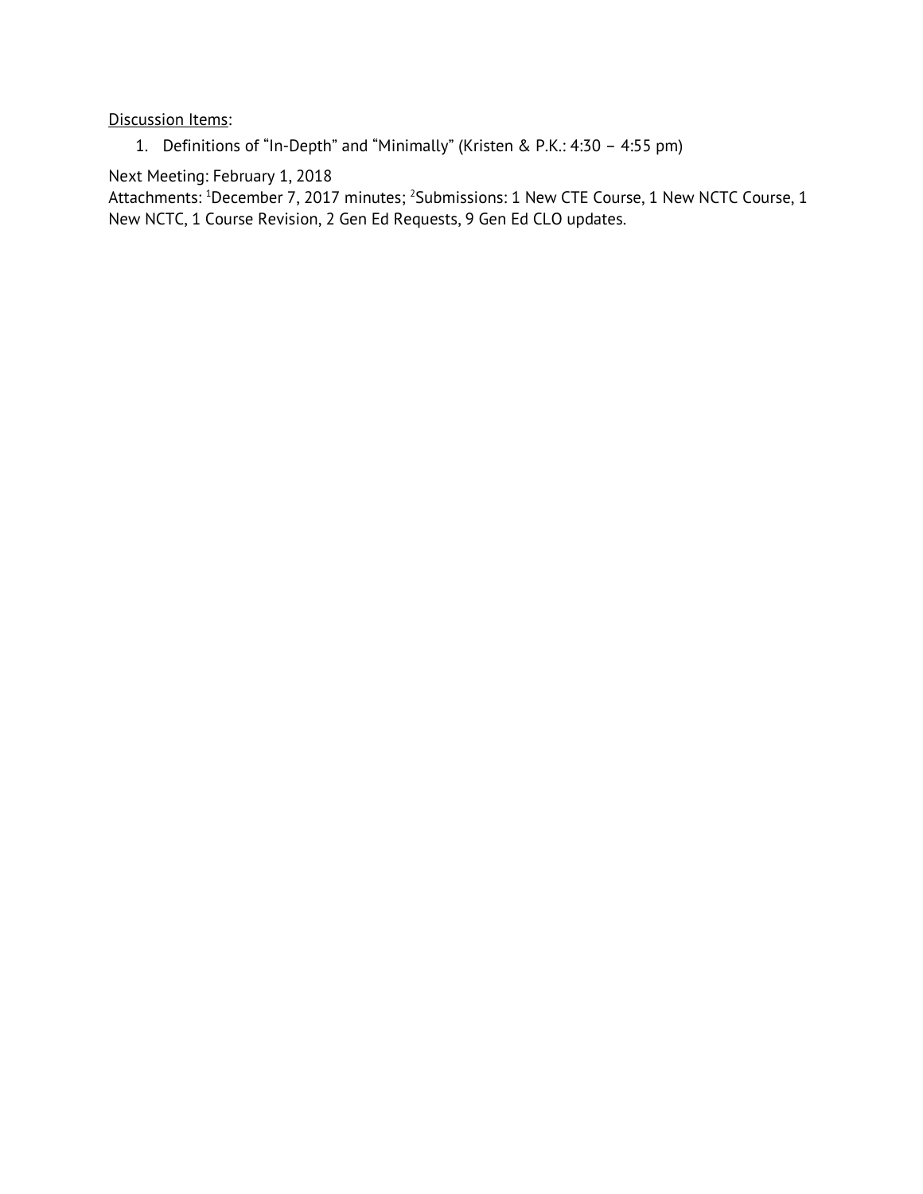<u>Discussion Items</u>:

1. Definitions of "In-Depth" and "Minimally" (Kristen & P.K.: 4:30 – 4:55 pm)

Next Meeting: February 1, 2018

Attachments: [1]December 7, 2017 minutes; [2]Submissions: 1 New CTE Course, 1 New NCTC Course, 1 New NCTC, 1 Course Revision, 2 Gen Ed Requests, 9 Gen Ed CLO updates.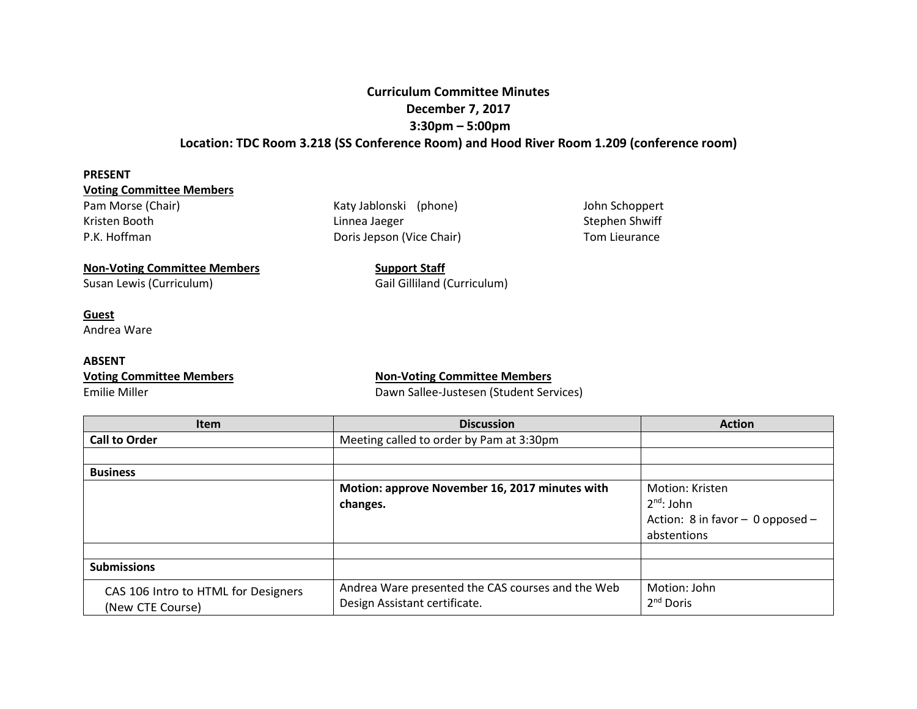**Curriculum Committee Minutes**
**December 7, 2017**
**3:30pm – 5:00pm**
**Location: TDC Room 3.218 (SS Conference Room) and Hood River Room 1.209 (conference room)**

**PRESENT**

**Voting Committee Members**

Pam Morse (Chair)
Kristen Booth
P.K. Hoffman
Katy Jablonski (phone)
Linnea Jaeger
Doris Jepson (Vice Chair)
John Schoppert
Stephen Shwiff
Tom Lieurance

**Non-Voting Committee Members**

Susan Lewis (Curriculum)

**Support Staff**

Gail Gilliland (Curriculum)

**Guest**

Andrea Ware

**ABSENT**

**Voting Committee Members**

Emilie Miller

**Non-Voting Committee Members**

Dawn Sallee-Justesen (Student Services)

| Item | Discussion | Action |
|---|---|---|
| **Call to Order** | Meeting called to order by Pam at 3:30pm | |
| | | |
| **Business** | | |
| | **Motion: approve November 16, 2017 minutes with changes.** | Motion: Kristen<br>2nd: John<br>Action: 8 in favor – 0 opposed – abstentions |
| | | |
| **Submissions** | | |
| CAS 106 Intro to HTML for Designers (New CTE Course) | Andrea Ware presented the CAS courses and the Web Design Assistant certificate. | Motion: John<br>2nd Doris |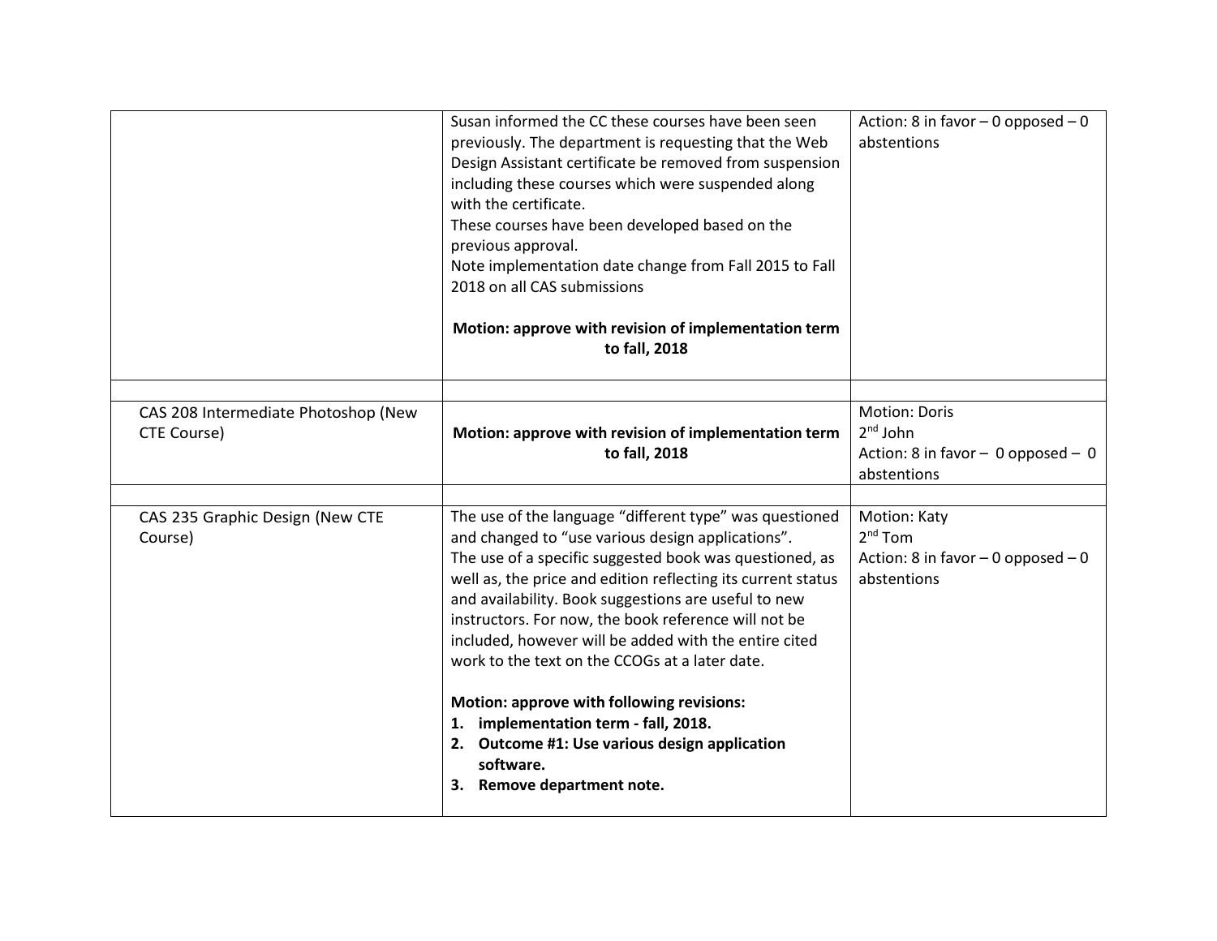| | | |
|---|---|---|
| | Susan informed the CC these courses have been seen previously. The department is requesting that the Web Design Assistant certificate be removed from suspension including these courses which were suspended along with the certificate.<br>These courses have been developed based on the previous approval.<br>Note implementation date change from Fall 2015 to Fall 2018 on all CAS submissions<br><br>**Motion: approve with revision of implementation term to fall, 2018** | Action: 8 in favor – 0 opposed – 0 abstentions |
| | | |
| CAS 208 Intermediate Photoshop (New CTE Course) | **Motion: approve with revision of implementation term to fall, 2018** | Motion: Doris<br>2nd John<br>Action: 8 in favor – 0 opposed – 0 abstentions |
| | | |
| CAS 235 Graphic Design (New CTE Course) | The use of the language "different type" was questioned and changed to "use various design applications".<br>The use of a specific suggested book was questioned, as well as, the price and edition reflecting its current status and availability. Book suggestions are useful to new instructors. For now, the book reference will not be included, however will be added with the entire cited work to the text on the CCOGs at a later date.<br><br>**Motion: approve with following revisions:**<br>**1. implementation term - fall, 2018.**<br>**2. Outcome #1: Use various design application software.**<br>**3. Remove department note.** | Motion: Katy<br>2nd Tom<br>Action: 8 in favor – 0 opposed – 0 abstentions |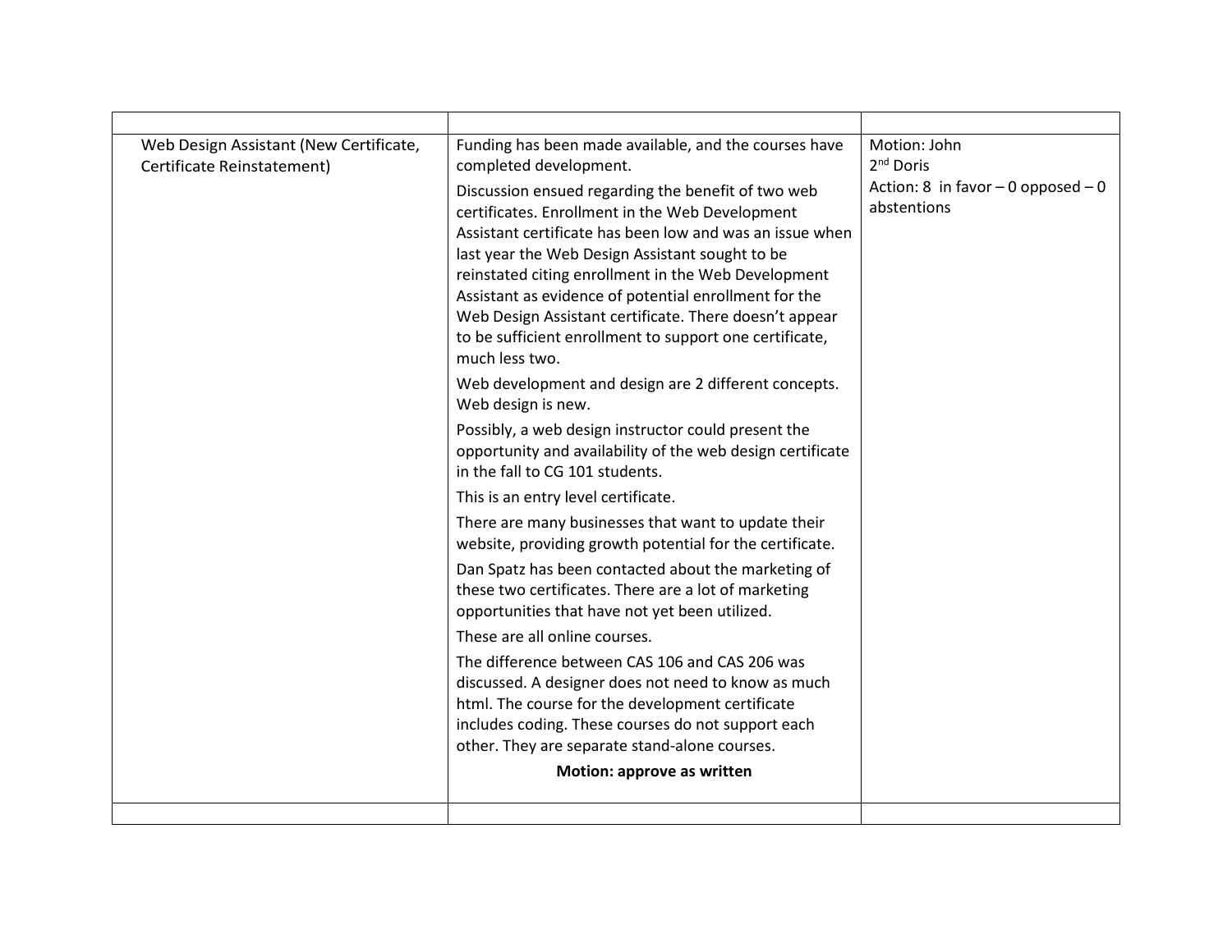| | | |
|---|---|---|
| Web Design Assistant (New Certificate, Certificate Reinstatement) | Funding has been made available, and the courses have completed development.<br><br>Discussion ensued regarding the benefit of two web certificates. Enrollment in the Web Development Assistant certificate has been low and was an issue when last year the Web Design Assistant sought to be reinstated citing enrollment in the Web Development Assistant as evidence of potential enrollment for the Web Design Assistant certificate. There doesn't appear to be sufficient enrollment to support one certificate, much less two.<br><br>Web development and design are 2 different concepts. Web design is new.<br><br>Possibly, a web design instructor could present the opportunity and availability of the web design certificate in the fall to CG 101 students.<br><br>This is an entry level certificate.<br><br>There are many businesses that want to update their website, providing growth potential for the certificate.<br><br>Dan Spatz has been contacted about the marketing of these two certificates. There are a lot of marketing opportunities that have not yet been utilized.<br><br>These are all online courses.<br><br>The difference between CAS 106 and CAS 206 was discussed. A designer does not need to know as much html. The course for the development certificate includes coding. These courses do not support each other. They are separate stand-alone courses.<br><br>**Motion: approve as written** | Motion: John<br>2nd Doris<br>Action: 8 in favor – 0 opposed – 0 abstentions |
| | | |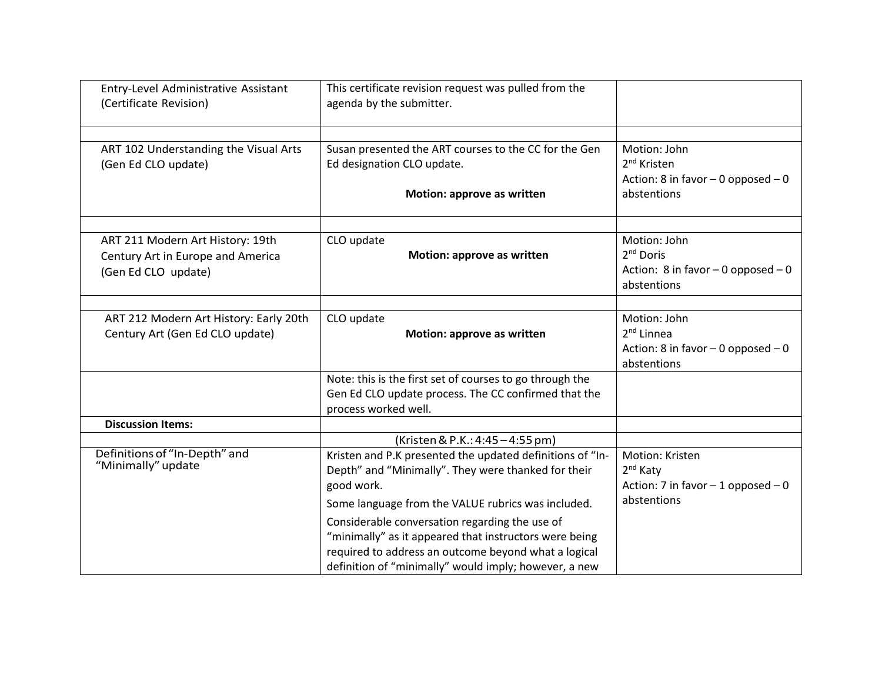| | | |
|---|---|---|
| Entry-Level Administrative Assistant (Certificate Revision) | This certificate revision request was pulled from the agenda by the submitter. | |
| | | |
| ART 102 Understanding the Visual Arts (Gen Ed CLO update) | Susan presented the ART courses to the CC for the Gen Ed designation CLO update.<br><br>**Motion: approve as written** | Motion: John<br>2nd Kristen<br>Action: 8 in favor – 0 opposed – 0 abstentions |
| | | |
| ART 211 Modern Art History: 19th Century Art in Europe and America (Gen Ed CLO update) | CLO update<br>**Motion: approve as written** | Motion: John<br>2nd Doris<br>Action: 8 in favor – 0 opposed – 0 abstentions |
| | | |
| ART 212 Modern Art History: Early 20th Century Art (Gen Ed CLO update) | CLO update<br>**Motion: approve as written** | Motion: John<br>2nd Linnea<br>Action: 8 in favor – 0 opposed – 0 abstentions |
| | Note: this is the first set of courses to go through the Gen Ed CLO update process. The CC confirmed that the process worked well. | |
| **Discussion Items:** | | |
| | (Kristen & P.K.: 4:45 – 4:55 pm) | |
| Definitions of "In-Depth" and "Minimally" update | Kristen and P.K presented the updated definitions of "In-Depth" and "Minimally". They were thanked for their good work.<br>Some language from the VALUE rubrics was included.<br>Considerable conversation regarding the use of "minimally" as it appeared that instructors were being required to address an outcome beyond what a logical definition of "minimally" would imply; however, a new | Motion: Kristen<br>2nd Katy<br>Action: 7 in favor – 1 opposed – 0 abstentions |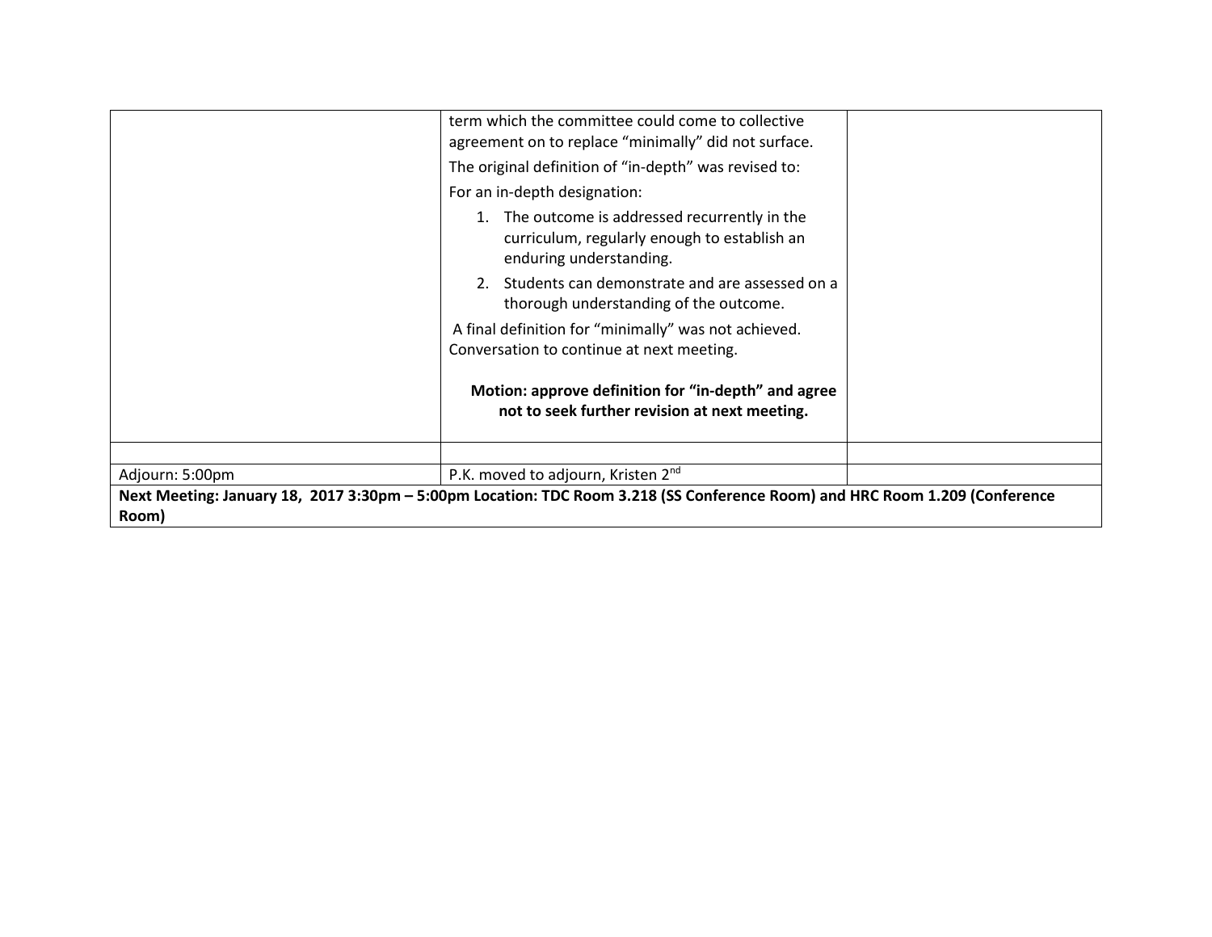| | | |
|---|---|---|
| | term which the committee could come to collective agreement on to replace "minimally" did not surface.<br>The original definition of "in-depth" was revised to:<br>For an in-depth designation:<br>1. The outcome is addressed recurrently in the curriculum, regularly enough to establish an enduring understanding.<br>2. Students can demonstrate and are assessed on a thorough understanding of the outcome.<br>A final definition for "minimally" was not achieved. Conversation to continue at next meeting.<br>**Motion: approve definition for "in-depth" and agree not to seek further revision at next meeting.** | |
| | | |
| Adjourn: 5:00pm | P.K. moved to adjourn, Kristen 2nd | |
| **Next Meeting: January 18, 2017 3:30pm – 5:00pm Location: TDC Room 3.218 (SS Conference Room) and HRC Room 1.209 (Conference Room)** | | |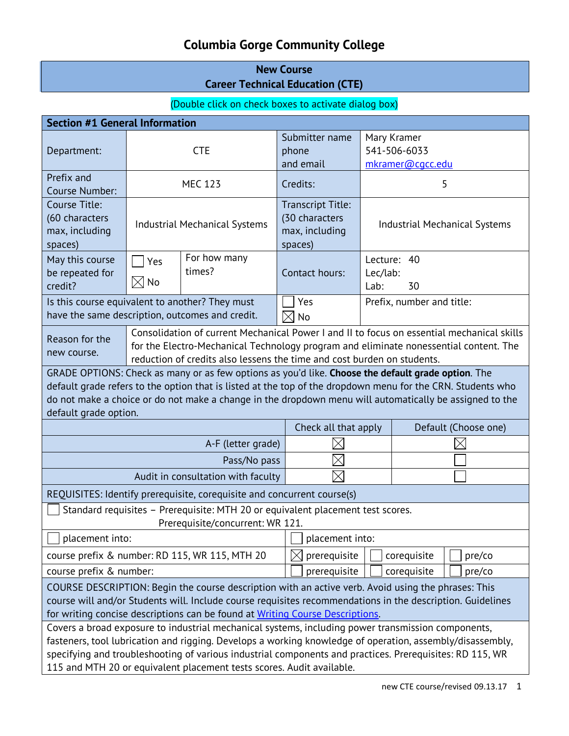# Columbia Gorge Community College

## New Course
## Career Technical Education (CTE)

(Double click on check boxes to activate dialog box)

| **Section #1 General Information** | | | | |
|---|---|---|---|---|
| Department: | CTE | | Submitter name phone and email | Mary Kramer 541-506-6033 mkramer@cgcc.edu |
| Prefix and Course Number: | MEC 123 | | Credits: | 5 |
| Course Title: (60 characters max, including spaces) | Industrial Mechanical Systems | | Transcript Title: (30 characters max, including spaces) | Industrial Mechanical Systems |
| May this course be repeated for credit? | ☐ Yes ☒ No | For how many times? | Contact hours: | Lecture: 40 Lec/lab: Lab: 30 |
| Is this course equivalent to another? They must have the same description, outcomes and credit. | | | ☐ Yes ☒ No | Prefix, number and title: |
| Reason for the new course. | Consolidation of current Mechanical Power I and II to focus on essential mechanical skills for the Electro-Mechanical Technology program and eliminate nonessential content. The reduction of credits also lessens the time and cost burden on students. | | | |

GRADE OPTIONS: Check as many or as few options as you'd like. **Choose the default grade option**. The default grade refers to the option that is listed at the top of the dropdown menu for the CRN. Students who do not make a choice or do not make a change in the dropdown menu will automatically be assigned to the default grade option.

| | Check all that apply | Default (Choose one) |
|---|---|---|
| A-F (letter grade) | ☒ | ☒ |
| Pass/No pass | ☒ | ☐ |
| Audit in consultation with faculty | ☒ | ☐ |

REQUISITES: Identify prerequisite, corequisite and concurrent course(s)

☐ Standard requisites – Prerequisite: MTH 20 or equivalent placement test scores. Prerequisite/concurrent: WR 121.

| | | | |
|---|---|---|---|
| ☐ placement into: | ☐ placement into: | | |
| course prefix & number: RD 115, WR 115, MTH 20 | ☒ prerequisite | ☐ corequisite | ☐ pre/co |
| course prefix & number: | ☐ prerequisite | ☐ corequisite | ☐ pre/co |

COURSE DESCRIPTION: Begin the course description with an active verb. Avoid using the phrases: This course will and/or Students will. Include course requisites recommendations in the description. Guidelines for writing concise descriptions can be found at Writing Course Descriptions.

Covers a broad exposure to industrial mechanical systems, including power transmission components, fasteners, tool lubrication and rigging. Develops a working knowledge of operation, assembly/disassembly, specifying and troubleshooting of various industrial components and practices. Prerequisites: RD 115, WR 115 and MTH 20 or equivalent placement tests scores. Audit available.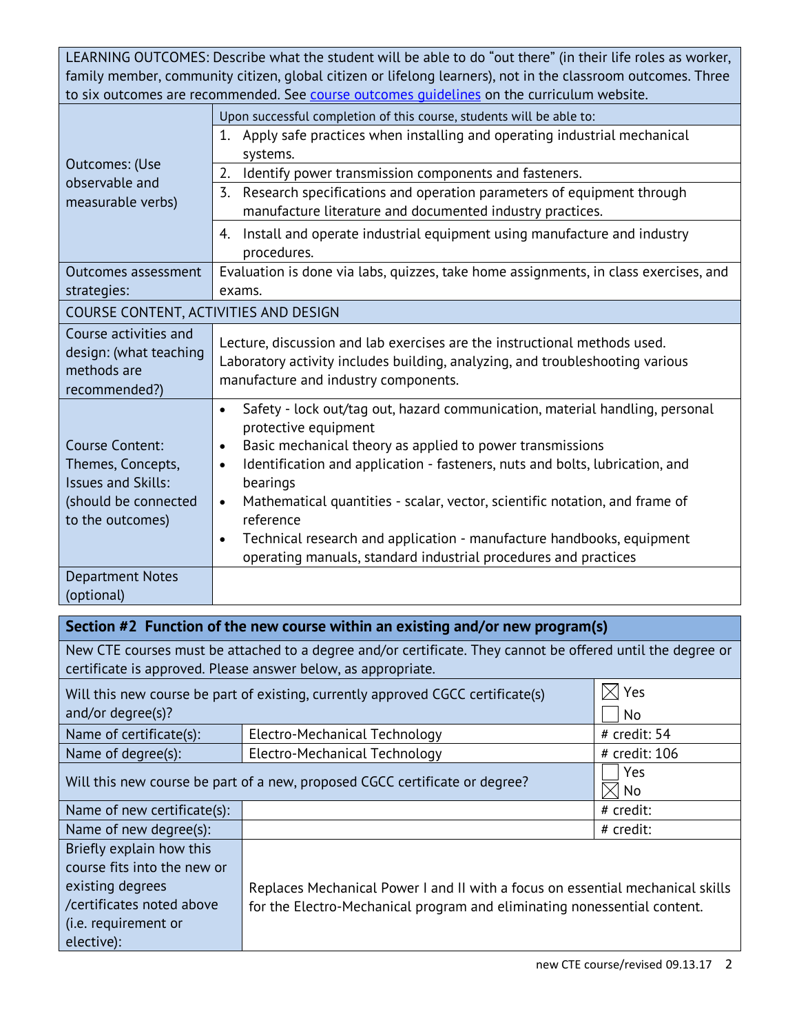| LEARNING OUTCOMES: Describe what the student will be able to do "out there" (in their life roles as worker, family member, community citizen, global citizen or lifelong learners), not in the classroom outcomes. Three to six outcomes are recommended. See [course outcomes guidelines]() on the curriculum website. | |
|---|---|
| Outcomes: (Use observable and measurable verbs) | Upon successful completion of this course, students will be able to:<br>1. Apply safe practices when installing and operating industrial mechanical systems.<br>2. Identify power transmission components and fasteners.<br>3. Research specifications and operation parameters of equipment through manufacture literature and documented industry practices.<br>4. Install and operate industrial equipment using manufacture and industry procedures. |
| Outcomes assessment strategies: | Evaluation is done via labs, quizzes, take home assignments, in class exercises, and exams. |
| COURSE CONTENT, ACTIVITIES AND DESIGN | |
| Course activities and design: (what teaching methods are recommended?) | Lecture, discussion and lab exercises are the instructional methods used. Laboratory activity includes building, analyzing, and troubleshooting various manufacture and industry components. |
| Course Content: Themes, Concepts, Issues and Skills: (should be connected to the outcomes) | • Safety - lock out/tag out, hazard communication, material handling, personal protective equipment<br>• Basic mechanical theory as applied to power transmissions<br>• Identification and application - fasteners, nuts and bolts, lubrication, and bearings<br>• Mathematical quantities - scalar, vector, scientific notation, and frame of reference<br>• Technical research and application - manufacture handbooks, equipment operating manuals, standard industrial procedures and practices |
| Department Notes (optional) | |

| Section #2 Function of the new course within an existing and/or new program(s) | | |
|---|---|---|
| New CTE courses must be attached to a degree and/or certificate. They cannot be offered until the degree or certificate is approved. Please answer below, as appropriate. | | |
| Will this new course be part of existing, currently approved CGCC certificate(s) and/or degree(s)? | | ☒ Yes<br>☐ No |
| Name of certificate(s): | Electro-Mechanical Technology | # credit: 54 |
| Name of degree(s): | Electro-Mechanical Technology | # credit: 106 |
| Will this new course be part of a new, proposed CGCC certificate or degree? | | ☐ Yes<br>☒ No |
| Name of new certificate(s): | | # credit: |
| Name of new degree(s): | | # credit: |
| Briefly explain how this course fits into the new or existing degrees /certificates noted above (i.e. requirement or elective): | Replaces Mechanical Power I and II with a focus on essential mechanical skills for the Electro-Mechanical program and eliminating nonessential content. | |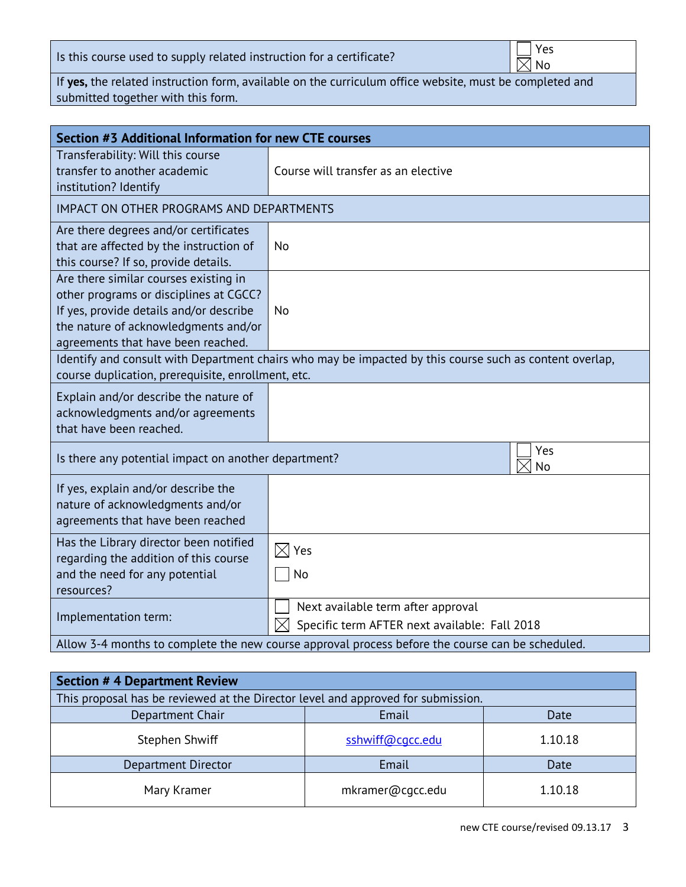| Is this course used to supply related instruction for a certificate? | ☐ Yes ☒ No |
|---|---|
| If **yes,** the related instruction form, available on the curriculum office website, must be completed and submitted together with this form. | |

| Section #3 Additional Information for new CTE courses | |
|---|---|
| Transferability: Will this course transfer to another academic institution? Identify | Course will transfer as an elective |
| IMPACT ON OTHER PROGRAMS AND DEPARTMENTS | |
| Are there degrees and/or certificates that are affected by the instruction of this course? If so, provide details. | No |
| Are there similar courses existing in other programs or disciplines at CGCC? If yes, provide details and/or describe the nature of acknowledgments and/or agreements that have been reached. | No |
| Identify and consult with Department chairs who may be impacted by this course such as content overlap, course duplication, prerequisite, enrollment, etc. | |
| Explain and/or describe the nature of acknowledgments and/or agreements that have been reached. | |
| Is there any potential impact on another department? | ☐ Yes ☒ No |
| If yes, explain and/or describe the nature of acknowledgments and/or agreements that have been reached | |
| Has the Library director been notified regarding the addition of this course and the need for any potential resources? | ☒ Yes ☐ No |
| Implementation term: | ☐ Next available term after approval ☒ Specific term AFTER next available: Fall 2018 |
| Allow 3-4 months to complete the new course approval process before the course can be scheduled. | |

| Section # 4 Department Review | | |
|---|---|---|
| This proposal has be reviewed at the Director level and approved for submission. | | |
| Department Chair | Email | Date |
| Stephen Shwiff | sshwiff@cgcc.edu | 1.10.18 |
| Department Director | Email | Date |
| Mary Kramer | mkramer@cgcc.edu | 1.10.18 |

new CTE course/revised 09.13.17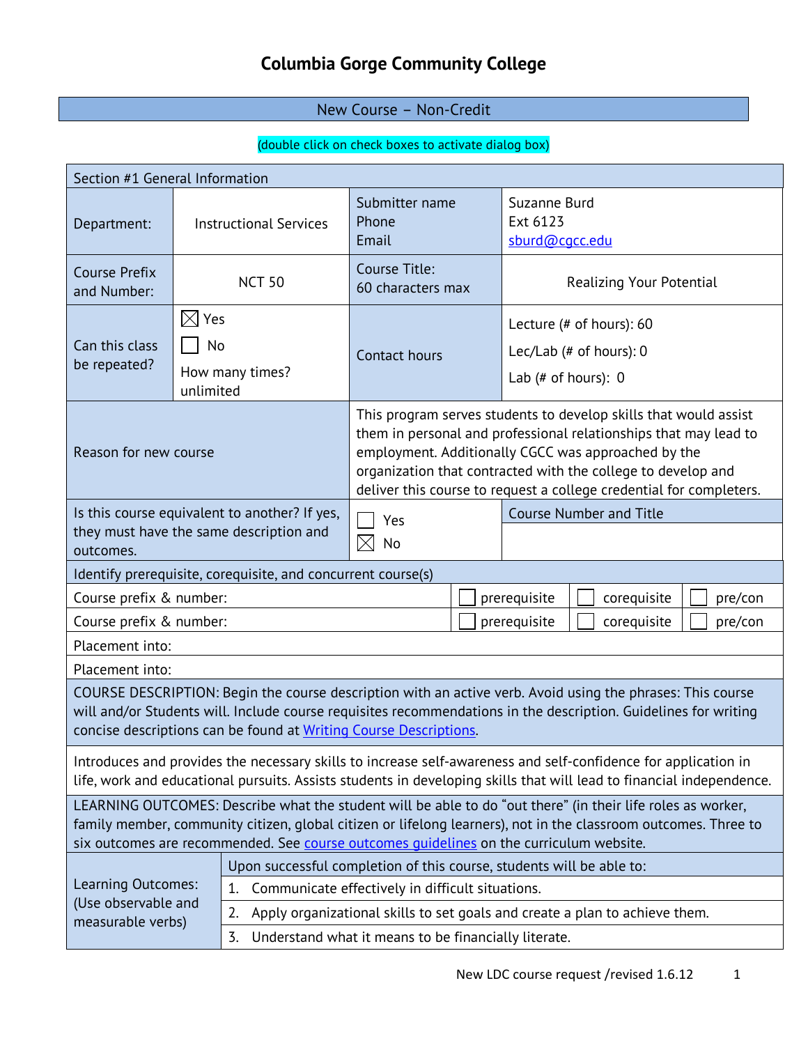# Columbia Gorge Community College

**New Course – Non-Credit**

(double click on check boxes to activate dialog box)

| Section #1 General Information | | | |
|---|---|---|---|
| Department: | Instructional Services | Submitter name<br>Phone<br>Email | Suzanne Burd<br>Ext 6123<br>sburd@cgcc.edu |
| Course Prefix and Number: | NCT 50 | Course Title:<br>60 characters max | Realizing Your Potential |
| Can this class be repeated? | ☒ Yes<br>☐ No<br>How many times? unlimited | Contact hours | Lecture (# of hours): 60<br>Lec/Lab (# of hours): 0<br>Lab (# of hours): 0 |
| Reason for new course | | This program serves students to develop skills that would assist them in personal and professional relationships that may lead to employment. Additionally CGCC was approached by the organization that contracted with the college to develop and deliver this course to request a college credential for completers. | |
| Is this course equivalent to another? If yes, they must have the same description and outcomes. | | ☐ Yes<br>☒ No | Course Number and Title |

| Identify prerequisite, corequisite, and concurrent course(s) | | | |
|---|---|---|---|
| Course prefix & number: | ☐ prerequisite | ☐ corequisite | ☐ pre/con |
| Course prefix & number: | ☐ prerequisite | ☐ corequisite | ☐ pre/con |
| Placement into: | | | |
| Placement into: | | | |

COURSE DESCRIPTION: Begin the course description with an active verb. Avoid using the phrases: This course will and/or Students will. Include course requisites recommendations in the description. Guidelines for writing concise descriptions can be found at Writing Course Descriptions.

Introduces and provides the necessary skills to increase self-awareness and self-confidence for application in life, work and educational pursuits. Assists students in developing skills that will lead to financial independence.

LEARNING OUTCOMES: Describe what the student will be able to do "out there" (in their life roles as worker, family member, community citizen, global citizen or lifelong learners), not in the classroom outcomes. Three to six outcomes are recommended. See course outcomes guidelines on the curriculum website.

| Learning Outcomes: (Use observable and measurable verbs) | Upon successful completion of this course, students will be able to: |
|---|---|
| | 1. Communicate effectively in difficult situations. |
| | 2. Apply organizational skills to set goals and create a plan to achieve them. |
| | 3. Understand what it means to be financially literate. |

New LDC course request /revised 1.6.12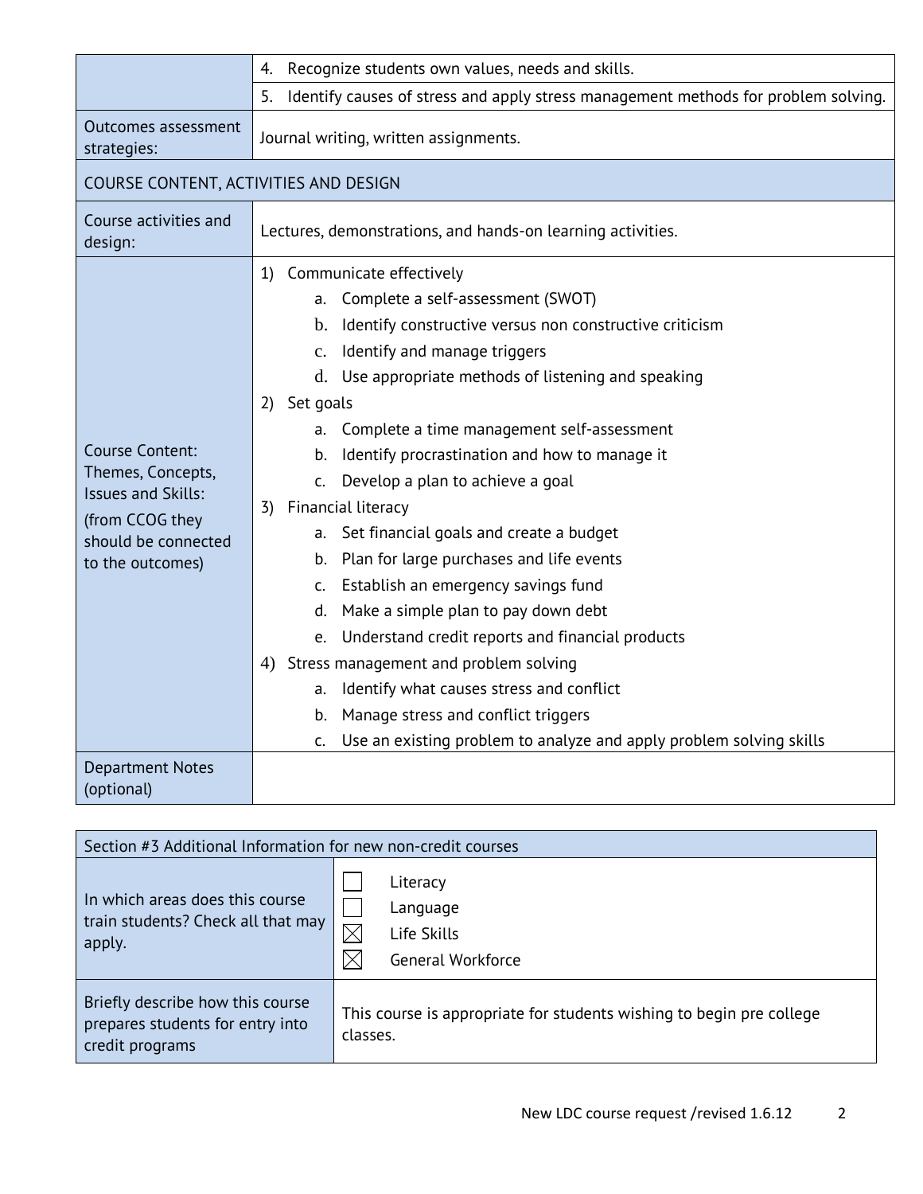| | |
|---|---|
| | 4. Recognize students own values, needs and skills. |
| | 5. Identify causes of stress and apply stress management methods for problem solving. |
| Outcomes assessment strategies: | Journal writing, written assignments. |
| COURSE CONTENT, ACTIVITIES AND DESIGN | |
| Course activities and design: | Lectures, demonstrations, and hands-on learning activities. |
| Course Content: Themes, Concepts, Issues and Skills: (from CCOG they should be connected to the outcomes) | 1) Communicate effectively<br>a. Complete a self-assessment (SWOT)<br>b. Identify constructive versus non constructive criticism<br>c. Identify and manage triggers<br>d. Use appropriate methods of listening and speaking<br>2) Set goals<br>a. Complete a time management self-assessment<br>b. Identify procrastination and how to manage it<br>c. Develop a plan to achieve a goal<br>3) Financial literacy<br>a. Set financial goals and create a budget<br>b. Plan for large purchases and life events<br>c. Establish an emergency savings fund<br>d. Make a simple plan to pay down debt<br>e. Understand credit reports and financial products<br>4) Stress management and problem solving<br>a. Identify what causes stress and conflict<br>b. Manage stress and conflict triggers<br>c. Use an existing problem to analyze and apply problem solving skills |
| Department Notes (optional) | |

| Section #3 Additional Information for new non-credit courses | |
|---|---|
| In which areas does this course train students? Check all that may apply. | ☐ Literacy<br>☐ Language<br>☒ Life Skills<br>☒ General Workforce |
| Briefly describe how this course prepares students for entry into credit programs | This course is appropriate for students wishing to begin pre college classes. |

New LDC course request /revised 1.6.12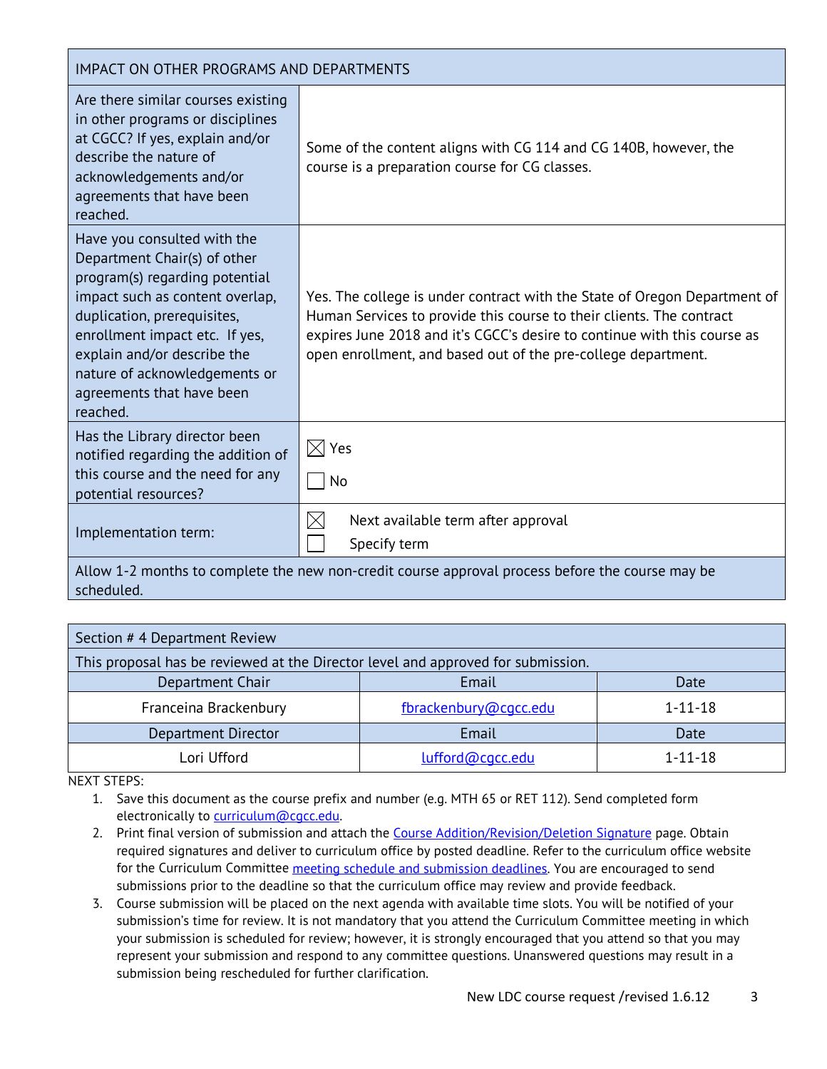| IMPACT ON OTHER PROGRAMS AND DEPARTMENTS | |
|---|---|
| Are there similar courses existing in other programs or disciplines at CGCC? If yes, explain and/or describe the nature of acknowledgements and/or agreements that have been reached. | Some of the content aligns with CG 114 and CG 140B, however, the course is a preparation course for CG classes. |
| Have you consulted with the Department Chair(s) of other program(s) regarding potential impact such as content overlap, duplication, prerequisites, enrollment impact etc. If yes, explain and/or describe the nature of acknowledgements or agreements that have been reached. | Yes. The college is under contract with the State of Oregon Department of Human Services to provide this course to their clients. The contract expires June 2018 and it's CGCC's desire to continue with this course as open enrollment, and based out of the pre-college department. |
| Has the Library director been notified regarding the addition of this course and the need for any potential resources? | ☒ Yes<br>☐ No |
| Implementation term: | ☒ Next available term after approval<br>☐ Specify term |
| Allow 1-2 months to complete the new non-credit course approval process before the course may be scheduled. | |

| Section # 4 Department Review | | |
|---|---|---|
| This proposal has be reviewed at the Director level and approved for submission. | | |
| Department Chair | Email | Date |
| Franceina Brackenbury | fbrackenbury@cgcc.edu | 1-11-18 |
| Department Director | Email | Date |
| Lori Ufford | lufford@cgcc.edu | 1-11-18 |

NEXT STEPS:

1. Save this document as the course prefix and number (e.g. MTH 65 or RET 112). Send completed form electronically to curriculum@cgcc.edu.
2. Print final version of submission and attach the Course Addition/Revision/Deletion Signature page. Obtain required signatures and deliver to curriculum office by posted deadline. Refer to the curriculum office website for the Curriculum Committee meeting schedule and submission deadlines. You are encouraged to send submissions prior to the deadline so that the curriculum office may review and provide feedback.
3. Course submission will be placed on the next agenda with available time slots. You will be notified of your submission's time for review. It is not mandatory that you attend the Curriculum Committee meeting in which your submission is scheduled for review; however, it is strongly encouraged that you attend so that you may represent your submission and respond to any committee questions. Unanswered questions may result in a submission being rescheduled for further clarification.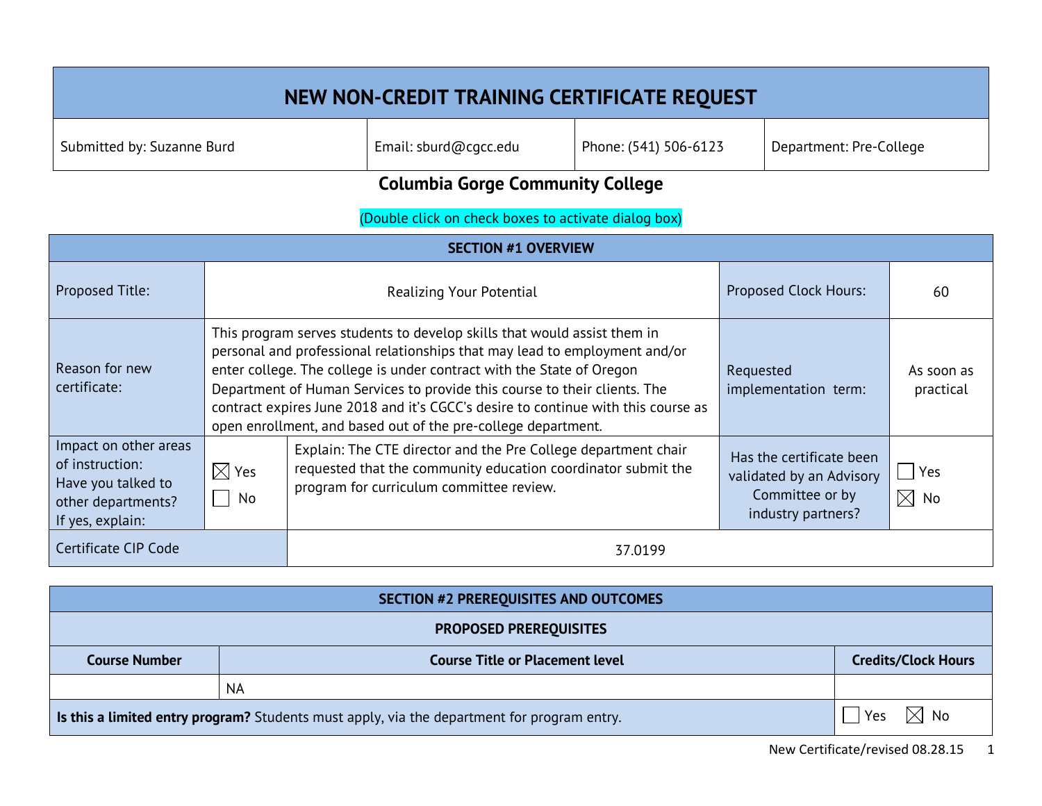# NEW NON-CREDIT TRAINING CERTIFICATE REQUEST

| Submitted by: Suzanne Burd | Email: sburd@cgcc.edu | Phone: (541) 506-6123 | Department: Pre-College |
|---|---|---|---|

## Columbia Gorge Community College

(Double click on check boxes to activate dialog box)

| SECTION #1 OVERVIEW | | | | |
|---|---|---|---|---|
| Proposed Title: | Realizing Your Potential | | Proposed Clock Hours: | 60 |
| Reason for new certificate: | This program serves students to develop skills that would assist them in personal and professional relationships that may lead to employment and/or enter college. The college is under contract with the State of Oregon Department of Human Services to provide this course to their clients. The contract expires June 2018 and it's CGCC's desire to continue with this course as open enrollment, and based out of the pre-college department. | | Requested implementation term: | As soon as practical |
| Impact on other areas of instruction: Have you talked to other departments? If yes, explain: | ☒ Yes ☐ No | Explain: The CTE director and the Pre College department chair requested that the community education coordinator submit the program for curriculum committee review. | Has the certificate been validated by an Advisory Committee or by industry partners? | ☐ Yes ☒ No |
| Certificate CIP Code | | 37.0199 | | |

| SECTION #2 PREREQUISITES AND OUTCOMES | | |
|---|---|---|
| **PROPOSED PREREQUISITES** | | |
| **Course Number** | **Course Title or Placement level** | **Credits/Clock Hours** |
| | NA | |
| **Is this a limited entry program?** Students must apply, via the department for program entry. | | ☐ Yes ☒ No |

New Certificate/revised 08.28.15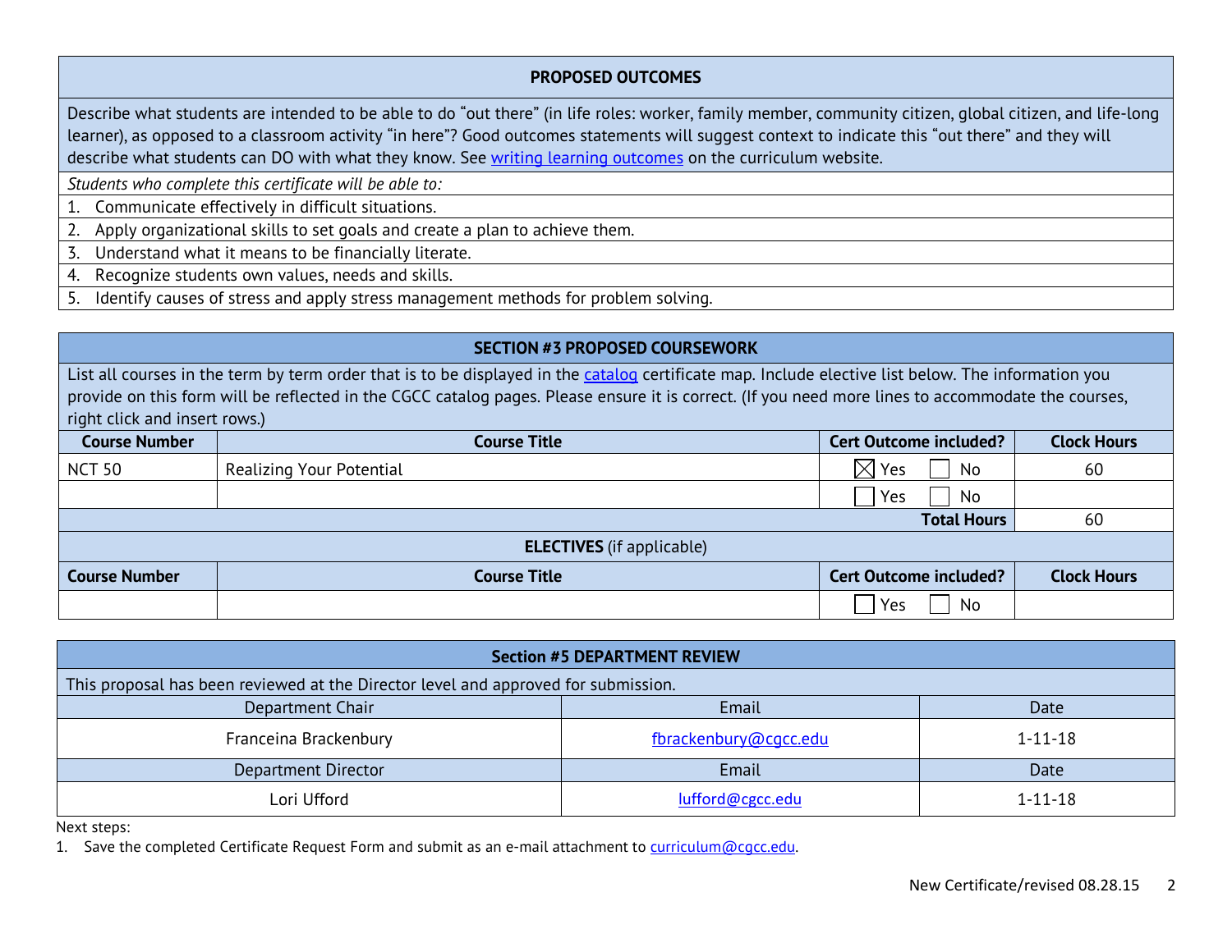## PROPOSED OUTCOMES

Describe what students are intended to be able to do "out there" (in life roles: worker, family member, community citizen, global citizen, and life-long learner), as opposed to a classroom activity "in here"? Good outcomes statements will suggest context to indicate this "out there" and they will describe what students can DO with what they know. See writing learning outcomes on the curriculum website.

*Students who complete this certificate will be able to:*

1. Communicate effectively in difficult situations.
2. Apply organizational skills to set goals and create a plan to achieve them.
3. Understand what it means to be financially literate.
4. Recognize students own values, needs and skills.
5. Identify causes of stress and apply stress management methods for problem solving.

## SECTION #3 PROPOSED COURSEWORK

List all courses in the term by term order that is to be displayed in the catalog certificate map. Include elective list below. The information you provide on this form will be reflected in the CGCC catalog pages. Please ensure it is correct. (If you need more lines to accommodate the courses, right click and insert rows.)

| Course Number | Course Title | Cert Outcome included? | Clock Hours |
|---|---|---|---|
| NCT 50 | Realizing Your Potential | ☒ Yes ☐ No | 60 |
| | | ☐ Yes ☐ No | |
| | | **Total Hours** | 60 |

**ELECTIVES** (if applicable)

| Course Number | Course Title | Cert Outcome included? | Clock Hours |
|---|---|---|---|
| | | ☐ Yes ☐ No | |

## Section #5 DEPARTMENT REVIEW

This proposal has been reviewed at the Director level and approved for submission.

| Department Chair | Email | Date |
|---|---|---|
| Franceina Brackenbury | fbrackenbury@cgcc.edu | 1-11-18 |
| **Department Director** | **Email** | **Date** |
| Lori Ufford | lufford@cgcc.edu | 1-11-18 |

Next steps:

1. Save the completed Certificate Request Form and submit as an e-mail attachment to curriculum@cgcc.edu.

New Certificate/revised 08.28.15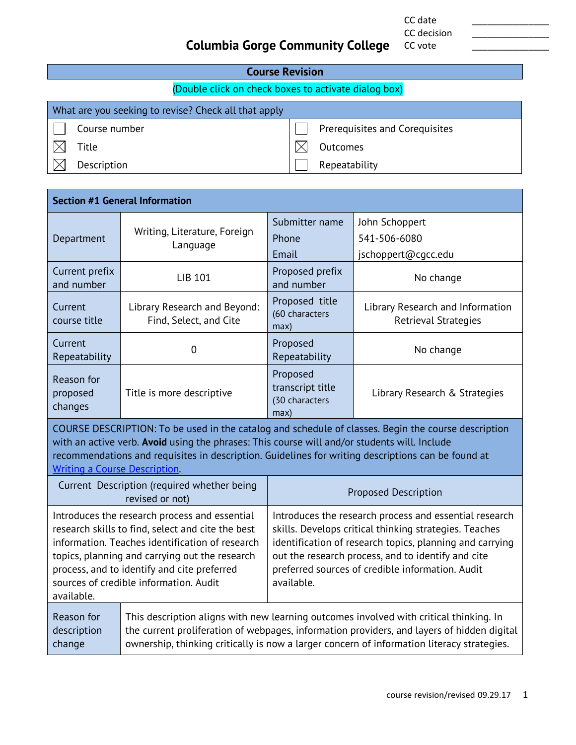CC date ________________
CC decision ________________
CC vote ________________

# Columbia Gorge Community College

## Course Revision

(Double click on check boxes to activate dialog box)

| What are you seeking to revise? Check all that apply | |
|---|---|
| ☐ Course number | ☐ Prerequisites and Corequisites |
| ☒ Title | ☒ Outcomes |
| ☒ Description | ☐ Repeatability |

## Section #1 General Information

| | | | |
|---|---|---|---|
| Department | Writing, Literature, Foreign Language | Submitter name<br>Phone<br>Email | John Schoppert<br>541-506-6080<br>jschoppert@cgcc.edu |
| Current prefix and number | LIB 101 | Proposed prefix and number | No change |
| Current course title | Library Research and Beyond: Find, Select, and Cite | Proposed title (60 characters max) | Library Research and Information Retrieval Strategies |
| Current Repeatability | 0 | Proposed Repeatability | No change |
| Reason for proposed changes | Title is more descriptive | Proposed transcript title (30 characters max) | Library Research & Strategies |

COURSE DESCRIPTION: To be used in the catalog and schedule of classes. Begin the course description with an active verb. **Avoid** using the phrases: This course will and/or students will. Include recommendations and requisites in description. Guidelines for writing descriptions can be found at Writing a Course Description.

| Current Description (required whether being revised or not) | Proposed Description |
|---|---|
| Introduces the research process and essential research skills to find, select and cite the best information. Teaches identification of research topics, planning and carrying out the research process, and to identify and cite preferred sources of credible information. Audit available. | Introduces the research process and essential research skills. Develops critical thinking strategies. Teaches identification of research topics, planning and carrying out the research process, and to identify and cite preferred sources of credible information. Audit available. |

| | |
|---|---|
| Reason for description change | This description aligns with new learning outcomes involved with critical thinking. In the current proliferation of webpages, information providers, and layers of hidden digital ownership, thinking critically is now a larger concern of information literacy strategies. |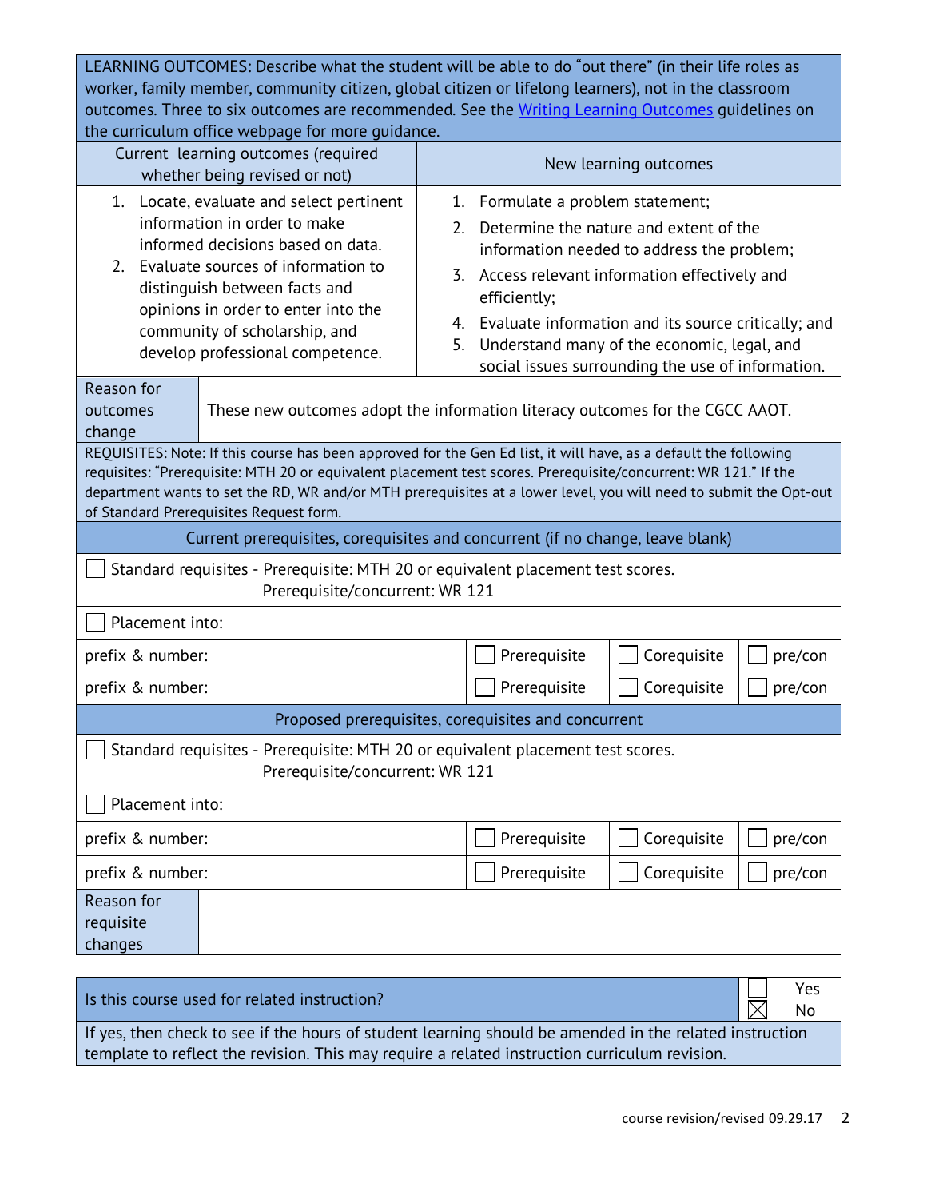LEARNING OUTCOMES: Describe what the student will be able to do "out there" (in their life roles as worker, family member, community citizen, global citizen or lifelong learners), not in the classroom outcomes. Three to six outcomes are recommended. See the [Writing Learning Outcomes]() guidelines on the curriculum office webpage for more guidance.

| Current learning outcomes (required whether being revised or not) | New learning outcomes |
|---|---|
| 1. Locate, evaluate and select pertinent information in order to make informed decisions based on data.<br>2. Evaluate sources of information to distinguish between facts and opinions in order to enter into the community of scholarship, and develop professional competence. | 1. Formulate a problem statement;<br>2. Determine the nature and extent of the information needed to address the problem;<br>3. Access relevant information effectively and efficiently;<br>4. Evaluate information and its source critically; and<br>5. Understand many of the economic, legal, and social issues surrounding the use of information. |

| Reason for outcomes change | These new outcomes adopt the information literacy outcomes for the CGCC AAOT. |
|---|---|

REQUISITES: Note: If this course has been approved for the Gen Ed list, it will have, as a default the following requisites: "Prerequisite: MTH 20 or equivalent placement test scores. Prerequisite/concurrent: WR 121." If the department wants to set the RD, WR and/or MTH prerequisites at a lower level, you will need to submit the Opt-out of Standard Prerequisites Request form.

**Current prerequisites, corequisites and concurrent (if no change, leave blank)**

☐ Standard requisites - Prerequisite: MTH 20 or equivalent placement test scores. Prerequisite/concurrent: WR 121

☐ Placement into:

| prefix & number: | ☐ Prerequisite | ☐ Corequisite | ☐ pre/con |
|---|---|---|---|
| prefix & number: | ☐ Prerequisite | ☐ Corequisite | ☐ pre/con |

**Proposed prerequisites, corequisites and concurrent**

☐ Standard requisites - Prerequisite: MTH 20 or equivalent placement test scores. Prerequisite/concurrent: WR 121

☐ Placement into:

| prefix & number: | ☐ Prerequisite | ☐ Corequisite | ☐ pre/con |
|---|---|---|---|
| prefix & number: | ☐ Prerequisite | ☐ Corequisite | ☐ pre/con |

| Reason for requisite changes | |
|---|---|

| Is this course used for related instruction? | ☐ Yes<br>☒ No |
|---|---|

If yes, then check to see if the hours of student learning should be amended in the related instruction template to reflect the revision. This may require a related instruction curriculum revision.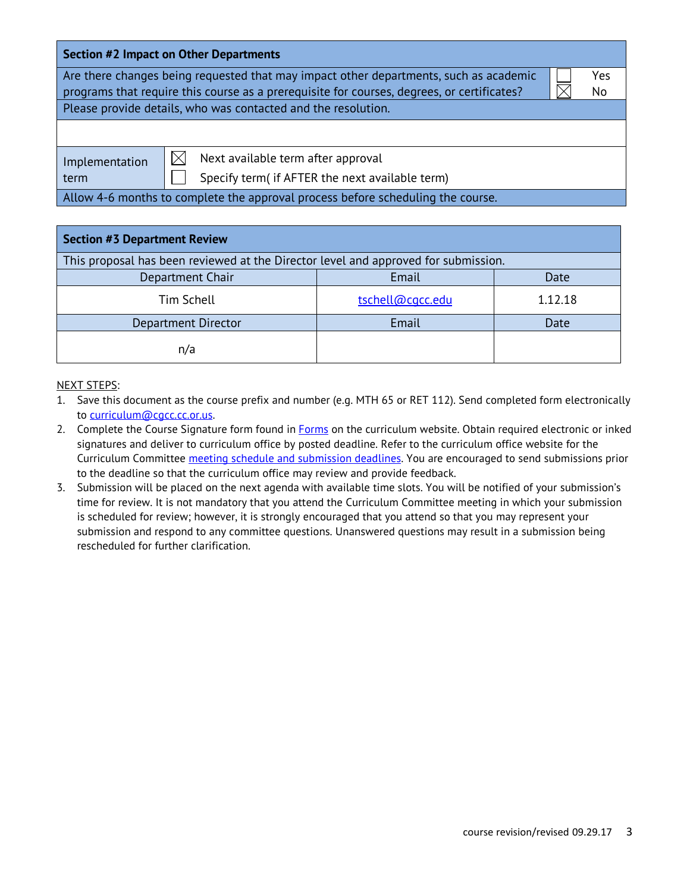## Section #2 Impact on Other Departments

| Are there changes being requested that may impact other departments, such as academic programs that require this course as a prerequisite for courses, degrees, or certificates? | ☐ Yes ☒ No |
|---|---|
| Please provide details, who was contacted and the resolution. | |
| | |
| Implementation term | ☒ Next available term after approval<br>☐ Specify term( if AFTER the next available term) |
| Allow 4-6 months to complete the approval process before scheduling the course. | |

## Section #3 Department Review

This proposal has been reviewed at the Director level and approved for submission.

| Department Chair | Email | Date |
|---|---|---|
| Tim Schell | tschell@cgcc.edu | 1.12.18 |
| **Department Director** | **Email** | **Date** |
| n/a | | |

NEXT STEPS:

1. Save this document as the course prefix and number (e.g. MTH 65 or RET 112). Send completed form electronically to curriculum@cgcc.cc.or.us.
2. Complete the Course Signature form found in Forms on the curriculum website. Obtain required electronic or inked signatures and deliver to curriculum office by posted deadline. Refer to the curriculum office website for the Curriculum Committee meeting schedule and submission deadlines. You are encouraged to send submissions prior to the deadline so that the curriculum office may review and provide feedback.
3. Submission will be placed on the next agenda with available time slots. You will be notified of your submission's time for review. It is not mandatory that you attend the Curriculum Committee meeting in which your submission is scheduled for review; however, it is strongly encouraged that you attend so that you may represent your submission and respond to any committee questions. Unanswered questions may result in a submission being rescheduled for further clarification.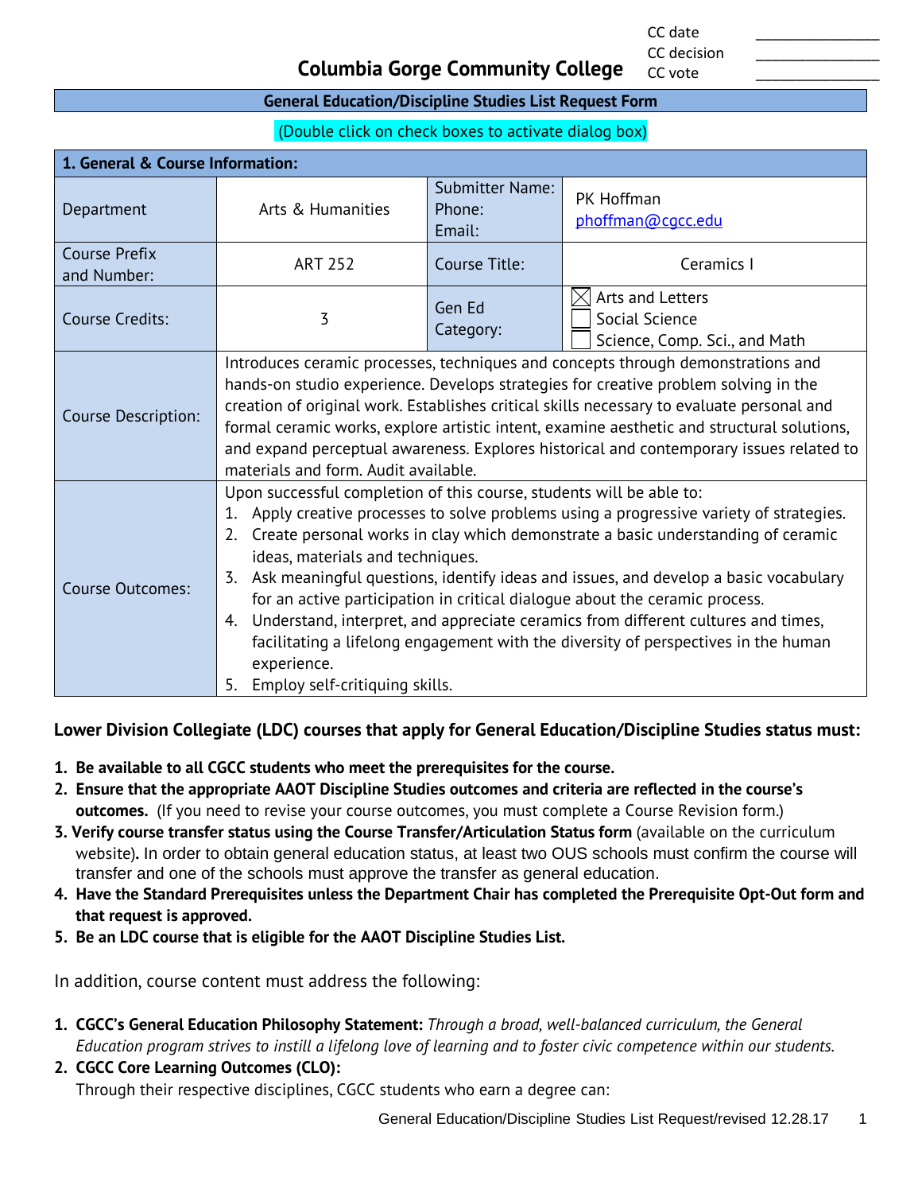CC date ______________
CC decision ______________
CC vote ______________

# Columbia Gorge Community College

## General Education/Discipline Studies List Request Form

(Double click on check boxes to activate dialog box)

| 1. General & Course Information: | | | |
|---|---|---|---|
| Department | Arts & Humanities | Submitter Name: Phone: Email: | PK Hoffman phoffman@cgcc.edu |
| Course Prefix and Number: | ART 252 | Course Title: | Ceramics I |
| Course Credits: | 3 | Gen Ed Category: | ☒ Arts and Letters ☐ Social Science ☐ Science, Comp. Sci., and Math |
| Course Description: | Introduces ceramic processes, techniques and concepts through demonstrations and hands-on studio experience. Develops strategies for creative problem solving in the creation of original work. Establishes critical skills necessary to evaluate personal and formal ceramic works, explore artistic intent, examine aesthetic and structural solutions, and expand perceptual awareness. Explores historical and contemporary issues related to materials and form. Audit available. | | |
| Course Outcomes: | Upon successful completion of this course, students will be able to: 1. Apply creative processes to solve problems using a progressive variety of strategies. 2. Create personal works in clay which demonstrate a basic understanding of ceramic ideas, materials and techniques. 3. Ask meaningful questions, identify ideas and issues, and develop a basic vocabulary for an active participation in critical dialogue about the ceramic process. 4. Understand, interpret, and appreciate ceramics from different cultures and times, facilitating a lifelong engagement with the diversity of perspectives in the human experience. 5. Employ self-critiquing skills. | | |

**Lower Division Collegiate (LDC) courses that apply for General Education/Discipline Studies status must:**

1. **Be available to all CGCC students who meet the prerequisites for the course.**
2. **Ensure that the appropriate AAOT Discipline Studies outcomes and criteria are reflected in the course's outcomes.** (If you need to revise your course outcomes, you must complete a Course Revision form.)
3. **Verify course transfer status using the Course Transfer/Articulation Status form** (available on the curriculum website)**.** In order to obtain general education status, at least two OUS schools must confirm the course will transfer and one of the schools must approve the transfer as general education.
4. **Have the Standard Prerequisites unless the Department Chair has completed the Prerequisite Opt-Out form and that request is approved.**
5. **Be an LDC course that is eligible for the AAOT Discipline Studies List.**

In addition, course content must address the following:

1. **CGCC's General Education Philosophy Statement:** *Through a broad, well-balanced curriculum, the General Education program strives to instill a lifelong love of learning and to foster civic competence within our students.*
2. **CGCC Core Learning Outcomes (CLO):**
   Through their respective disciplines, CGCC students who earn a degree can: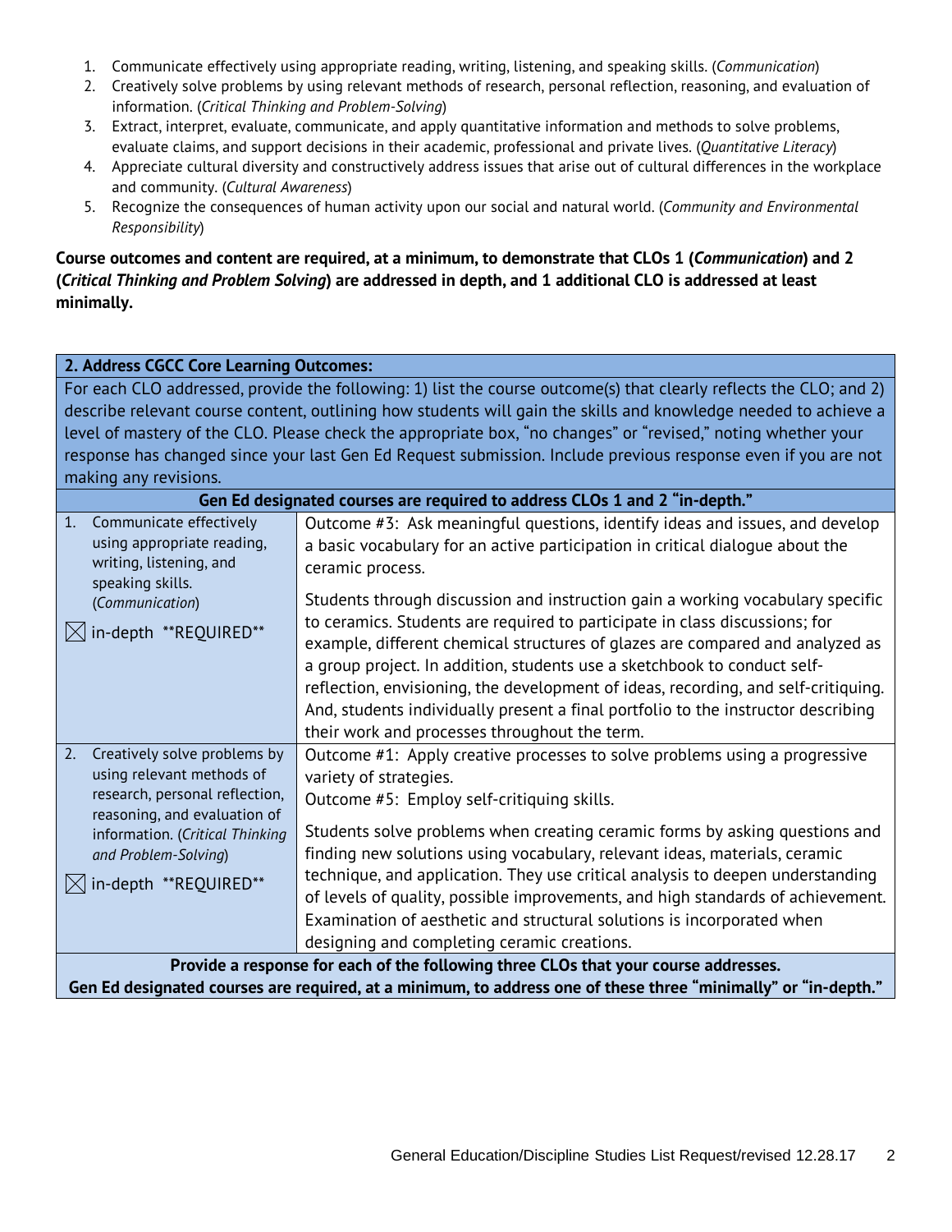1. Communicate effectively using appropriate reading, writing, listening, and speaking skills. (*Communication*)
2. Creatively solve problems by using relevant methods of research, personal reflection, reasoning, and evaluation of information. (*Critical Thinking and Problem-Solving*)
3. Extract, interpret, evaluate, communicate, and apply quantitative information and methods to solve problems, evaluate claims, and support decisions in their academic, professional and private lives. (*Quantitative Literacy*)
4. Appreciate cultural diversity and constructively address issues that arise out of cultural differences in the workplace and community. (*Cultural Awareness*)
5. Recognize the consequences of human activity upon our social and natural world. (*Community and Environmental Responsibility*)

**Course outcomes and content are required, at a minimum, to demonstrate that CLOs 1 (*Communication*) and 2 (*Critical Thinking and Problem Solving*) are addressed in depth, and 1 additional CLO is addressed at least minimally.**

| **2. Address CGCC Core Learning Outcomes:** | |
|---|---|
| For each CLO addressed, provide the following: 1) list the course outcome(s) that clearly reflects the CLO; and 2) describe relevant course content, outlining how students will gain the skills and knowledge needed to achieve a level of mastery of the CLO. Please check the appropriate box, "no changes" or "revised," noting whether your response has changed since your last Gen Ed Request submission. Include previous response even if you are not making any revisions. | |
| **Gen Ed designated courses are required to address CLOs 1 and 2 "in-depth."** | |
| 1. Communicate effectively using appropriate reading, writing, listening, and speaking skills. (*Communication*)<br><br>☒ in-depth \*\*REQUIRED\*\* | Outcome #3: Ask meaningful questions, identify ideas and issues, and develop a basic vocabulary for an active participation in critical dialogue about the ceramic process.<br><br>Students through discussion and instruction gain a working vocabulary specific to ceramics. Students are required to participate in class discussions; for example, different chemical structures of glazes are compared and analyzed as a group project. In addition, students use a sketchbook to conduct self-reflection, envisioning, the development of ideas, recording, and self-critiquing. And, students individually present a final portfolio to the instructor describing their work and processes throughout the term. |
| 2. Creatively solve problems by using relevant methods of research, personal reflection, reasoning, and evaluation of information. (*Critical Thinking and Problem-Solving*)<br><br>☒ in-depth \*\*REQUIRED\*\* | Outcome #1: Apply creative processes to solve problems using a progressive variety of strategies.<br>Outcome #5: Employ self-critiquing skills.<br><br>Students solve problems when creating ceramic forms by asking questions and finding new solutions using vocabulary, relevant ideas, materials, ceramic technique, and application. They use critical analysis to deepen understanding of levels of quality, possible improvements, and high standards of achievement. Examination of aesthetic and structural solutions is incorporated when designing and completing ceramic creations. |
| **Provide a response for each of the following three CLOs that your course addresses.<br>Gen Ed designated courses are required, at a minimum, to address one of these three "minimally" or "in-depth."** | |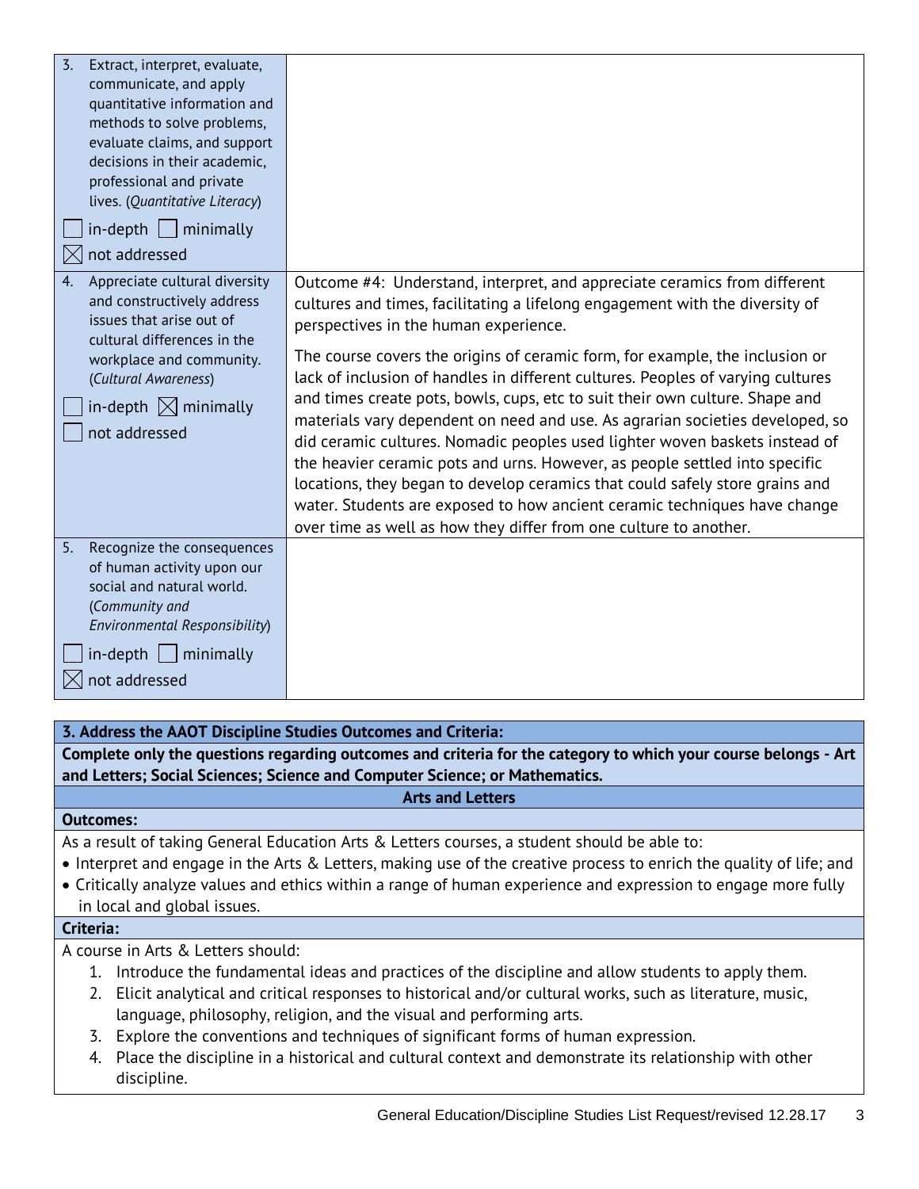| | |
|---|---|
| 3. Extract, interpret, evaluate, communicate, and apply quantitative information and methods to solve problems, evaluate claims, and support decisions in their academic, professional and private lives. (*Quantitative Literacy*)<br><br>☐ in-depth ☐ minimally<br>☒ not addressed | |
| 4. Appreciate cultural diversity and constructively address issues that arise out of cultural differences in the workplace and community. (*Cultural Awareness*)<br><br>☐ in-depth ☒ minimally<br>☐ not addressed | Outcome #4: Understand, interpret, and appreciate ceramics from different cultures and times, facilitating a lifelong engagement with the diversity of perspectives in the human experience.<br><br>The course covers the origins of ceramic form, for example, the inclusion or lack of inclusion of handles in different cultures. Peoples of varying cultures and times create pots, bowls, cups, etc to suit their own culture. Shape and materials vary dependent on need and use. As agrarian societies developed, so did ceramic cultures. Nomadic peoples used lighter woven baskets instead of the heavier ceramic pots and urns. However, as people settled into specific locations, they began to develop ceramics that could safely store grains and water. Students are exposed to how ancient ceramic techniques have change over time as well as how they differ from one culture to another. |
| 5. Recognize the consequences of human activity upon our social and natural world. (*Community and Environmental Responsibility*)<br><br>☐ in-depth ☐ minimally<br>☒ not addressed | |

**3. Address the AAOT Discipline Studies Outcomes and Criteria:**

**Complete only the questions regarding outcomes and criteria for the category to which your course belongs - Art and Letters; Social Sciences; Science and Computer Science; or Mathematics.**

**Arts and Letters**

**Outcomes:**

As a result of taking General Education Arts & Letters courses, a student should be able to:

- Interpret and engage in the Arts & Letters, making use of the creative process to enrich the quality of life; and
- Critically analyze values and ethics within a range of human experience and expression to engage more fully in local and global issues.

**Criteria:**

A course in Arts & Letters should:

1. Introduce the fundamental ideas and practices of the discipline and allow students to apply them.
2. Elicit analytical and critical responses to historical and/or cultural works, such as literature, music, language, philosophy, religion, and the visual and performing arts.
3. Explore the conventions and techniques of significant forms of human expression.
4. Place the discipline in a historical and cultural context and demonstrate its relationship with other discipline.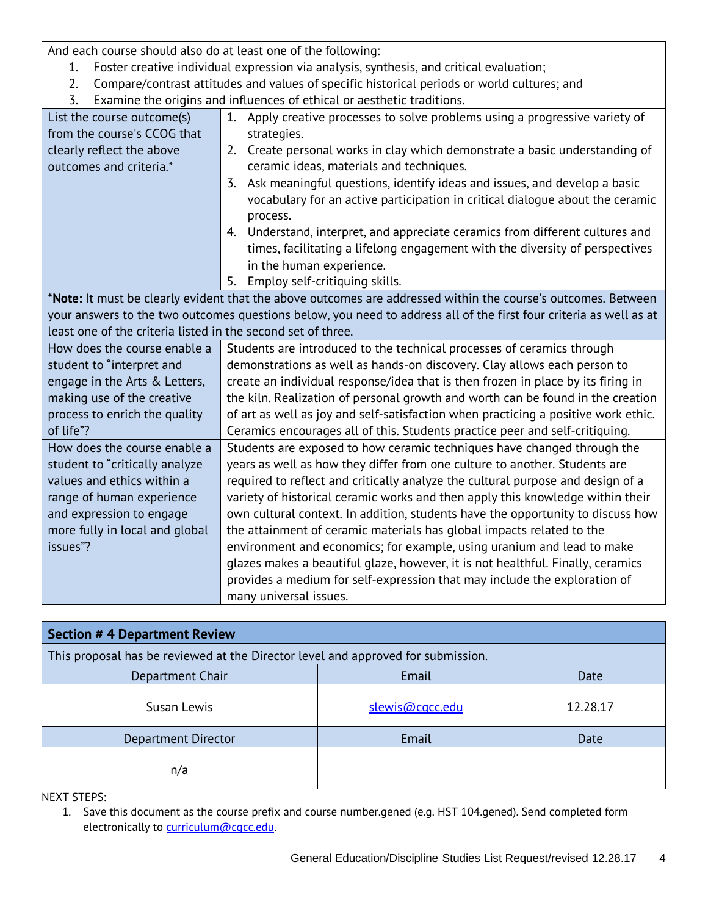| And each course should also do at least one of the following:<br>1. Foster creative individual expression via analysis, synthesis, and critical evaluation;<br>2. Compare/contrast attitudes and values of specific historical periods or world cultures; and<br>3. Examine the origins and influences of ethical or aesthetic traditions. | |
|---|---|
| List the course outcome(s) from the course's CCOG that clearly reflect the above outcomes and criteria.* | 1. Apply creative processes to solve problems using a progressive variety of strategies.<br>2. Create personal works in clay which demonstrate a basic understanding of ceramic ideas, materials and techniques.<br>3. Ask meaningful questions, identify ideas and issues, and develop a basic vocabulary for an active participation in critical dialogue about the ceramic process.<br>4. Understand, interpret, and appreciate ceramics from different cultures and times, facilitating a lifelong engagement with the diversity of perspectives in the human experience.<br>5. Employ self-critiquing skills. |
| ***Note:** It must be clearly evident that the above outcomes are addressed within the course's outcomes. Between your answers to the two outcomes questions below, you need to address all of the first four criteria as well as at least one of the criteria listed in the second set of three. | |
| How does the course enable a student to "interpret and engage in the Arts & Letters, making use of the creative process to enrich the quality of life"? | Students are introduced to the technical processes of ceramics through demonstrations as well as hands-on discovery. Clay allows each person to create an individual response/idea that is then frozen in place by its firing in the kiln. Realization of personal growth and worth can be found in the creation of art as well as joy and self-satisfaction when practicing a positive work ethic. Ceramics encourages all of this. Students practice peer and self-critiquing. |
| How does the course enable a student to "critically analyze values and ethics within a range of human experience and expression to engage more fully in local and global issues"? | Students are exposed to how ceramic techniques have changed through the years as well as how they differ from one culture to another. Students are required to reflect and critically analyze the cultural purpose and design of a variety of historical ceramic works and then apply this knowledge within their own cultural context. In addition, students have the opportunity to discuss how the attainment of ceramic materials has global impacts related to the environment and economics; for example, using uranium and lead to make glazes makes a beautiful glaze, however, it is not healthful. Finally, ceramics provides a medium for self-expression that may include the exploration of many universal issues. |

## Section # 4 Department Review

This proposal has be reviewed at the Director level and approved for submission.

| Department Chair | Email | Date |
|---|---|---|
| Susan Lewis | slewis@cgcc.edu | 12.28.17 |
| **Department Director** | **Email** | **Date** |
| n/a | | |

NEXT STEPS:

1. Save this document as the course prefix and course number.gened (e.g. HST 104.gened). Send completed form electronically to curriculum@cgcc.edu.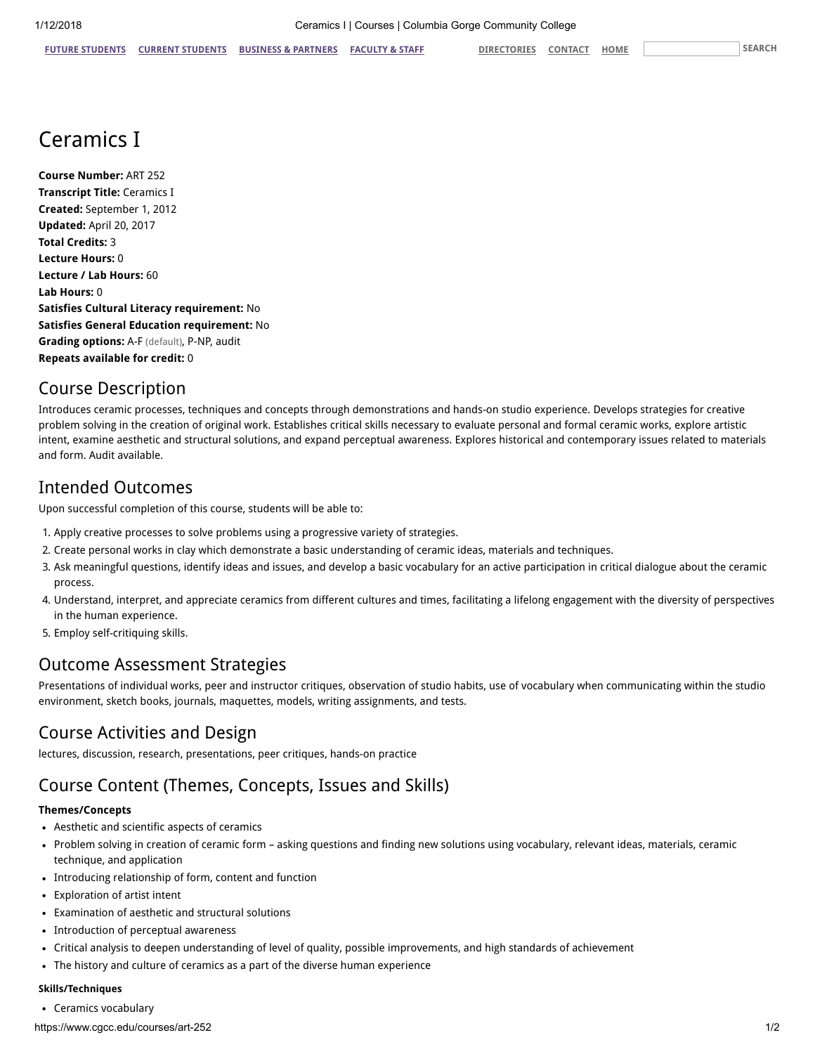# Ceramics I

**Course Number:** ART 252
**Transcript Title:** Ceramics I
**Created:** September 1, 2012
**Updated:** April 20, 2017
**Total Credits:** 3
**Lecture Hours:** 0
**Lecture / Lab Hours:** 60
**Lab Hours:** 0
**Satisfies Cultural Literacy requirement:** No
**Satisfies General Education requirement:** No
**Grading options:** A-F (default), P-NP, audit
**Repeats available for credit:** 0

## Course Description

Introduces ceramic processes, techniques and concepts through demonstrations and hands-on studio experience. Develops strategies for creative problem solving in the creation of original work. Establishes critical skills necessary to evaluate personal and formal ceramic works, explore artistic intent, examine aesthetic and structural solutions, and expand perceptual awareness. Explores historical and contemporary issues related to materials and form. Audit available.

## Intended Outcomes

Upon successful completion of this course, students will be able to:

1. Apply creative processes to solve problems using a progressive variety of strategies.
2. Create personal works in clay which demonstrate a basic understanding of ceramic ideas, materials and techniques.
3. Ask meaningful questions, identify ideas and issues, and develop a basic vocabulary for an active participation in critical dialogue about the ceramic process.
4. Understand, interpret, and appreciate ceramics from different cultures and times, facilitating a lifelong engagement with the diversity of perspectives in the human experience.
5. Employ self-critiquing skills.

## Outcome Assessment Strategies

Presentations of individual works, peer and instructor critiques, observation of studio habits, use of vocabulary when communicating within the studio environment, sketch books, journals, maquettes, models, writing assignments, and tests.

## Course Activities and Design

lectures, discussion, research, presentations, peer critiques, hands-on practice

## Course Content (Themes, Concepts, Issues and Skills)

**Themes/Concepts**

- Aesthetic and scientific aspects of ceramics
- Problem solving in creation of ceramic form – asking questions and finding new solutions using vocabulary, relevant ideas, materials, ceramic technique, and application
- Introducing relationship of form, content and function
- Exploration of artist intent
- Examination of aesthetic and structural solutions
- Introduction of perceptual awareness
- Critical analysis to deepen understanding of level of quality, possible improvements, and high standards of achievement
- The history and culture of ceramics as a part of the diverse human experience

**Skills/Techniques**

- Ceramics vocabulary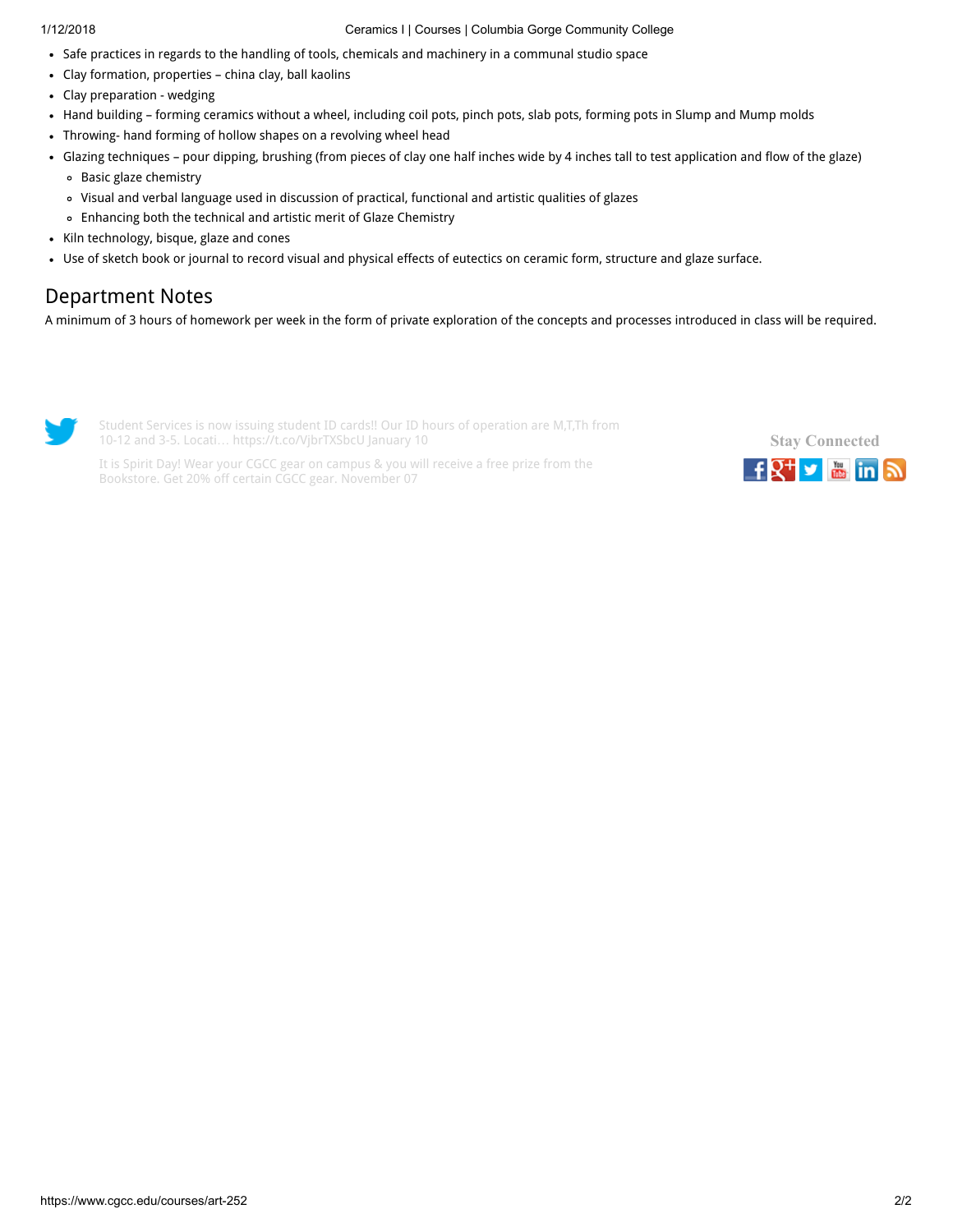- Safe practices in regards to the handling of tools, chemicals and machinery in a communal studio space
- Clay formation, properties – china clay, ball kaolins
- Clay preparation - wedging
- Hand building – forming ceramics without a wheel, including coil pots, pinch pots, slab pots, forming pots in Slump and Mump molds
- Throwing- hand forming of hollow shapes on a revolving wheel head
- Glazing techniques – pour dipping, brushing (from pieces of clay one half inches wide by 4 inches tall to test application and flow of the glaze)
  - Basic glaze chemistry
  - Visual and verbal language used in discussion of practical, functional and artistic qualities of glazes
  - Enhancing both the technical and artistic merit of Glaze Chemistry
- Kiln technology, bisque, glaze and cones
- Use of sketch book or journal to record visual and physical effects of eutectics on ceramic form, structure and glaze surface.

## Department Notes

A minimum of 3 hours of homework per week in the form of private exploration of the concepts and processes introduced in class will be required.

Student Services is now issuing student ID cards!! Our ID hours of operation are M,T,Th from 10-12 and 3-5. Locati… https://t.co/VjbrTXSbcU January 10

It is Spirit Day! Wear your CGCC gear on campus & you will receive a free prize from the Bookstore. Get 20% off certain CGCC gear. November 07

Stay Connected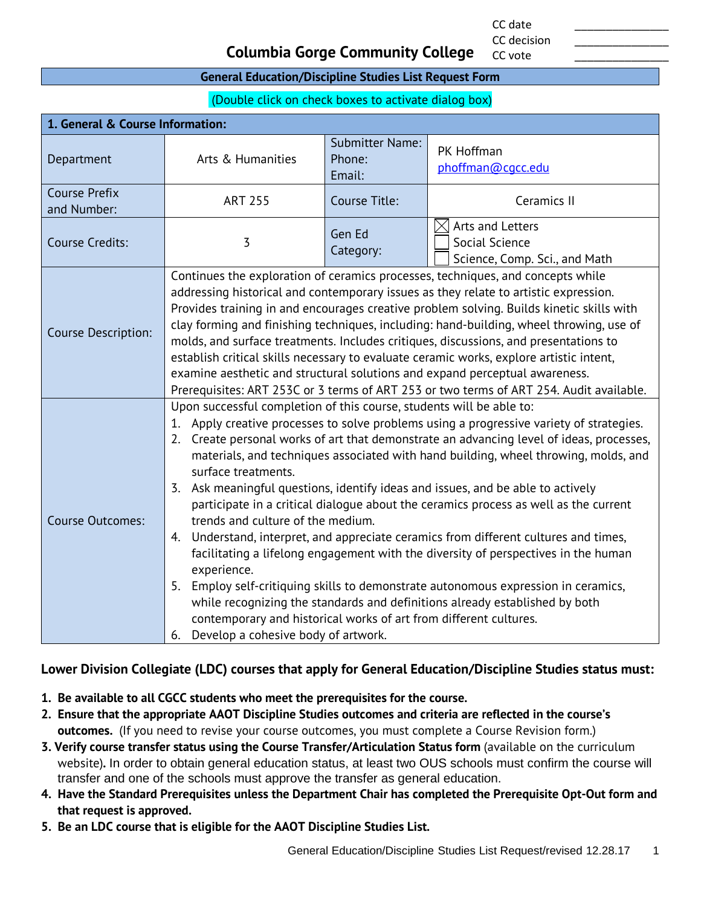| CC date | ________________ |
|---|---|
| CC decision | ________________ |
| CC vote | ________________ |

# Columbia Gorge Community College

## General Education/Discipline Studies List Request Form

(Double click on check boxes to activate dialog box)

| 1. General & Course Information: | | | |
|---|---|---|---|
| Department | Arts & Humanities | Submitter Name: Phone: Email: | PK Hoffman phoffman@cgcc.edu |
| Course Prefix and Number: | ART 255 | Course Title: | Ceramics II |
| Course Credits: | 3 | Gen Ed Category: | ☒ Arts and Letters<br>☐ Social Science<br>☐ Science, Comp. Sci., and Math |
| Course Description: | Continues the exploration of ceramics processes, techniques, and concepts while addressing historical and contemporary issues as they relate to artistic expression. Provides training in and encourages creative problem solving. Builds kinetic skills with clay forming and finishing techniques, including: hand-building, wheel throwing, use of molds, and surface treatments. Includes critiques, discussions, and presentations to establish critical skills necessary to evaluate ceramic works, explore artistic intent, examine aesthetic and structural solutions and expand perceptual awareness. Prerequisites: ART 253C or 3 terms of ART 253 or two terms of ART 254. Audit available. | | |
| Course Outcomes: | Upon successful completion of this course, students will be able to:<br>1. Apply creative processes to solve problems using a progressive variety of strategies.<br>2. Create personal works of art that demonstrate an advancing level of ideas, processes, materials, and techniques associated with hand building, wheel throwing, molds, and surface treatments.<br>3. Ask meaningful questions, identify ideas and issues, and be able to actively participate in a critical dialogue about the ceramics process as well as the current trends and culture of the medium.<br>4. Understand, interpret, and appreciate ceramics from different cultures and times, facilitating a lifelong engagement with the diversity of perspectives in the human experience.<br>5. Employ self-critiquing skills to demonstrate autonomous expression in ceramics, while recognizing the standards and definitions already established by both contemporary and historical works of art from different cultures.<br>6. Develop a cohesive body of artwork. | | |

**Lower Division Collegiate (LDC) courses that apply for General Education/Discipline Studies status must:**

1. **Be available to all CGCC students who meet the prerequisites for the course.**
2. **Ensure that the appropriate AAOT Discipline Studies outcomes and criteria are reflected in the course's outcomes.** (If you need to revise your course outcomes, you must complete a Course Revision form.)
3. **Verify course transfer status using the Course Transfer/Articulation Status form** (available on the curriculum website). In order to obtain general education status, at least two OUS schools must confirm the course will transfer and one of the schools must approve the transfer as general education.
4. **Have the Standard Prerequisites unless the Department Chair has completed the Prerequisite Opt-Out form and that request is approved.**
5. **Be an LDC course that is eligible for the AAOT Discipline Studies List.**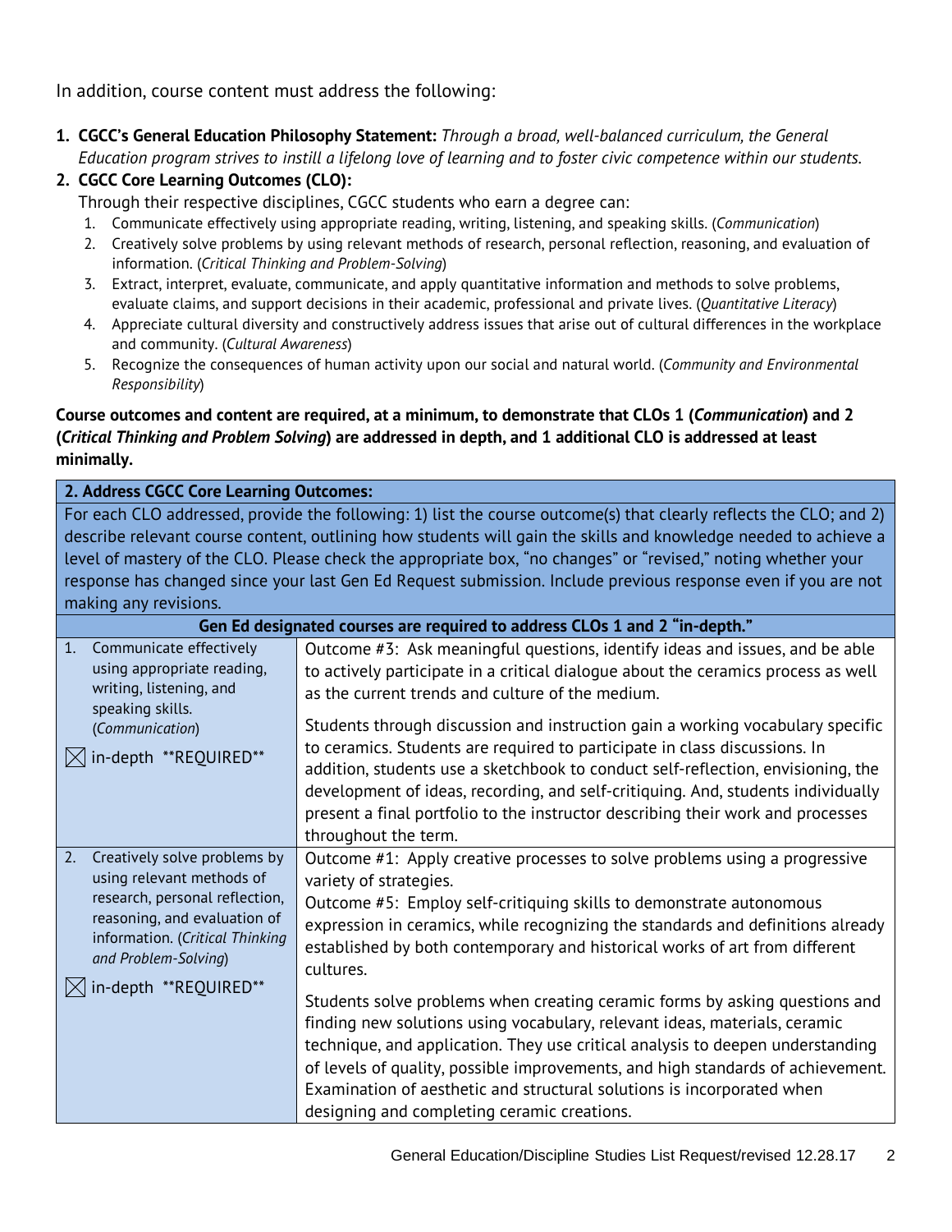In addition, course content must address the following:

1. **CGCC's General Education Philosophy Statement:** *Through a broad, well-balanced curriculum, the General Education program strives to instill a lifelong love of learning and to foster civic competence within our students.*
2. **CGCC Core Learning Outcomes (CLO):**
   Through their respective disciplines, CGCC students who earn a degree can:
   1. Communicate effectively using appropriate reading, writing, listening, and speaking skills. (*Communication*)
   2. Creatively solve problems by using relevant methods of research, personal reflection, reasoning, and evaluation of information. (*Critical Thinking and Problem-Solving*)
   3. Extract, interpret, evaluate, communicate, and apply quantitative information and methods to solve problems, evaluate claims, and support decisions in their academic, professional and private lives. (*Quantitative Literacy*)
   4. Appreciate cultural diversity and constructively address issues that arise out of cultural differences in the workplace and community. (*Cultural Awareness*)
   5. Recognize the consequences of human activity upon our social and natural world. (*Community and Environmental Responsibility*)

**Course outcomes and content are required, at a minimum, to demonstrate that CLOs 1 (*Communication*) and 2 (*Critical Thinking and Problem Solving*) are addressed in depth, and 1 additional CLO is addressed at least minimally.**

| **2. Address CGCC Core Learning Outcomes:** | |
|---|---|
| For each CLO addressed, provide the following: 1) list the course outcome(s) that clearly reflects the CLO; and 2) describe relevant course content, outlining how students will gain the skills and knowledge needed to achieve a level of mastery of the CLO. Please check the appropriate box, "no changes" or "revised," noting whether your response has changed since your last Gen Ed Request submission. Include previous response even if you are not making any revisions. | |
| **Gen Ed designated courses are required to address CLOs 1 and 2 "in-depth."** | |
| 1. Communicate effectively using appropriate reading, writing, listening, and speaking skills. (*Communication*)<br><br>☒ in-depth \*\*REQUIRED\*\* | Outcome #3: Ask meaningful questions, identify ideas and issues, and be able to actively participate in a critical dialogue about the ceramics process as well as the current trends and culture of the medium.<br><br>Students through discussion and instruction gain a working vocabulary specific to ceramics. Students are required to participate in class discussions. In addition, students use a sketchbook to conduct self-reflection, envisioning, the development of ideas, recording, and self-critiquing. And, students individually present a final portfolio to the instructor describing their work and processes throughout the term. |
| 2. Creatively solve problems by using relevant methods of research, personal reflection, reasoning, and evaluation of information. (*Critical Thinking and Problem-Solving*)<br><br>☒ in-depth \*\*REQUIRED\*\* | Outcome #1: Apply creative processes to solve problems using a progressive variety of strategies.<br>Outcome #5: Employ self-critiquing skills to demonstrate autonomous expression in ceramics, while recognizing the standards and definitions already established by both contemporary and historical works of art from different cultures.<br><br>Students solve problems when creating ceramic forms by asking questions and finding new solutions using vocabulary, relevant ideas, materials, ceramic technique, and application. They use critical analysis to deepen understanding of levels of quality, possible improvements, and high standards of achievement. Examination of aesthetic and structural solutions is incorporated when designing and completing ceramic creations. |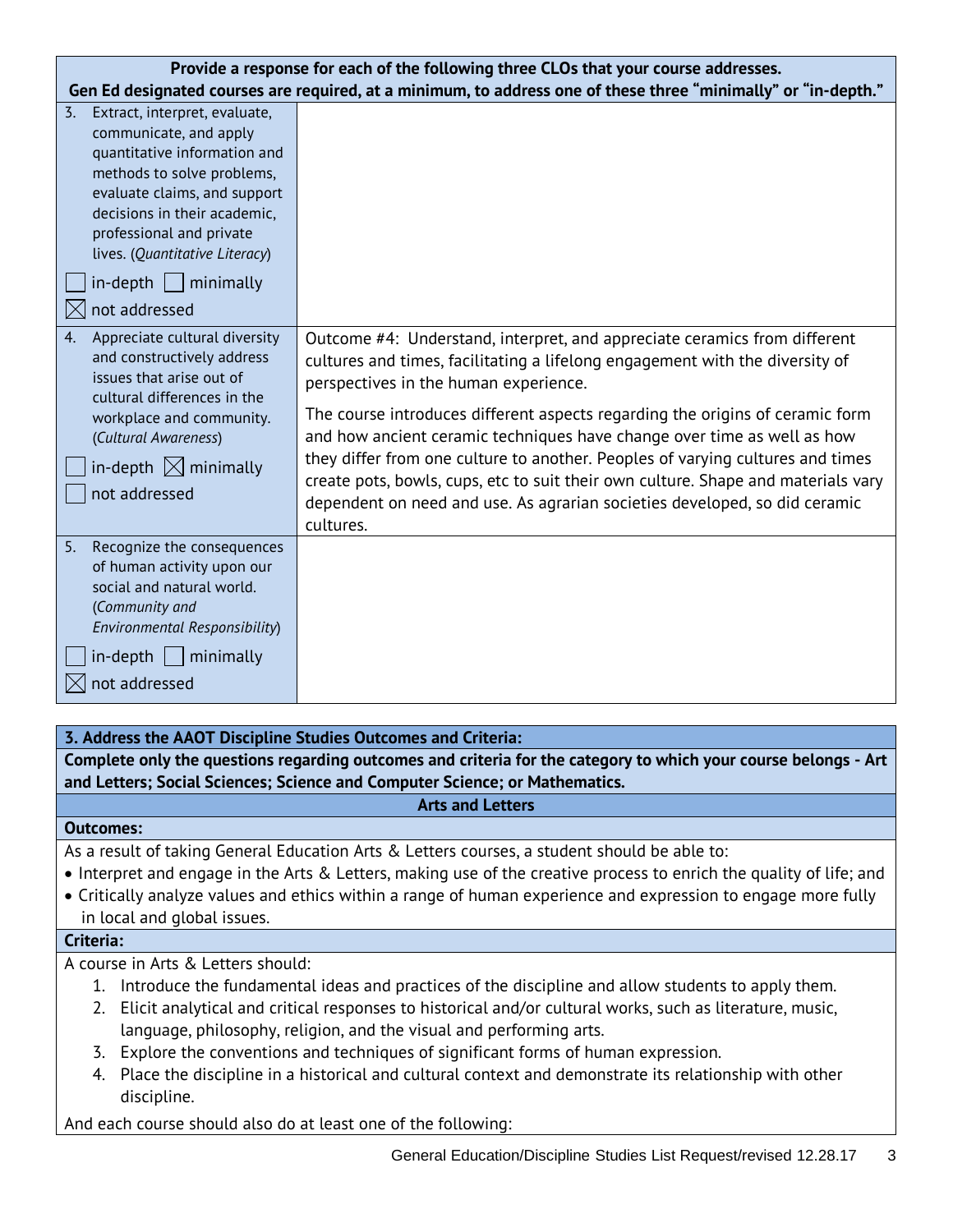| Provide a response for each of the following three CLOs that your course addresses. Gen Ed designated courses are required, at a minimum, to address one of these three "minimally" or "in-depth." | |
|---|---|
| 3. Extract, interpret, evaluate, communicate, and apply quantitative information and methods to solve problems, evaluate claims, and support decisions in their academic, professional and private lives. (*Quantitative Literacy*)<br><br>☐ in-depth ☐ minimally<br>☒ not addressed | |
| 4. Appreciate cultural diversity and constructively address issues that arise out of cultural differences in the workplace and community. (*Cultural Awareness*)<br><br>☐ in-depth ☒ minimally<br>☐ not addressed | Outcome #4: Understand, interpret, and appreciate ceramics from different cultures and times, facilitating a lifelong engagement with the diversity of perspectives in the human experience.<br><br>The course introduces different aspects regarding the origins of ceramic form and how ancient ceramic techniques have change over time as well as how they differ from one culture to another. Peoples of varying cultures and times create pots, bowls, cups, etc to suit their own culture. Shape and materials vary dependent on need and use. As agrarian societies developed, so did ceramic cultures. |
| 5. Recognize the consequences of human activity upon our social and natural world. (*Community and Environmental Responsibility*)<br><br>☐ in-depth ☐ minimally<br>☒ not addressed | |

**3. Address the AAOT Discipline Studies Outcomes and Criteria:**

**Complete only the questions regarding outcomes and criteria for the category to which your course belongs - Art and Letters; Social Sciences; Science and Computer Science; or Mathematics.**

**Arts and Letters**

**Outcomes:**

As a result of taking General Education Arts & Letters courses, a student should be able to:

- Interpret and engage in the Arts & Letters, making use of the creative process to enrich the quality of life; and
- Critically analyze values and ethics within a range of human experience and expression to engage more fully in local and global issues.

**Criteria:**

A course in Arts & Letters should:

1. Introduce the fundamental ideas and practices of the discipline and allow students to apply them.
2. Elicit analytical and critical responses to historical and/or cultural works, such as literature, music, language, philosophy, religion, and the visual and performing arts.
3. Explore the conventions and techniques of significant forms of human expression.
4. Place the discipline in a historical and cultural context and demonstrate its relationship with other discipline.

And each course should also do at least one of the following: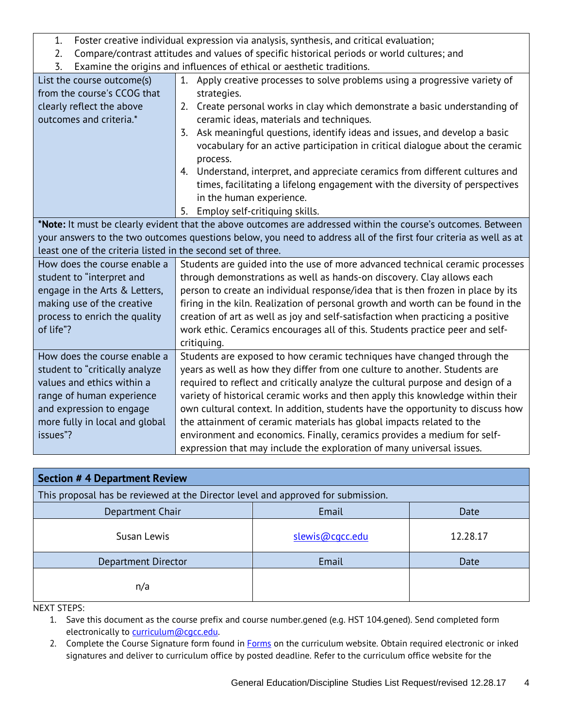| | |
|---|---|
| 1. Foster creative individual expression via analysis, synthesis, and critical evaluation;<br>2. Compare/contrast attitudes and values of specific historical periods or world cultures; and<br>3. Examine the origins and influences of ethical or aesthetic traditions. | |
| List the course outcome(s) from the course's CCOG that clearly reflect the above outcomes and criteria.* | 1. Apply creative processes to solve problems using a progressive variety of strategies.<br>2. Create personal works in clay which demonstrate a basic understanding of ceramic ideas, materials and techniques.<br>3. Ask meaningful questions, identify ideas and issues, and develop a basic vocabulary for an active participation in critical dialogue about the ceramic process.<br>4. Understand, interpret, and appreciate ceramics from different cultures and times, facilitating a lifelong engagement with the diversity of perspectives in the human experience.<br>5. Employ self-critiquing skills. |
| ***Note:** It must be clearly evident that the above outcomes are addressed within the course's outcomes. Between your answers to the two outcomes questions below, you need to address all of the first four criteria as well as at least one of the criteria listed in the second set of three. | |
| How does the course enable a student to "interpret and engage in the Arts & Letters, making use of the creative process to enrich the quality of life"? | Students are guided into the use of more advanced technical ceramic processes through demonstrations as well as hands-on discovery. Clay allows each person to create an individual response/idea that is then frozen in place by its firing in the kiln. Realization of personal growth and worth can be found in the creation of art as well as joy and self-satisfaction when practicing a positive work ethic. Ceramics encourages all of this. Students practice peer and self-critiquing. |
| How does the course enable a student to "critically analyze values and ethics within a range of human experience and expression to engage more fully in local and global issues"? | Students are exposed to how ceramic techniques have changed through the years as well as how they differ from one culture to another. Students are required to reflect and critically analyze the cultural purpose and design of a variety of historical ceramic works and then apply this knowledge within their own cultural context. In addition, students have the opportunity to discuss how the attainment of ceramic materials has global impacts related to the environment and economics. Finally, ceramics provides a medium for self-expression that may include the exploration of many universal issues. |

## Section # 4 Department Review

This proposal has be reviewed at the Director level and approved for submission.

| Department Chair | Email | Date |
|---|---|---|
| Susan Lewis | slewis@cgcc.edu | 12.28.17 |
| **Department Director** | **Email** | **Date** |
| n/a | | |

NEXT STEPS:

1. Save this document as the course prefix and course number.gened (e.g. HST 104.gened). Send completed form electronically to curriculum@cgcc.edu.
2. Complete the Course Signature form found in Forms on the curriculum website. Obtain required electronic or inked signatures and deliver to curriculum office by posted deadline. Refer to the curriculum office website for the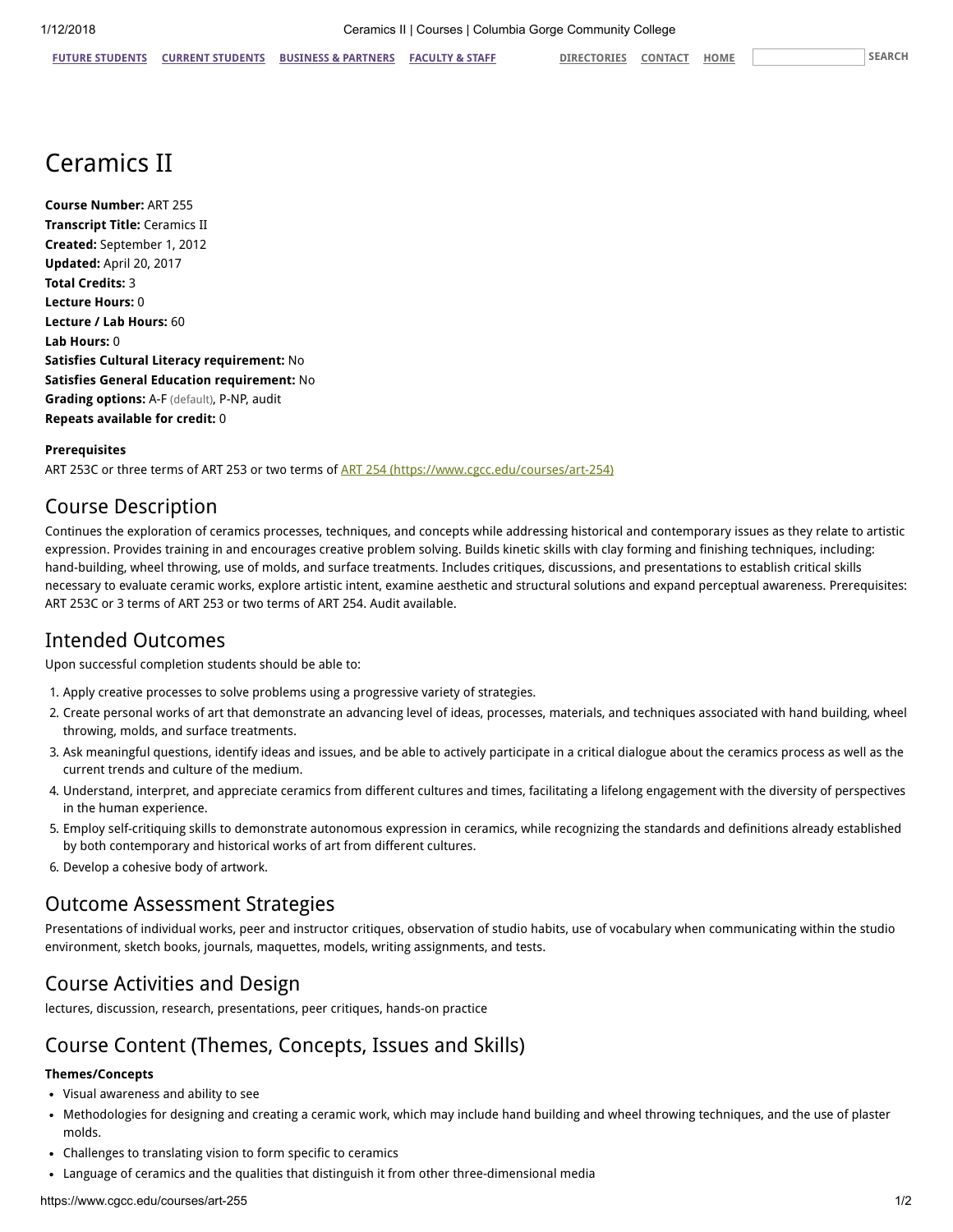# Ceramics II

**Course Number:** ART 255
**Transcript Title:** Ceramics II
**Created:** September 1, 2012
**Updated:** April 20, 2017
**Total Credits:** 3
**Lecture Hours:** 0
**Lecture / Lab Hours:** 60
**Lab Hours:** 0
**Satisfies Cultural Literacy requirement:** No
**Satisfies General Education requirement:** No
**Grading options:** A-F (default), P-NP, audit
**Repeats available for credit:** 0

**Prerequisites**

ART 253C or three terms of ART 253 or two terms of ART 254 (https://www.cgcc.edu/courses/art-254)

## Course Description

Continues the exploration of ceramics processes, techniques, and concepts while addressing historical and contemporary issues as they relate to artistic expression. Provides training in and encourages creative problem solving. Builds kinetic skills with clay forming and finishing techniques, including: hand-building, wheel throwing, use of molds, and surface treatments. Includes critiques, discussions, and presentations to establish critical skills necessary to evaluate ceramic works, explore artistic intent, examine aesthetic and structural solutions and expand perceptual awareness. Prerequisites: ART 253C or 3 terms of ART 253 or two terms of ART 254. Audit available.

## Intended Outcomes

Upon successful completion students should be able to:

1. Apply creative processes to solve problems using a progressive variety of strategies.
2. Create personal works of art that demonstrate an advancing level of ideas, processes, materials, and techniques associated with hand building, wheel throwing, molds, and surface treatments.
3. Ask meaningful questions, identify ideas and issues, and be able to actively participate in a critical dialogue about the ceramics process as well as the current trends and culture of the medium.
4. Understand, interpret, and appreciate ceramics from different cultures and times, facilitating a lifelong engagement with the diversity of perspectives in the human experience.
5. Employ self-critiquing skills to demonstrate autonomous expression in ceramics, while recognizing the standards and definitions already established by both contemporary and historical works of art from different cultures.
6. Develop a cohesive body of artwork.

## Outcome Assessment Strategies

Presentations of individual works, peer and instructor critiques, observation of studio habits, use of vocabulary when communicating within the studio environment, sketch books, journals, maquettes, models, writing assignments, and tests.

## Course Activities and Design

lectures, discussion, research, presentations, peer critiques, hands-on practice

## Course Content (Themes, Concepts, Issues and Skills)

**Themes/Concepts**

- Visual awareness and ability to see
- Methodologies for designing and creating a ceramic work, which may include hand building and wheel throwing techniques, and the use of plaster molds.
- Challenges to translating vision to form specific to ceramics
- Language of ceramics and the qualities that distinguish it from other three-dimensional media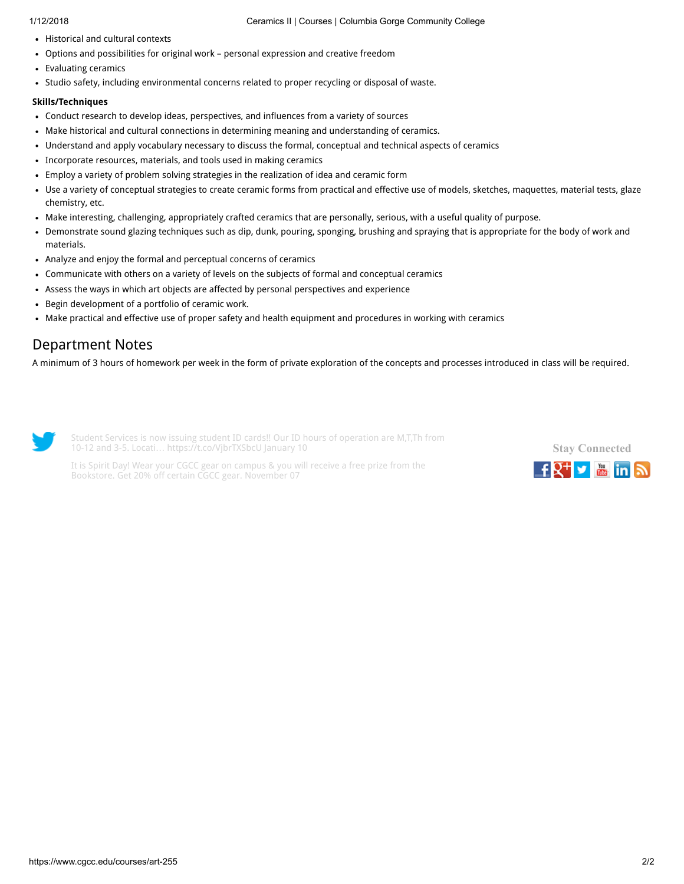- Historical and cultural contexts
- Options and possibilities for original work – personal expression and creative freedom
- Evaluating ceramics
- Studio safety, including environmental concerns related to proper recycling or disposal of waste.

**Skills/Techniques**

- Conduct research to develop ideas, perspectives, and influences from a variety of sources
- Make historical and cultural connections in determining meaning and understanding of ceramics.
- Understand and apply vocabulary necessary to discuss the formal, conceptual and technical aspects of ceramics
- Incorporate resources, materials, and tools used in making ceramics
- Employ a variety of problem solving strategies in the realization of idea and ceramic form
- Use a variety of conceptual strategies to create ceramic forms from practical and effective use of models, sketches, maquettes, material tests, glaze chemistry, etc.
- Make interesting, challenging, appropriately crafted ceramics that are personally, serious, with a useful quality of purpose.
- Demonstrate sound glazing techniques such as dip, dunk, pouring, sponging, brushing and spraying that is appropriate for the body of work and materials.
- Analyze and enjoy the formal and perceptual concerns of ceramics
- Communicate with others on a variety of levels on the subjects of formal and conceptual ceramics
- Assess the ways in which art objects are affected by personal perspectives and experience
- Begin development of a portfolio of ceramic work.
- Make practical and effective use of proper safety and health equipment and procedures in working with ceramics

## Department Notes

A minimum of 3 hours of homework per week in the form of private exploration of the concepts and processes introduced in class will be required.

Student Services is now issuing student ID cards!! Our ID hours of operation are M,T,Th from 10-12 and 3-5. Locati… https://t.co/VjbrTXSbcU January 10

It is Spirit Day! Wear your CGCC gear on campus & you will receive a free prize from the Bookstore. Get 20% off certain CGCC gear. November 07

Stay Connected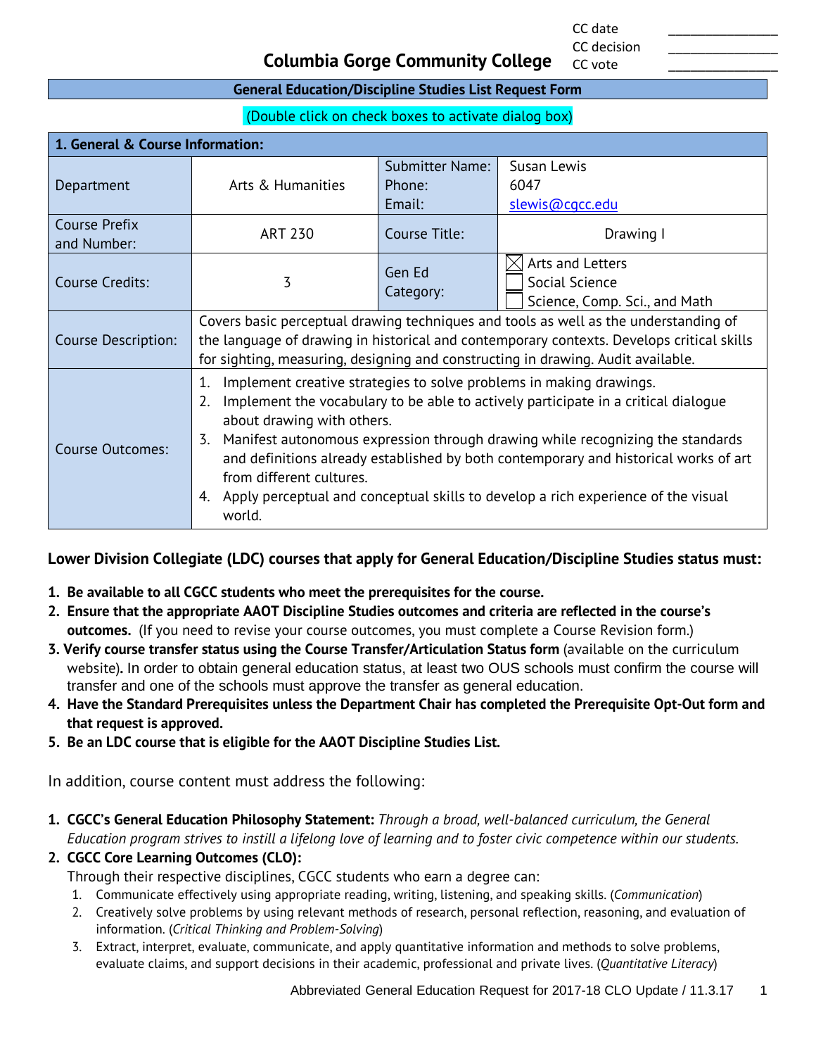| | CC date | _______________ |
|---|---|---|
| | CC decision | _______________ |
| | CC vote | _______________ |

# Columbia Gorge Community College

## General Education/Discipline Studies List Request Form

(Double click on check boxes to activate dialog box)

| **1. General & Course Information:** | | | |
|---|---|---|---|
| Department | Arts & Humanities | Submitter Name:<br>Phone:<br>Email: | Susan Lewis<br>6047<br>slewis@cgcc.edu |
| Course Prefix and Number: | ART 230 | Course Title: | Drawing I |
| Course Credits: | 3 | Gen Ed Category: | ☒ Arts and Letters<br>☐ Social Science<br>☐ Science, Comp. Sci., and Math |
| Course Description: | Covers basic perceptual drawing techniques and tools as well as the understanding of the language of drawing in historical and contemporary contexts. Develops critical skills for sighting, measuring, designing and constructing in drawing. Audit available. | | |
| Course Outcomes: | 1. Implement creative strategies to solve problems in making drawings.<br>2. Implement the vocabulary to be able to actively participate in a critical dialogue about drawing with others.<br>3. Manifest autonomous expression through drawing while recognizing the standards and definitions already established by both contemporary and historical works of art from different cultures.<br>4. Apply perceptual and conceptual skills to develop a rich experience of the visual world. | | |

**Lower Division Collegiate (LDC) courses that apply for General Education/Discipline Studies status must:**

1. **Be available to all CGCC students who meet the prerequisites for the course.**
2. **Ensure that the appropriate AAOT Discipline Studies outcomes and criteria are reflected in the course's outcomes.** (If you need to revise your course outcomes, you must complete a Course Revision form.)
3. **Verify course transfer status using the Course Transfer/Articulation Status form** (available on the curriculum website)**.** In order to obtain general education status, at least two OUS schools must confirm the course will transfer and one of the schools must approve the transfer as general education.
4. **Have the Standard Prerequisites unless the Department Chair has completed the Prerequisite Opt-Out form and that request is approved.**
5. **Be an LDC course that is eligible for the AAOT Discipline Studies List.**

In addition, course content must address the following:

1. **CGCC's General Education Philosophy Statement:** *Through a broad, well-balanced curriculum, the General Education program strives to instill a lifelong love of learning and to foster civic competence within our students.*
2. **CGCC Core Learning Outcomes (CLO):**
   Through their respective disciplines, CGCC students who earn a degree can:
   1. Communicate effectively using appropriate reading, writing, listening, and speaking skills. (*Communication*)
   2. Creatively solve problems by using relevant methods of research, personal reflection, reasoning, and evaluation of information. (*Critical Thinking and Problem-Solving*)
   3. Extract, interpret, evaluate, communicate, and apply quantitative information and methods to solve problems, evaluate claims, and support decisions in their academic, professional and private lives. (*Quantitative Literacy*)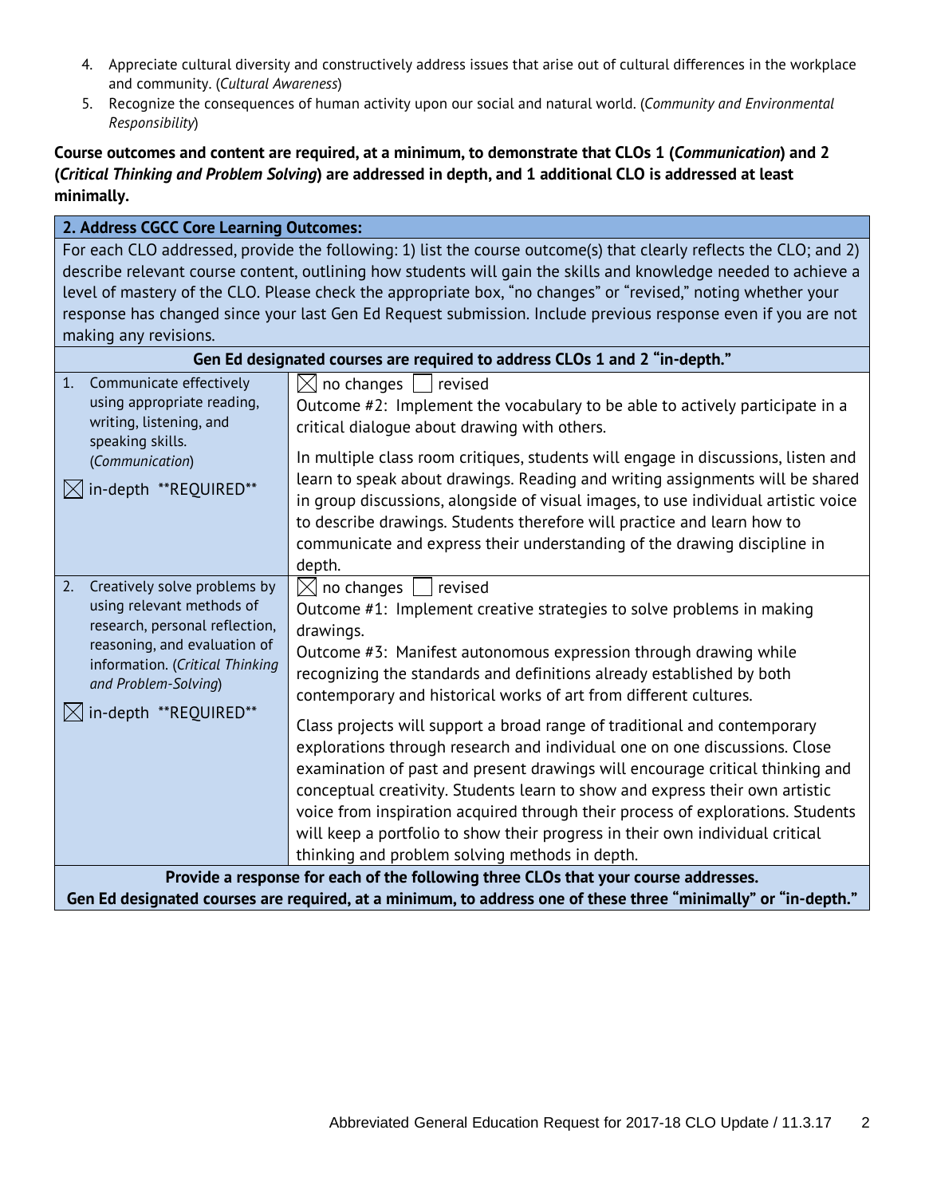4. Appreciate cultural diversity and constructively address issues that arise out of cultural differences in the workplace and community. (*Cultural Awareness*)
5. Recognize the consequences of human activity upon our social and natural world. (*Community and Environmental Responsibility*)

**Course outcomes and content are required, at a minimum, to demonstrate that CLOs 1 (*Communication*) and 2 (*Critical Thinking and Problem Solving*) are addressed in depth, and 1 additional CLO is addressed at least minimally.**

| **2. Address CGCC Core Learning Outcomes:** | |
|---|---|
| For each CLO addressed, provide the following: 1) list the course outcome(s) that clearly reflects the CLO; and 2) describe relevant course content, outlining how students will gain the skills and knowledge needed to achieve a level of mastery of the CLO. Please check the appropriate box, "no changes" or "revised," noting whether your response has changed since your last Gen Ed Request submission. Include previous response even if you are not making any revisions. | |
| **Gen Ed designated courses are required to address CLOs 1 and 2 "in-depth."** | |
| 1. Communicate effectively using appropriate reading, writing, listening, and speaking skills. (*Communication*)<br><br>☒ in-depth \*\*REQUIRED\*\* | ☒ no changes ☐ revised<br>Outcome #2: Implement the vocabulary to be able to actively participate in a critical dialogue about drawing with others.<br><br>In multiple class room critiques, students will engage in discussions, listen and learn to speak about drawings. Reading and writing assignments will be shared in group discussions, alongside of visual images, to use individual artistic voice to describe drawings. Students therefore will practice and learn how to communicate and express their understanding of the drawing discipline in depth. |
| 2. Creatively solve problems by using relevant methods of research, personal reflection, reasoning, and evaluation of information. (*Critical Thinking and Problem-Solving*)<br><br>☒ in-depth \*\*REQUIRED\*\* | ☒ no changes ☐ revised<br>Outcome #1: Implement creative strategies to solve problems in making drawings.<br>Outcome #3: Manifest autonomous expression through drawing while recognizing the standards and definitions already established by both contemporary and historical works of art from different cultures.<br><br>Class projects will support a broad range of traditional and contemporary explorations through research and individual one on one discussions. Close examination of past and present drawings will encourage critical thinking and conceptual creativity. Students learn to show and express their own artistic voice from inspiration acquired through their process of explorations. Students will keep a portfolio to show their progress in their own individual critical thinking and problem solving methods in depth. |
| **Provide a response for each of the following three CLOs that your course addresses.**<br>**Gen Ed designated courses are required, at a minimum, to address one of these three "minimally" or "in-depth."** | |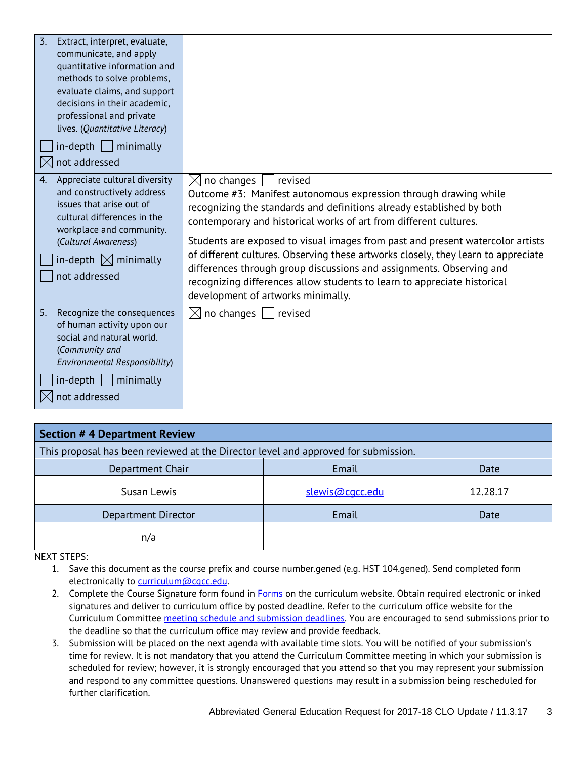| | |
|---|---|
| 3. Extract, interpret, evaluate, communicate, and apply quantitative information and methods to solve problems, evaluate claims, and support decisions in their academic, professional and private lives. (*Quantitative Literacy*)<br>☐ in-depth ☐ minimally<br>☒ not addressed | |
| 4. Appreciate cultural diversity and constructively address issues that arise out of cultural differences in the workplace and community. (*Cultural Awareness*)<br>☐ in-depth ☒ minimally<br>☐ not addressed | ☒ no changes ☐ revised<br>Outcome #3: Manifest autonomous expression through drawing while recognizing the standards and definitions already established by both contemporary and historical works of art from different cultures.<br><br>Students are exposed to visual images from past and present watercolor artists of different cultures. Observing these artworks closely, they learn to appreciate differences through group discussions and assignments. Observing and recognizing differences allow students to learn to appreciate historical development of artworks minimally. |
| 5. Recognize the consequences of human activity upon our social and natural world. (*Community and Environmental Responsibility*)<br>☐ in-depth ☐ minimally<br>☒ not addressed | ☒ no changes ☐ revised |

| **Section # 4 Department Review** | | |
|---|---|---|
| This proposal has been reviewed at the Director level and approved for submission. | | |
| Department Chair | Email | Date |
| Susan Lewis | slewis@cgcc.edu | 12.28.17 |
| Department Director | Email | Date |
| n/a | | |

NEXT STEPS:

1. Save this document as the course prefix and course number.gened (e.g. HST 104.gened). Send completed form electronically to curriculum@cgcc.edu.
2. Complete the Course Signature form found in Forms on the curriculum website. Obtain required electronic or inked signatures and deliver to curriculum office by posted deadline. Refer to the curriculum office website for the Curriculum Committee meeting schedule and submission deadlines. You are encouraged to send submissions prior to the deadline so that the curriculum office may review and provide feedback.
3. Submission will be placed on the next agenda with available time slots. You will be notified of your submission's time for review. It is not mandatory that you attend the Curriculum Committee meeting in which your submission is scheduled for review; however, it is strongly encouraged that you attend so that you may represent your submission and respond to any committee questions. Unanswered questions may result in a submission being rescheduled for further clarification.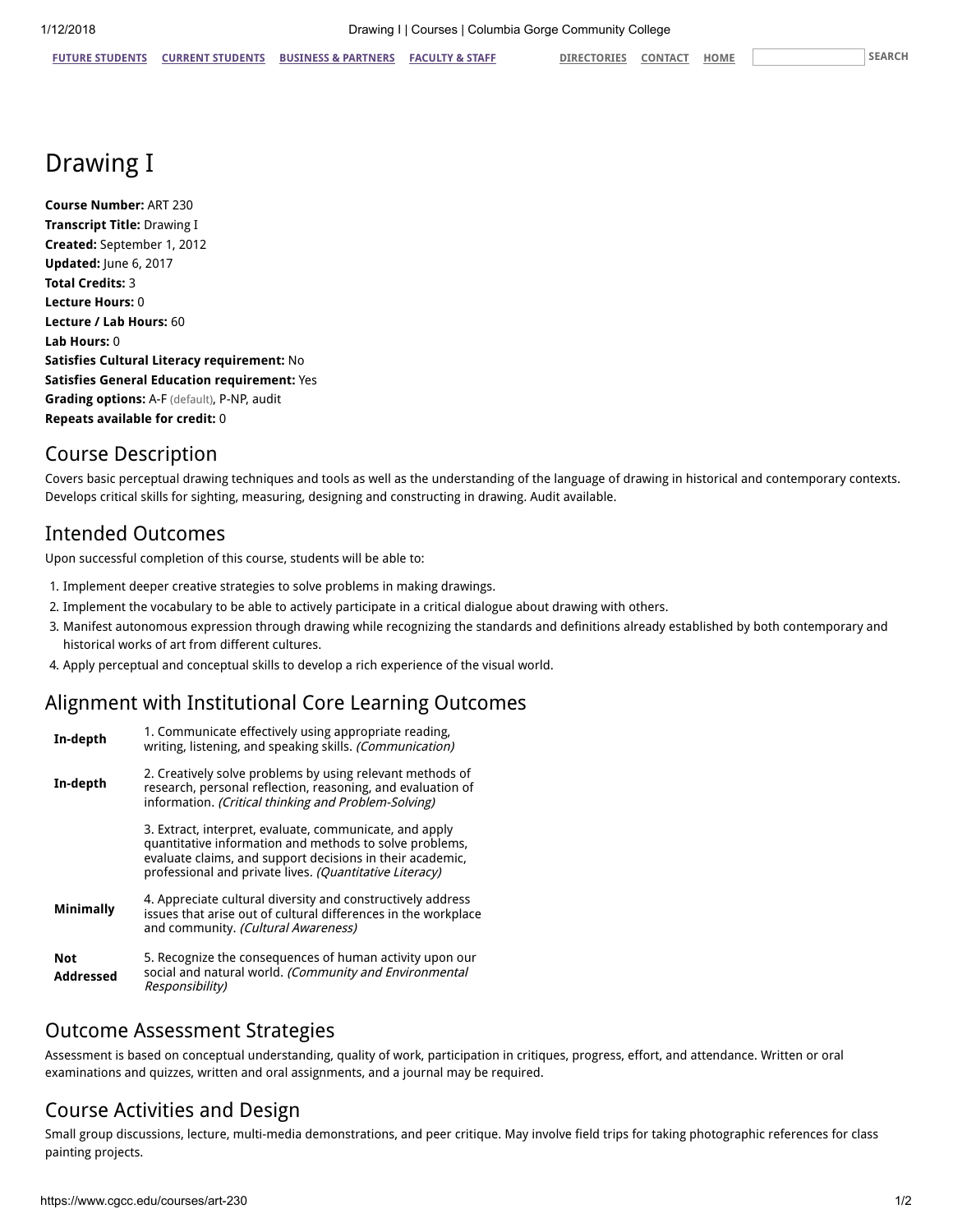# Drawing I

**Course Number:** ART 230
**Transcript Title:** Drawing I
**Created:** September 1, 2012
**Updated:** June 6, 2017
**Total Credits:** 3
**Lecture Hours:** 0
**Lecture / Lab Hours:** 60
**Lab Hours:** 0
**Satisfies Cultural Literacy requirement:** No
**Satisfies General Education requirement:** Yes
**Grading options:** A-F (default), P-NP, audit
**Repeats available for credit:** 0

## Course Description

Covers basic perceptual drawing techniques and tools as well as the understanding of the language of drawing in historical and contemporary contexts. Develops critical skills for sighting, measuring, designing and constructing in drawing. Audit available.

## Intended Outcomes

Upon successful completion of this course, students will be able to:

1. Implement deeper creative strategies to solve problems in making drawings.
2. Implement the vocabulary to be able to actively participate in a critical dialogue about drawing with others.
3. Manifest autonomous expression through drawing while recognizing the standards and definitions already established by both contemporary and historical works of art from different cultures.
4. Apply perceptual and conceptual skills to develop a rich experience of the visual world.

## Alignment with Institutional Core Learning Outcomes

| | |
|---|---|
| **In-depth** | 1. Communicate effectively using appropriate reading, writing, listening, and speaking skills. *(Communication)* |
| **In-depth** | 2. Creatively solve problems by using relevant methods of research, personal reflection, reasoning, and evaluation of information. *(Critical thinking and Problem-Solving)* |
| | 3. Extract, interpret, evaluate, communicate, and apply quantitative information and methods to solve problems, evaluate claims, and support decisions in their academic, professional and private lives. *(Quantitative Literacy)* |
| **Minimally** | 4. Appreciate cultural diversity and constructively address issues that arise out of cultural differences in the workplace and community. *(Cultural Awareness)* |
| **Not Addressed** | 5. Recognize the consequences of human activity upon our social and natural world. *(Community and Environmental Responsibility)* |

## Outcome Assessment Strategies

Assessment is based on conceptual understanding, quality of work, participation in critiques, progress, effort, and attendance. Written or oral examinations and quizzes, written and oral assignments, and a journal may be required.

## Course Activities and Design

Small group discussions, lecture, multi-media demonstrations, and peer critique. May involve field trips for taking photographic references for class painting projects.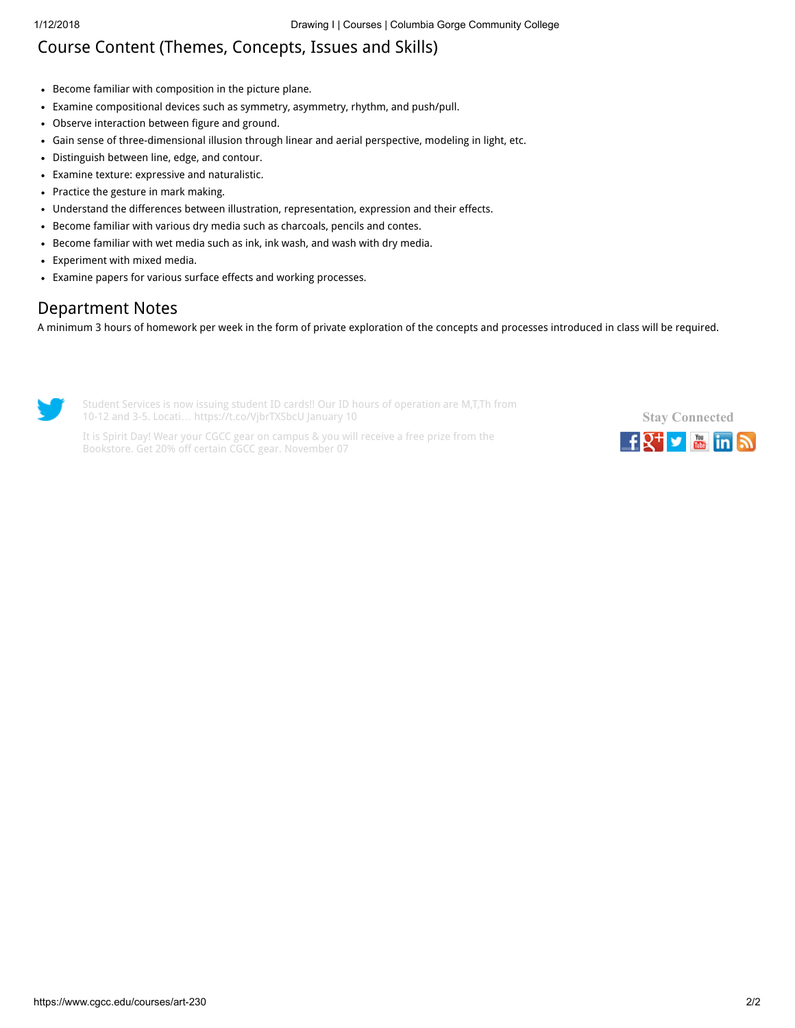## Course Content (Themes, Concepts, Issues and Skills)

- Become familiar with composition in the picture plane.
- Examine compositional devices such as symmetry, asymmetry, rhythm, and push/pull.
- Observe interaction between figure and ground.
- Gain sense of three-dimensional illusion through linear and aerial perspective, modeling in light, etc.
- Distinguish between line, edge, and contour.
- Examine texture: expressive and naturalistic.
- Practice the gesture in mark making.
- Understand the differences between illustration, representation, expression and their effects.
- Become familiar with various dry media such as charcoals, pencils and contes.
- Become familiar with wet media such as ink, ink wash, and wash with dry media.
- Experiment with mixed media.
- Examine papers for various surface effects and working processes.

## Department Notes

A minimum 3 hours of homework per week in the form of private exploration of the concepts and processes introduced in class will be required.

Student Services is now issuing student ID cards!! Our ID hours of operation are M,T,Th from 10-12 and 3-5. Locati… https://t.co/VjbrTXSbcU January 10

It is Spirit Day! Wear your CGCC gear on campus & you will receive a free prize from the Bookstore. Get 20% off certain CGCC gear. November 07

Stay Connected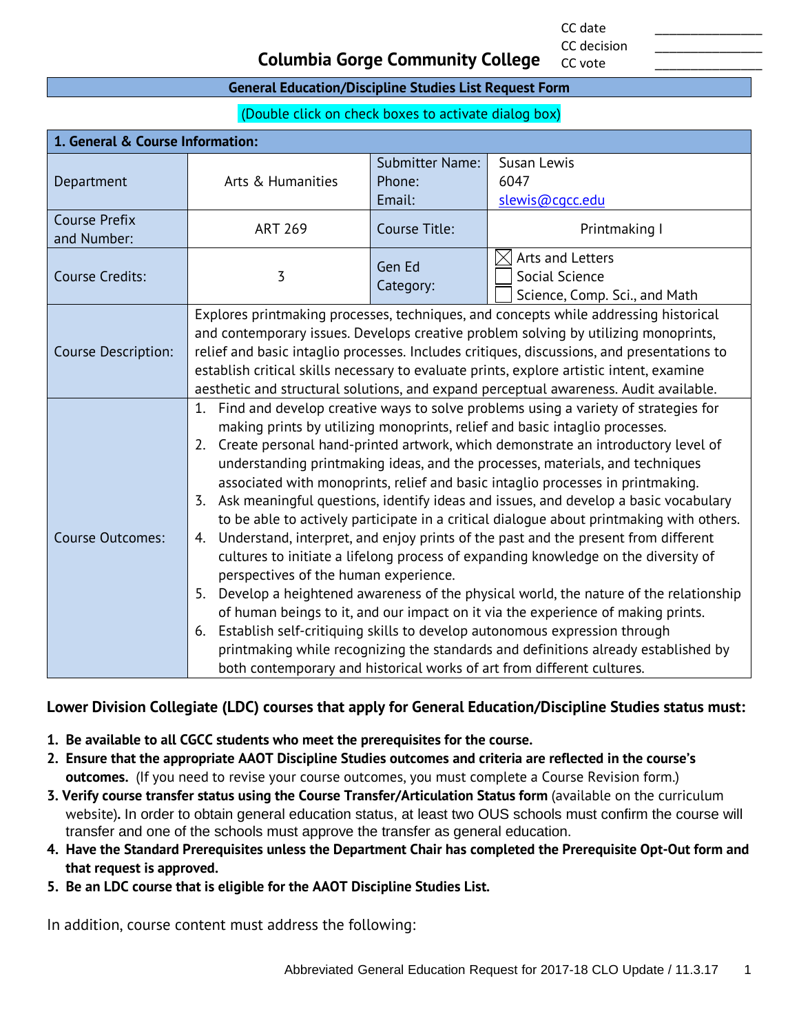CC date ________________
CC decision ________________
CC vote ________________

# Columbia Gorge Community College

## General Education/Discipline Studies List Request Form

(Double click on check boxes to activate dialog box)

| 1. General & Course Information: | | | |
|---|---|---|---|
| Department | Arts & Humanities | Submitter Name:<br>Phone:<br>Email: | Susan Lewis<br>6047<br>slewis@cgcc.edu |
| Course Prefix and Number: | ART 269 | Course Title: | Printmaking I |
| Course Credits: | 3 | Gen Ed Category: | ☒ Arts and Letters<br>☐ Social Science<br>☐ Science, Comp. Sci., and Math |
| Course Description: | Explores printmaking processes, techniques, and concepts while addressing historical and contemporary issues. Develops creative problem solving by utilizing monoprints, relief and basic intaglio processes. Includes critiques, discussions, and presentations to establish critical skills necessary to evaluate prints, explore artistic intent, examine aesthetic and structural solutions, and expand perceptual awareness. Audit available. | | |
| Course Outcomes: | 1. Find and develop creative ways to solve problems using a variety of strategies for making prints by utilizing monoprints, relief and basic intaglio processes.<br>2. Create personal hand-printed artwork, which demonstrate an introductory level of understanding printmaking ideas, and the processes, materials, and techniques associated with monoprints, relief and basic intaglio processes in printmaking.<br>3. Ask meaningful questions, identify ideas and issues, and develop a basic vocabulary to be able to actively participate in a critical dialogue about printmaking with others.<br>4. Understand, interpret, and enjoy prints of the past and the present from different cultures to initiate a lifelong process of expanding knowledge on the diversity of perspectives of the human experience.<br>5. Develop a heightened awareness of the physical world, the nature of the relationship of human beings to it, and our impact on it via the experience of making prints.<br>6. Establish self-critiquing skills to develop autonomous expression through printmaking while recognizing the standards and definitions already established by both contemporary and historical works of art from different cultures. | | |

**Lower Division Collegiate (LDC) courses that apply for General Education/Discipline Studies status must:**

1. **Be available to all CGCC students who meet the prerequisites for the course.**
2. **Ensure that the appropriate AAOT Discipline Studies outcomes and criteria are reflected in the course's outcomes.** (If you need to revise your course outcomes, you must complete a Course Revision form.)
3. **Verify course transfer status using the Course Transfer/Articulation Status form** (available on the curriculum website)**.** In order to obtain general education status, at least two OUS schools must confirm the course will transfer and one of the schools must approve the transfer as general education.
4. **Have the Standard Prerequisites unless the Department Chair has completed the Prerequisite Opt-Out form and that request is approved.**
5. **Be an LDC course that is eligible for the AAOT Discipline Studies List.**

In addition, course content must address the following: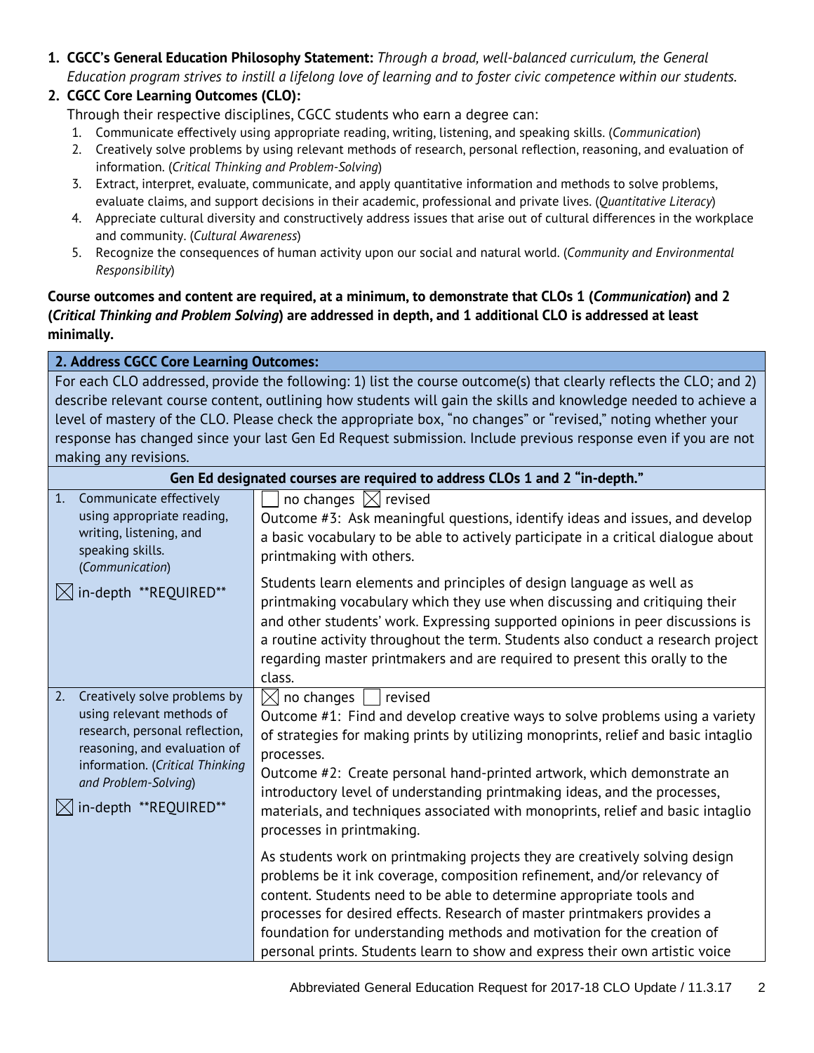1. **CGCC's General Education Philosophy Statement:** *Through a broad, well-balanced curriculum, the General Education program strives to instill a lifelong love of learning and to foster civic competence within our students.*
2. **CGCC Core Learning Outcomes (CLO):**

   Through their respective disciplines, CGCC students who earn a degree can:

   1. Communicate effectively using appropriate reading, writing, listening, and speaking skills. (*Communication*)
   2. Creatively solve problems by using relevant methods of research, personal reflection, reasoning, and evaluation of information. (*Critical Thinking and Problem-Solving*)
   3. Extract, interpret, evaluate, communicate, and apply quantitative information and methods to solve problems, evaluate claims, and support decisions in their academic, professional and private lives. (*Quantitative Literacy*)
   4. Appreciate cultural diversity and constructively address issues that arise out of cultural differences in the workplace and community. (*Cultural Awareness*)
   5. Recognize the consequences of human activity upon our social and natural world. (*Community and Environmental Responsibility*)

**Course outcomes and content are required, at a minimum, to demonstrate that CLOs 1 (*Communication*) and 2 (*Critical Thinking and Problem Solving*) are addressed in depth, and 1 additional CLO is addressed at least minimally.**

| **2. Address CGCC Core Learning Outcomes:** | |
|---|---|
| For each CLO addressed, provide the following: 1) list the course outcome(s) that clearly reflects the CLO; and 2) describe relevant course content, outlining how students will gain the skills and knowledge needed to achieve a level of mastery of the CLO. Please check the appropriate box, "no changes" or "revised," noting whether your response has changed since your last Gen Ed Request submission. Include previous response even if you are not making any revisions. | |
| **Gen Ed designated courses are required to address CLOs 1 and 2 "in-depth."** | |
| 1. Communicate effectively using appropriate reading, writing, listening, and speaking skills. (*Communication*)<br><br>☒ in-depth \*\*REQUIRED\*\* | ☐ no changes ☒ revised<br>Outcome #3: Ask meaningful questions, identify ideas and issues, and develop a basic vocabulary to be able to actively participate in a critical dialogue about printmaking with others.<br><br>Students learn elements and principles of design language as well as printmaking vocabulary which they use when discussing and critiquing their and other students' work. Expressing supported opinions in peer discussions is a routine activity throughout the term. Students also conduct a research project regarding master printmakers and are required to present this orally to the class. |
| 2. Creatively solve problems by using relevant methods of research, personal reflection, reasoning, and evaluation of information. (*Critical Thinking and Problem-Solving*)<br><br>☒ in-depth \*\*REQUIRED\*\* | ☒ no changes ☐ revised<br>Outcome #1: Find and develop creative ways to solve problems using a variety of strategies for making prints by utilizing monoprints, relief and basic intaglio processes.<br>Outcome #2: Create personal hand-printed artwork, which demonstrate an introductory level of understanding printmaking ideas, and the processes, materials, and techniques associated with monoprints, relief and basic intaglio processes in printmaking.<br><br>As students work on printmaking projects they are creatively solving design problems be it ink coverage, composition refinement, and/or relevancy of content. Students need to be able to determine appropriate tools and processes for desired effects. Research of master printmakers provides a foundation for understanding methods and motivation for the creation of personal prints. Students learn to show and express their own artistic voice |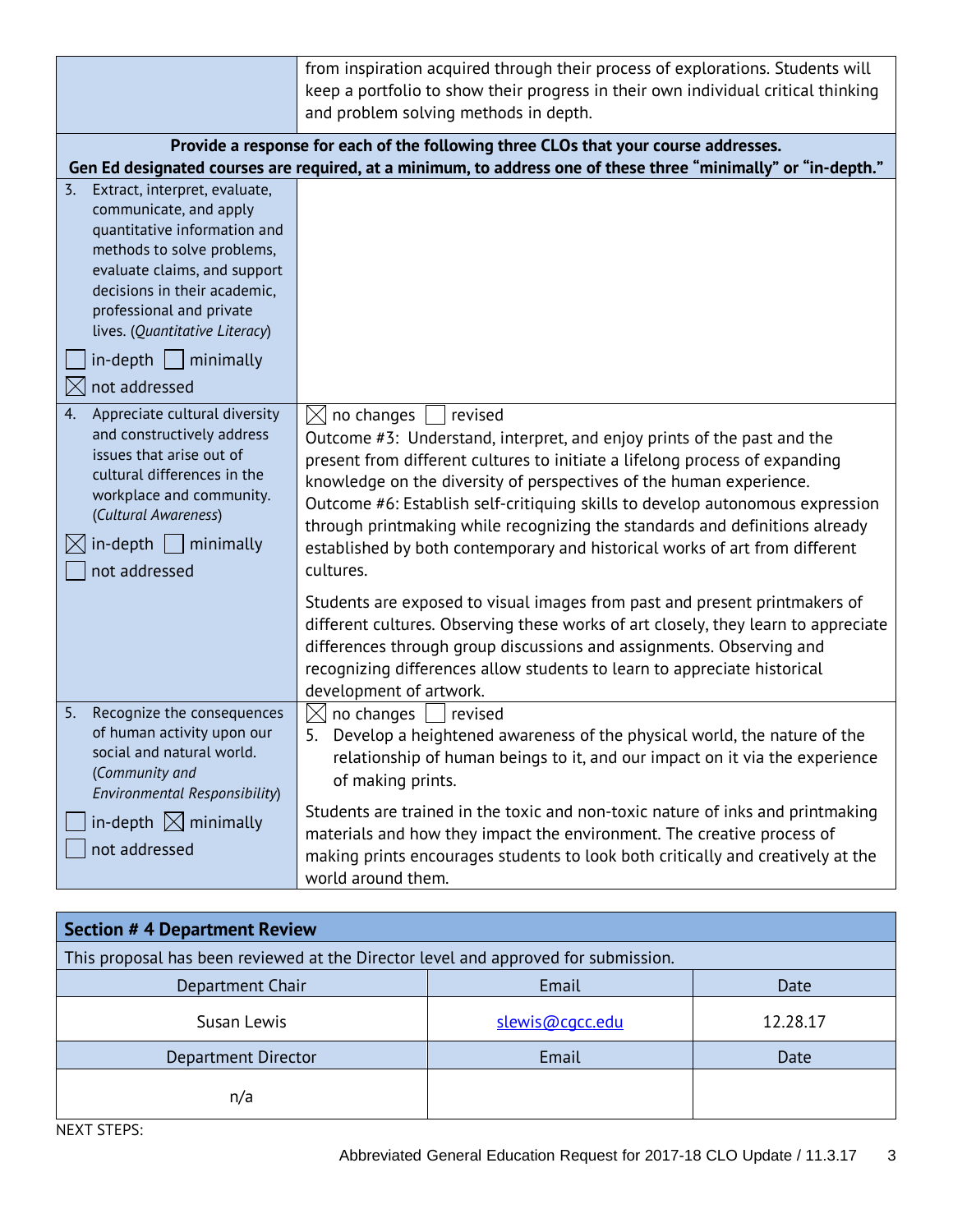| | |
|---|---|
| | from inspiration acquired through their process of explorations. Students will keep a portfolio to show their progress in their own individual critical thinking and problem solving methods in depth. |
| **Provide a response for each of the following three CLOs that your course addresses. Gen Ed designated courses are required, at a minimum, to address one of these three "minimally" or "in-depth."** | |
| 3. Extract, interpret, evaluate, communicate, and apply quantitative information and methods to solve problems, evaluate claims, and support decisions in their academic, professional and private lives. (*Quantitative Literacy*)<br>☐ in-depth ☐ minimally<br>☒ not addressed | |
| 4. Appreciate cultural diversity and constructively address issues that arise out of cultural differences in the workplace and community. (*Cultural Awareness*)<br>☒ in-depth ☐ minimally<br>☐ not addressed | ☒ no changes ☐ revised<br>Outcome #3: Understand, interpret, and enjoy prints of the past and the present from different cultures to initiate a lifelong process of expanding knowledge on the diversity of perspectives of the human experience.<br>Outcome #6: Establish self-critiquing skills to develop autonomous expression through printmaking while recognizing the standards and definitions already established by both contemporary and historical works of art from different cultures.<br><br>Students are exposed to visual images from past and present printmakers of different cultures. Observing these works of art closely, they learn to appreciate differences through group discussions and assignments. Observing and recognizing differences allow students to learn to appreciate historical development of artwork. |
| 5. Recognize the consequences of human activity upon our social and natural world. (*Community and Environmental Responsibility*)<br>☐ in-depth ☒ minimally<br>☐ not addressed | ☒ no changes ☐ revised<br>5. Develop a heightened awareness of the physical world, the nature of the relationship of human beings to it, and our impact on it via the experience of making prints.<br><br>Students are trained in the toxic and non-toxic nature of inks and printmaking materials and how they impact the environment. The creative process of making prints encourages students to look both critically and creatively at the world around them. |

| **Section # 4 Department Review** | | |
|---|---|---|
| This proposal has been reviewed at the Director level and approved for submission. | | |
| Department Chair | Email | Date |
| Susan Lewis | slewis@cgcc.edu | 12.28.17 |
| Department Director | Email | Date |
| n/a | | |

NEXT STEPS: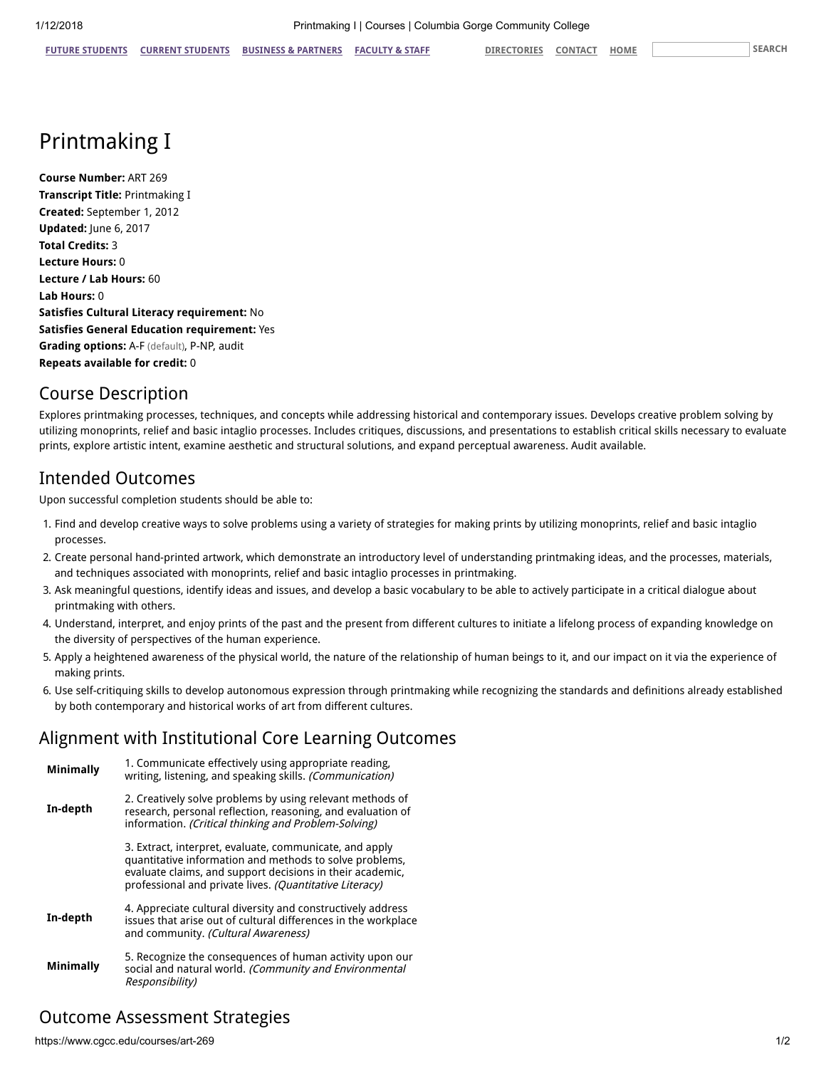# Printmaking I

**Course Number:** ART 269
**Transcript Title:** Printmaking I
**Created:** September 1, 2012
**Updated:** June 6, 2017
**Total Credits:** 3
**Lecture Hours:** 0
**Lecture / Lab Hours:** 60
**Lab Hours:** 0
**Satisfies Cultural Literacy requirement:** No
**Satisfies General Education requirement:** Yes
**Grading options:** A-F (default), P-NP, audit
**Repeats available for credit:** 0

## Course Description

Explores printmaking processes, techniques, and concepts while addressing historical and contemporary issues. Develops creative problem solving by utilizing monoprints, relief and basic intaglio processes. Includes critiques, discussions, and presentations to establish critical skills necessary to evaluate prints, explore artistic intent, examine aesthetic and structural solutions, and expand perceptual awareness. Audit available.

## Intended Outcomes

Upon successful completion students should be able to:

1. Find and develop creative ways to solve problems using a variety of strategies for making prints by utilizing monoprints, relief and basic intaglio processes.
2. Create personal hand-printed artwork, which demonstrate an introductory level of understanding printmaking ideas, and the processes, materials, and techniques associated with monoprints, relief and basic intaglio processes in printmaking.
3. Ask meaningful questions, identify ideas and issues, and develop a basic vocabulary to be able to actively participate in a critical dialogue about printmaking with others.
4. Understand, interpret, and enjoy prints of the past and the present from different cultures to initiate a lifelong process of expanding knowledge on the diversity of perspectives of the human experience.
5. Apply a heightened awareness of the physical world, the nature of the relationship of human beings to it, and our impact on it via the experience of making prints.
6. Use self-critiquing skills to develop autonomous expression through printmaking while recognizing the standards and definitions already established by both contemporary and historical works of art from different cultures.

## Alignment with Institutional Core Learning Outcomes

| | |
|---|---|
| **Minimally** | 1. Communicate effectively using appropriate reading, writing, listening, and speaking skills. *(Communication)* |
| **In-depth** | 2. Creatively solve problems by using relevant methods of research, personal reflection, reasoning, and evaluation of information. *(Critical thinking and Problem-Solving)* |
| | 3. Extract, interpret, evaluate, communicate, and apply quantitative information and methods to solve problems, evaluate claims, and support decisions in their academic, professional and private lives. *(Quantitative Literacy)* |
| **In-depth** | 4. Appreciate cultural diversity and constructively address issues that arise out of cultural differences in the workplace and community. *(Cultural Awareness)* |
| **Minimally** | 5. Recognize the consequences of human activity upon our social and natural world. *(Community and Environmental Responsibility)* |

## Outcome Assessment Strategies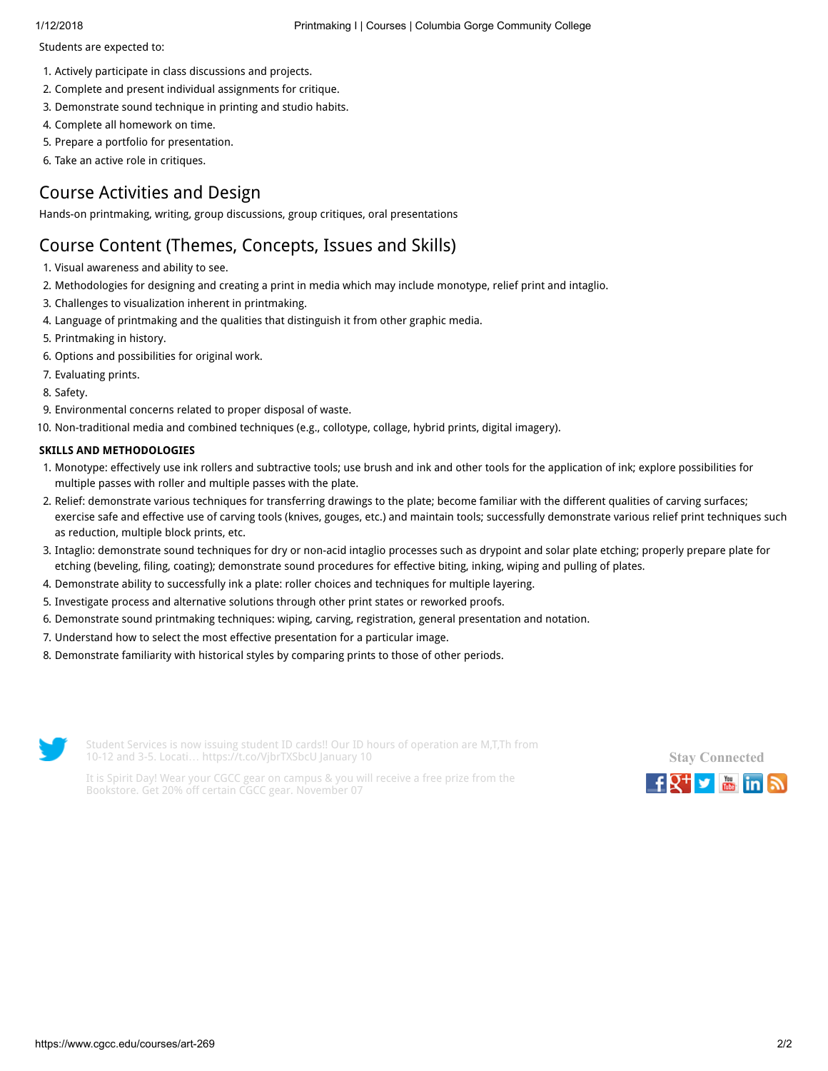Students are expected to:

1. Actively participate in class discussions and projects.
2. Complete and present individual assignments for critique.
3. Demonstrate sound technique in printing and studio habits.
4. Complete all homework on time.
5. Prepare a portfolio for presentation.
6. Take an active role in critiques.

## Course Activities and Design

Hands-on printmaking, writing, group discussions, group critiques, oral presentations

## Course Content (Themes, Concepts, Issues and Skills)

1. Visual awareness and ability to see.
2. Methodologies for designing and creating a print in media which may include monotype, relief print and intaglio.
3. Challenges to visualization inherent in printmaking.
4. Language of printmaking and the qualities that distinguish it from other graphic media.
5. Printmaking in history.
6. Options and possibilities for original work.
7. Evaluating prints.
8. Safety.
9. Environmental concerns related to proper disposal of waste.
10. Non-traditional media and combined techniques (e.g., collotype, collage, hybrid prints, digital imagery).

**SKILLS AND METHODOLOGIES**

1. Monotype: effectively use ink rollers and subtractive tools; use brush and ink and other tools for the application of ink; explore possibilities for multiple passes with roller and multiple passes with the plate.
2. Relief: demonstrate various techniques for transferring drawings to the plate; become familiar with the different qualities of carving surfaces; exercise safe and effective use of carving tools (knives, gouges, etc.) and maintain tools; successfully demonstrate various relief print techniques such as reduction, multiple block prints, etc.
3. Intaglio: demonstrate sound techniques for dry or non-acid intaglio processes such as drypoint and solar plate etching; properly prepare plate for etching (beveling, filing, coating); demonstrate sound procedures for effective biting, inking, wiping and pulling of plates.
4. Demonstrate ability to successfully ink a plate: roller choices and techniques for multiple layering.
5. Investigate process and alternative solutions through other print states or reworked proofs.
6. Demonstrate sound printmaking techniques: wiping, carving, registration, general presentation and notation.
7. Understand how to select the most effective presentation for a particular image.
8. Demonstrate familiarity with historical styles by comparing prints to those of other periods.

Student Services is now issuing student ID cards!! Our ID hours of operation are M,T,Th from 10-12 and 3-5. Locati… https://t.co/VjbrTXSbcU January 10

It is Spirit Day! Wear your CGCC gear on campus & you will receive a free prize from the Bookstore. Get 20% off certain CGCC gear. November 07

Stay Connected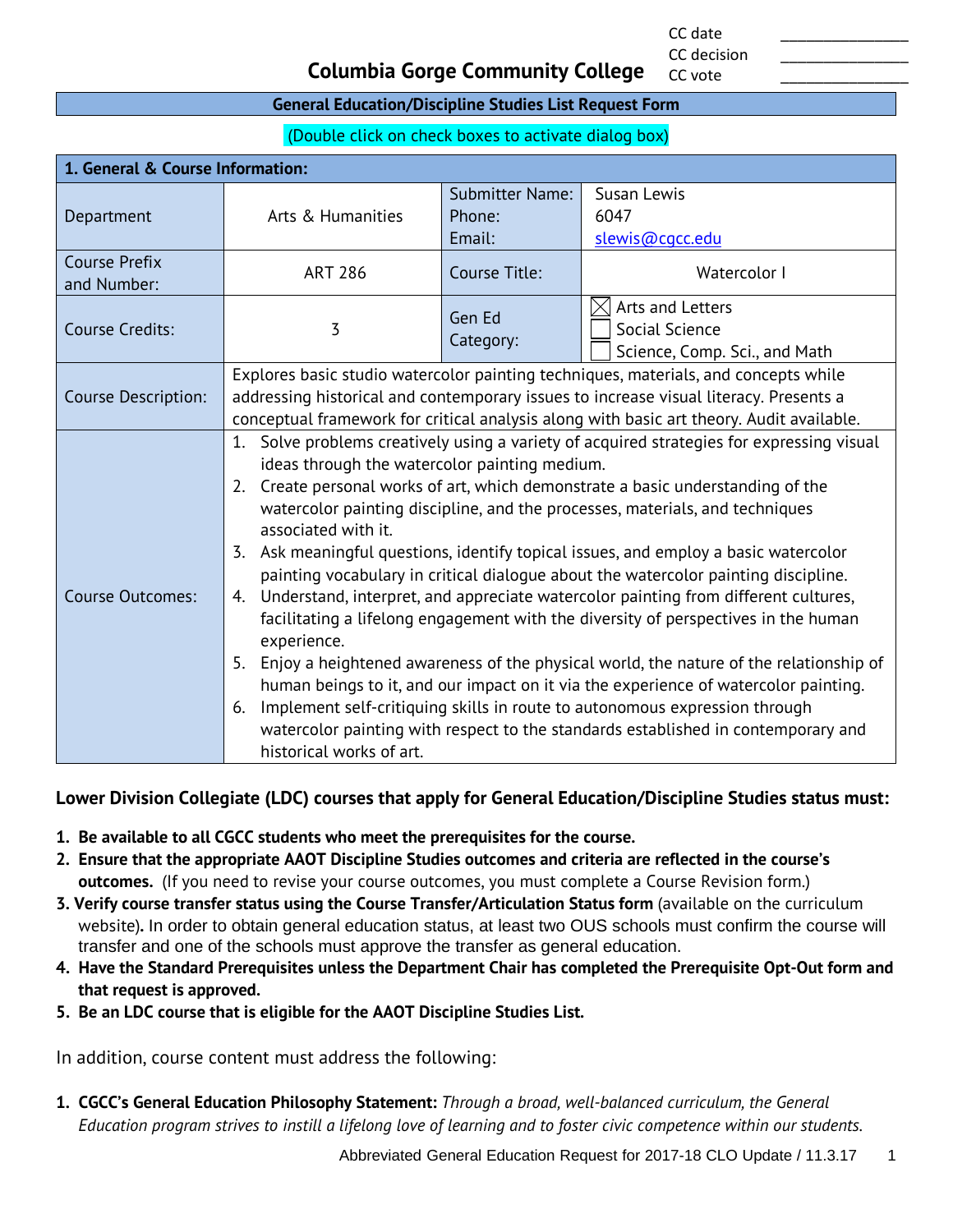| | |
|---|---|
| CC date | ______________ |
| CC decision | ______________ |
| CC vote | ______________ |

# Columbia Gorge Community College

## General Education/Discipline Studies List Request Form

(Double click on check boxes to activate dialog box)

| **1. General & Course Information:** | | | |
|---|---|---|---|
| Department | Arts & Humanities | Submitter Name: Phone: Email: | Susan Lewis 6047 slewis@cgcc.edu |
| Course Prefix and Number: | ART 286 | Course Title: | Watercolor I |
| Course Credits: | 3 | Gen Ed Category: | ☒ Arts and Letters ☐ Social Science ☐ Science, Comp. Sci., and Math |
| Course Description: | Explores basic studio watercolor painting techniques, materials, and concepts while addressing historical and contemporary issues to increase visual literacy. Presents a conceptual framework for critical analysis along with basic art theory. Audit available. | | |
| Course Outcomes: | 1. Solve problems creatively using a variety of acquired strategies for expressing visual ideas through the watercolor painting medium. 2. Create personal works of art, which demonstrate a basic understanding of the watercolor painting discipline, and the processes, materials, and techniques associated with it. 3. Ask meaningful questions, identify topical issues, and employ a basic watercolor painting vocabulary in critical dialogue about the watercolor painting discipline. 4. Understand, interpret, and appreciate watercolor painting from different cultures, facilitating a lifelong engagement with the diversity of perspectives in the human experience. 5. Enjoy a heightened awareness of the physical world, the nature of the relationship of human beings to it, and our impact on it via the experience of watercolor painting. 6. Implement self-critiquing skills in route to autonomous expression through watercolor painting with respect to the standards established in contemporary and historical works of art. | | |

**Lower Division Collegiate (LDC) courses that apply for General Education/Discipline Studies status must:**

1. **Be available to all CGCC students who meet the prerequisites for the course.**
2. **Ensure that the appropriate AAOT Discipline Studies outcomes and criteria are reflected in the course's outcomes.** (If you need to revise your course outcomes, you must complete a Course Revision form.)
3. **Verify course transfer status using the Course Transfer/Articulation Status form** (available on the curriculum website)**.** In order to obtain general education status, at least two OUS schools must confirm the course will transfer and one of the schools must approve the transfer as general education.
4. **Have the Standard Prerequisites unless the Department Chair has completed the Prerequisite Opt-Out form and that request is approved.**
5. **Be an LDC course that is eligible for the AAOT Discipline Studies List.**

In addition, course content must address the following:

1. **CGCC's General Education Philosophy Statement:** *Through a broad, well-balanced curriculum, the General Education program strives to instill a lifelong love of learning and to foster civic competence within our students.*

Abbreviated General Education Request for 2017-18 CLO Update / 11.3.17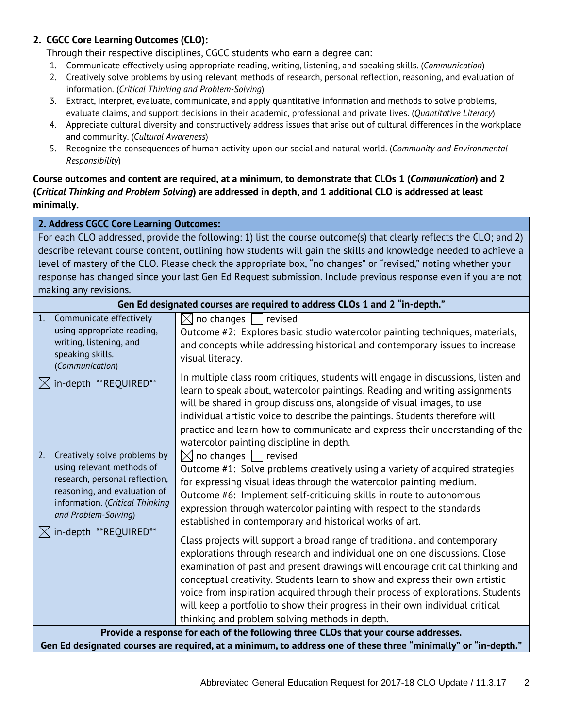## 2. CGCC Core Learning Outcomes (CLO):

Through their respective disciplines, CGCC students who earn a degree can:

1. Communicate effectively using appropriate reading, writing, listening, and speaking skills. (*Communication*)
2. Creatively solve problems by using relevant methods of research, personal reflection, reasoning, and evaluation of information. (*Critical Thinking and Problem-Solving*)
3. Extract, interpret, evaluate, communicate, and apply quantitative information and methods to solve problems, evaluate claims, and support decisions in their academic, professional and private lives. (*Quantitative Literacy*)
4. Appreciate cultural diversity and constructively address issues that arise out of cultural differences in the workplace and community. (*Cultural Awareness*)
5. Recognize the consequences of human activity upon our social and natural world. (*Community and Environmental Responsibility*)

**Course outcomes and content are required, at a minimum, to demonstrate that CLOs 1 (*Communication*) and 2 (*Critical Thinking and Problem Solving*) are addressed in depth, and 1 additional CLO is addressed at least minimally.**

| **2. Address CGCC Core Learning Outcomes:** | |
|---|---|
| For each CLO addressed, provide the following: 1) list the course outcome(s) that clearly reflects the CLO; and 2) describe relevant course content, outlining how students will gain the skills and knowledge needed to achieve a level of mastery of the CLO. Please check the appropriate box, "no changes" or "revised," noting whether your response has changed since your last Gen Ed Request submission. Include previous response even if you are not making any revisions. | |
| **Gen Ed designated courses are required to address CLOs 1 and 2 "in-depth."** | |
| 1. Communicate effectively using appropriate reading, writing, listening, and speaking skills. (*Communication*)<br><br>☒ in-depth **REQUIRED** | ☒ no changes ☐ revised<br>Outcome #2: Explores basic studio watercolor painting techniques, materials, and concepts while addressing historical and contemporary issues to increase visual literacy.<br><br>In multiple class room critiques, students will engage in discussions, listen and learn to speak about, watercolor paintings. Reading and writing assignments will be shared in group discussions, alongside of visual images, to use individual artistic voice to describe the paintings. Students therefore will practice and learn how to communicate and express their understanding of the watercolor painting discipline in depth. |
| 2. Creatively solve problems by using relevant methods of research, personal reflection, reasoning, and evaluation of information. (*Critical Thinking and Problem-Solving*)<br><br>☒ in-depth **REQUIRED** | ☒ no changes ☐ revised<br>Outcome #1: Solve problems creatively using a variety of acquired strategies for expressing visual ideas through the watercolor painting medium.<br>Outcome #6: Implement self-critiquing skills in route to autonomous expression through watercolor painting with respect to the standards established in contemporary and historical works of art.<br><br>Class projects will support a broad range of traditional and contemporary explorations through research and individual one on one discussions. Close examination of past and present drawings will encourage critical thinking and conceptual creativity. Students learn to show and express their own artistic voice from inspiration acquired through their process of explorations. Students will keep a portfolio to show their progress in their own individual critical thinking and problem solving methods in depth. |
| **Provide a response for each of the following three CLOs that your course addresses.**<br>**Gen Ed designated courses are required, at a minimum, to address one of these three "minimally" or "in-depth."** | |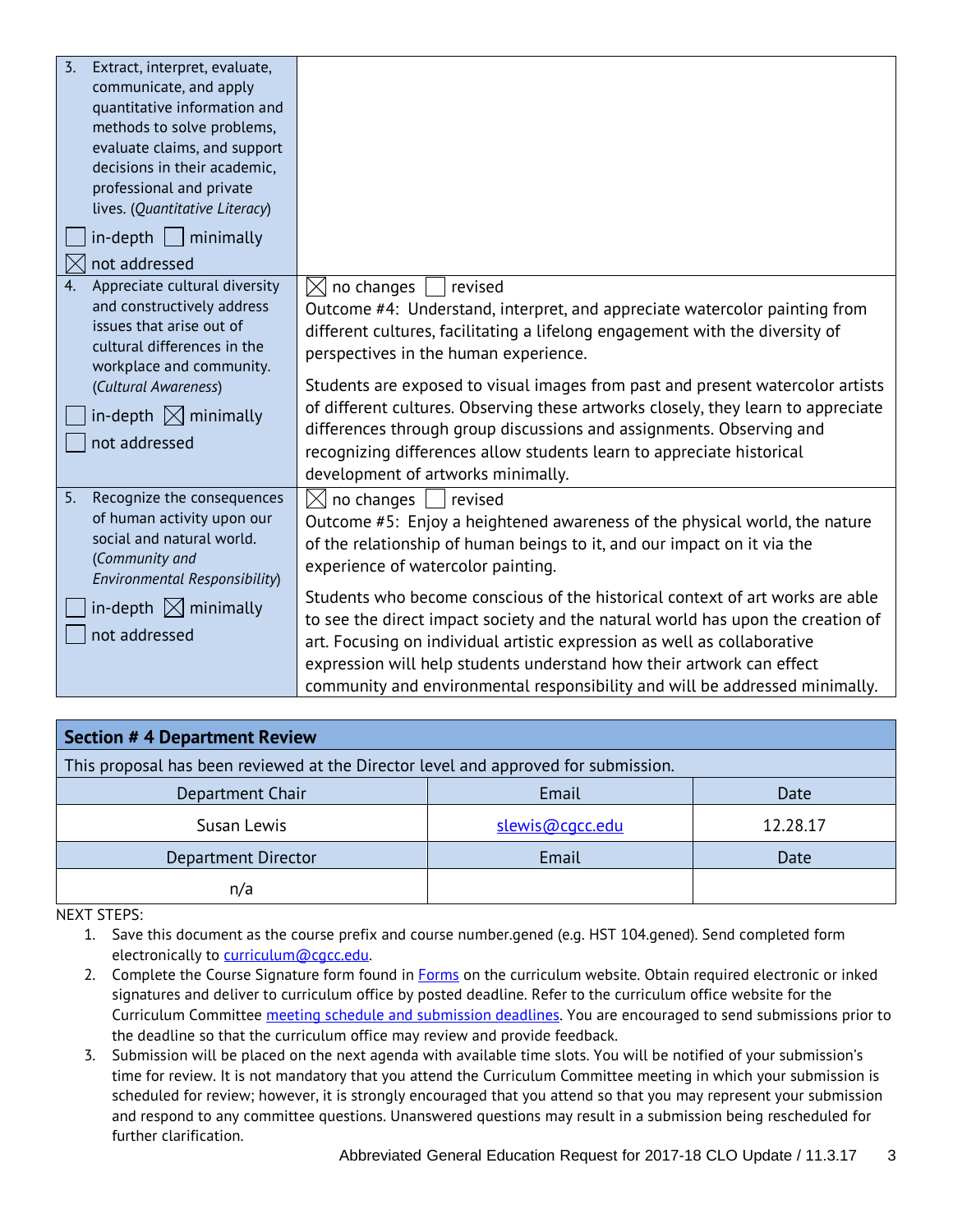| | |
|---|---|
| 3. Extract, interpret, evaluate, communicate, and apply quantitative information and methods to solve problems, evaluate claims, and support decisions in their academic, professional and private lives. (*Quantitative Literacy*)<br><br>☐ in-depth ☐ minimally<br>☒ not addressed | |
| 4. Appreciate cultural diversity and constructively address issues that arise out of cultural differences in the workplace and community. (*Cultural Awareness*)<br><br>☐ in-depth ☒ minimally<br>☐ not addressed | ☒ no changes ☐ revised<br>Outcome #4: Understand, interpret, and appreciate watercolor painting from different cultures, facilitating a lifelong engagement with the diversity of perspectives in the human experience.<br><br>Students are exposed to visual images from past and present watercolor artists of different cultures. Observing these artworks closely, they learn to appreciate differences through group discussions and assignments. Observing and recognizing differences allow students learn to appreciate historical development of artworks minimally. |
| 5. Recognize the consequences of human activity upon our social and natural world. (*Community and Environmental Responsibility*)<br><br>☐ in-depth ☒ minimally<br>☐ not addressed | ☒ no changes ☐ revised<br>Outcome #5: Enjoy a heightened awareness of the physical world, the nature of the relationship of human beings to it, and our impact on it via the experience of watercolor painting.<br><br>Students who become conscious of the historical context of art works are able to see the direct impact society and the natural world has upon the creation of art. Focusing on individual artistic expression as well as collaborative expression will help students understand how their artwork can effect community and environmental responsibility and will be addressed minimally. |

| **Section # 4 Department Review** | | |
|---|---|---|
| This proposal has been reviewed at the Director level and approved for submission. | | |
| Department Chair | Email | Date |
| Susan Lewis | slewis@cgcc.edu | 12.28.17 |
| Department Director | Email | Date |
| n/a | | |

NEXT STEPS:

1. Save this document as the course prefix and course number.gened (e.g. HST 104.gened). Send completed form electronically to curriculum@cgcc.edu.
2. Complete the Course Signature form found in Forms on the curriculum website. Obtain required electronic or inked signatures and deliver to curriculum office by posted deadline. Refer to the curriculum office website for the Curriculum Committee meeting schedule and submission deadlines. You are encouraged to send submissions prior to the deadline so that the curriculum office may review and provide feedback.
3. Submission will be placed on the next agenda with available time slots. You will be notified of your submission's time for review. It is not mandatory that you attend the Curriculum Committee meeting in which your submission is scheduled for review; however, it is strongly encouraged that you attend so that you may represent your submission and respond to any committee questions. Unanswered questions may result in a submission being rescheduled for further clarification.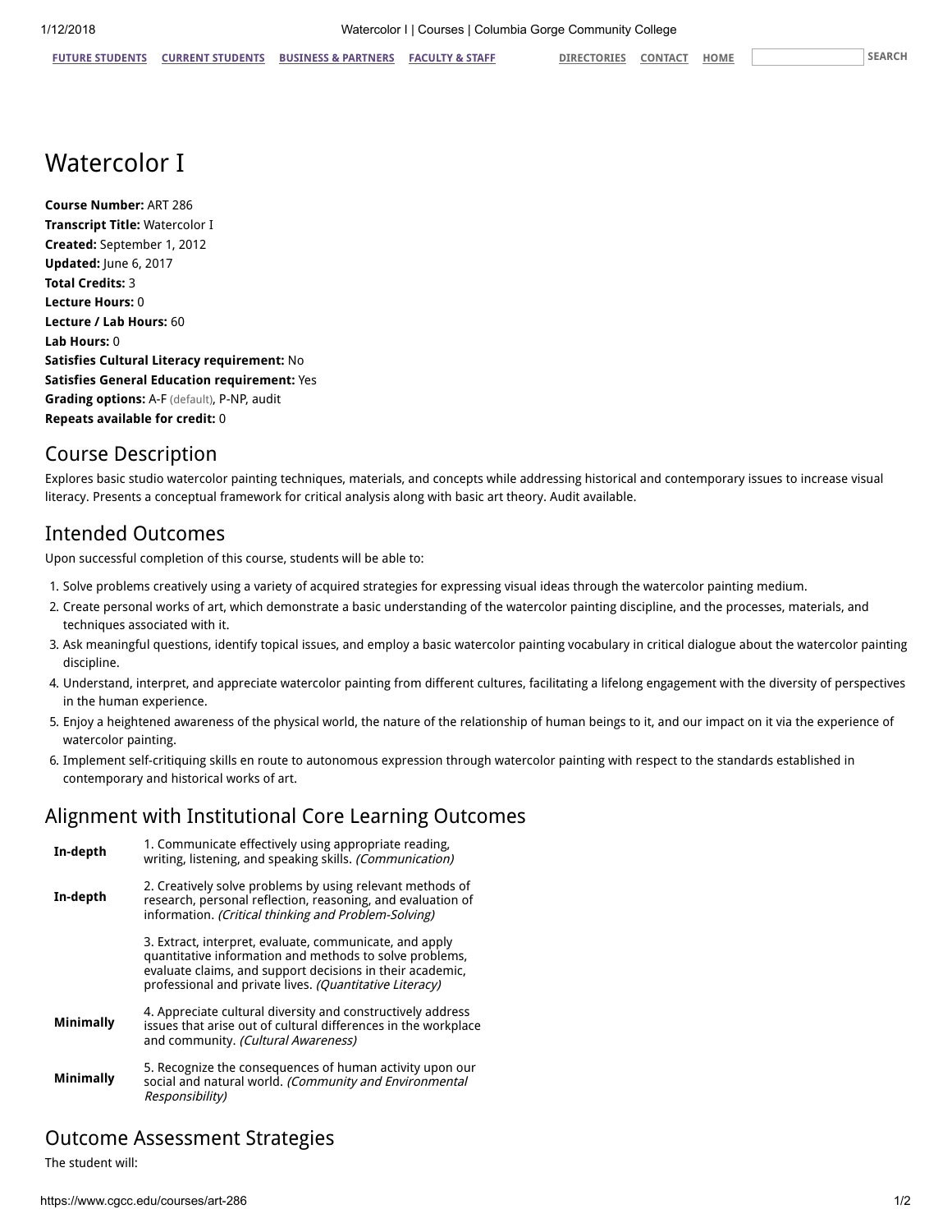# Watercolor I

**Course Number:** ART 286
**Transcript Title:** Watercolor I
**Created:** September 1, 2012
**Updated:** June 6, 2017
**Total Credits:** 3
**Lecture Hours:** 0
**Lecture / Lab Hours:** 60
**Lab Hours:** 0
**Satisfies Cultural Literacy requirement:** No
**Satisfies General Education requirement:** Yes
**Grading options:** A-F (default), P-NP, audit
**Repeats available for credit:** 0

## Course Description

Explores basic studio watercolor painting techniques, materials, and concepts while addressing historical and contemporary issues to increase visual literacy. Presents a conceptual framework for critical analysis along with basic art theory. Audit available.

## Intended Outcomes

Upon successful completion of this course, students will be able to:

1. Solve problems creatively using a variety of acquired strategies for expressing visual ideas through the watercolor painting medium.
2. Create personal works of art, which demonstrate a basic understanding of the watercolor painting discipline, and the processes, materials, and techniques associated with it.
3. Ask meaningful questions, identify topical issues, and employ a basic watercolor painting vocabulary in critical dialogue about the watercolor painting discipline.
4. Understand, interpret, and appreciate watercolor painting from different cultures, facilitating a lifelong engagement with the diversity of perspectives in the human experience.
5. Enjoy a heightened awareness of the physical world, the nature of the relationship of human beings to it, and our impact on it via the experience of watercolor painting.
6. Implement self-critiquing skills en route to autonomous expression through watercolor painting with respect to the standards established in contemporary and historical works of art.

## Alignment with Institutional Core Learning Outcomes

| | |
|---|---|
| **In-depth** | 1. Communicate effectively using appropriate reading, writing, listening, and speaking skills. *(Communication)* |
| **In-depth** | 2. Creatively solve problems by using relevant methods of research, personal reflection, reasoning, and evaluation of information. *(Critical thinking and Problem-Solving)* |
| | 3. Extract, interpret, evaluate, communicate, and apply quantitative information and methods to solve problems, evaluate claims, and support decisions in their academic, professional and private lives. *(Quantitative Literacy)* |
| **Minimally** | 4. Appreciate cultural diversity and constructively address issues that arise out of cultural differences in the workplace and community. *(Cultural Awareness)* |
| **Minimally** | 5. Recognize the consequences of human activity upon our social and natural world. *(Community and Environmental Responsibility)* |

## Outcome Assessment Strategies

The student will: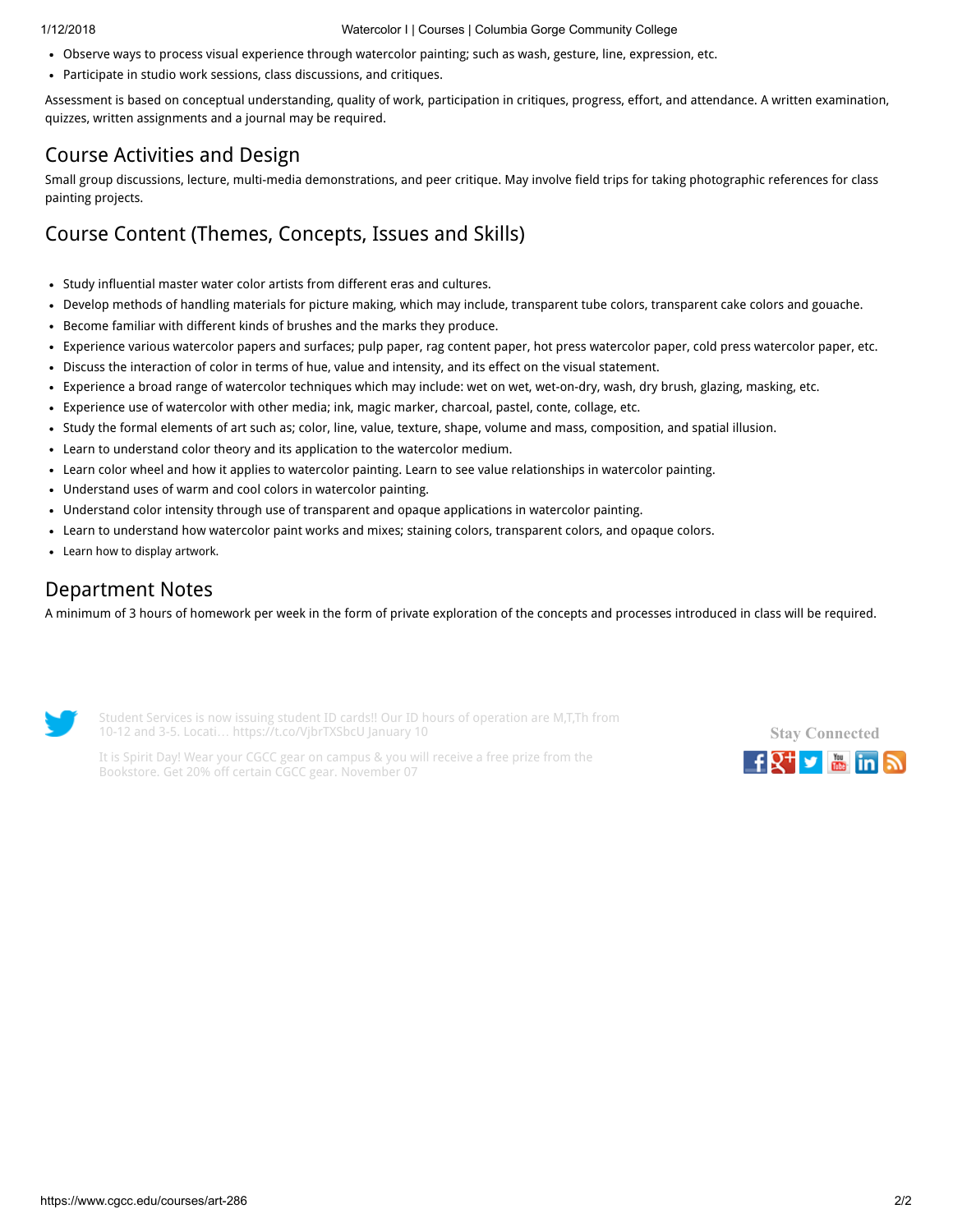- Observe ways to process visual experience through watercolor painting; such as wash, gesture, line, expression, etc.
- Participate in studio work sessions, class discussions, and critiques.

Assessment is based on conceptual understanding, quality of work, participation in critiques, progress, effort, and attendance. A written examination, quizzes, written assignments and a journal may be required.

## Course Activities and Design

Small group discussions, lecture, multi-media demonstrations, and peer critique. May involve field trips for taking photographic references for class painting projects.

## Course Content (Themes, Concepts, Issues and Skills)

- Study influential master water color artists from different eras and cultures.
- Develop methods of handling materials for picture making, which may include, transparent tube colors, transparent cake colors and gouache.
- Become familiar with different kinds of brushes and the marks they produce.
- Experience various watercolor papers and surfaces; pulp paper, rag content paper, hot press watercolor paper, cold press watercolor paper, etc.
- Discuss the interaction of color in terms of hue, value and intensity, and its effect on the visual statement.
- Experience a broad range of watercolor techniques which may include: wet on wet, wet-on-dry, wash, dry brush, glazing, masking, etc.
- Experience use of watercolor with other media; ink, magic marker, charcoal, pastel, conte, collage, etc.
- Study the formal elements of art such as; color, line, value, texture, shape, volume and mass, composition, and spatial illusion.
- Learn to understand color theory and its application to the watercolor medium.
- Learn color wheel and how it applies to watercolor painting. Learn to see value relationships in watercolor painting.
- Understand uses of warm and cool colors in watercolor painting.
- Understand color intensity through use of transparent and opaque applications in watercolor painting.
- Learn to understand how watercolor paint works and mixes; staining colors, transparent colors, and opaque colors.
- Learn how to display artwork.

## Department Notes

A minimum of 3 hours of homework per week in the form of private exploration of the concepts and processes introduced in class will be required.

Student Services is now issuing student ID cards!! Our ID hours of operation are M,T,Th from 10-12 and 3-5. Locati… https://t.co/VjbrTXSbcU January 10

It is Spirit Day! Wear your CGCC gear on campus & you will receive a free prize from the Bookstore. Get 20% off certain CGCC gear. November 07

Stay Connected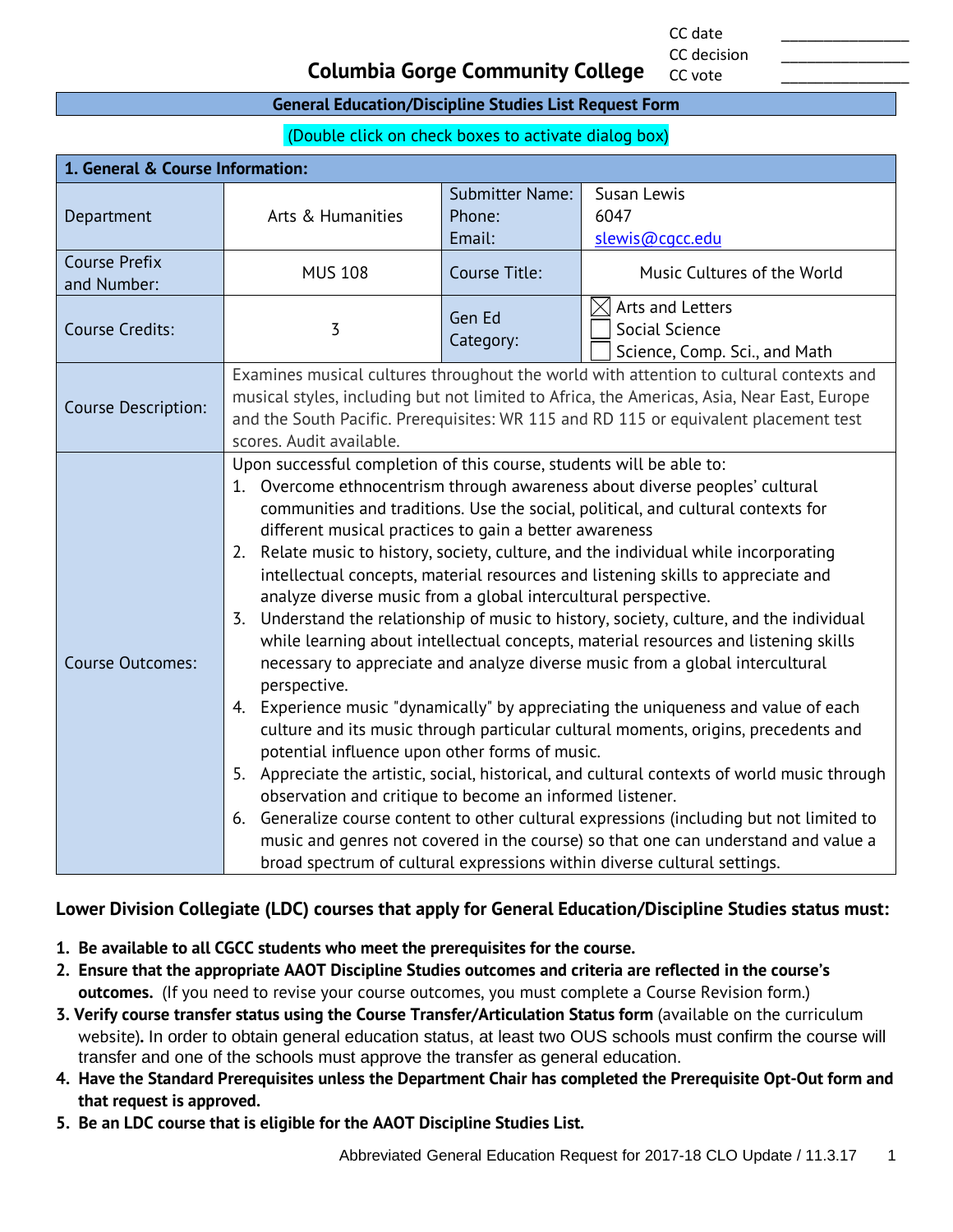| | |
|---|---|
| CC date | _______________ |
| CC decision | _______________ |
| CC vote | _______________ |

# Columbia Gorge Community College

## General Education/Discipline Studies List Request Form

(Double click on check boxes to activate dialog box)

| 1. General & Course Information: | | | |
|---|---|---|---|
| Department | Arts & Humanities | Submitter Name:<br>Phone:<br>Email: | Susan Lewis<br>6047<br>slewis@cgcc.edu |
| Course Prefix and Number: | MUS 108 | Course Title: | Music Cultures of the World |
| Course Credits: | 3 | Gen Ed Category: | ☒ Arts and Letters<br>☐ Social Science<br>☐ Science, Comp. Sci., and Math |
| Course Description: | Examines musical cultures throughout the world with attention to cultural contexts and musical styles, including but not limited to Africa, the Americas, Asia, Near East, Europe and the South Pacific. Prerequisites: WR 115 and RD 115 or equivalent placement test scores. Audit available. | | |
| Course Outcomes: | Upon successful completion of this course, students will be able to:<br>1. Overcome ethnocentrism through awareness about diverse peoples' cultural communities and traditions. Use the social, political, and cultural contexts for different musical practices to gain a better awareness<br>2. Relate music to history, society, culture, and the individual while incorporating intellectual concepts, material resources and listening skills to appreciate and analyze diverse music from a global intercultural perspective.<br>3. Understand the relationship of music to history, society, culture, and the individual while learning about intellectual concepts, material resources and listening skills necessary to appreciate and analyze diverse music from a global intercultural perspective.<br>4. Experience music "dynamically" by appreciating the uniqueness and value of each culture and its music through particular cultural moments, origins, precedents and potential influence upon other forms of music.<br>5. Appreciate the artistic, social, historical, and cultural contexts of world music through observation and critique to become an informed listener.<br>6. Generalize course content to other cultural expressions (including but not limited to music and genres not covered in the course) so that one can understand and value a broad spectrum of cultural expressions within diverse cultural settings. | | |

**Lower Division Collegiate (LDC) courses that apply for General Education/Discipline Studies status must:**

1. **Be available to all CGCC students who meet the prerequisites for the course.**
2. **Ensure that the appropriate AAOT Discipline Studies outcomes and criteria are reflected in the course's outcomes.** (If you need to revise your course outcomes, you must complete a Course Revision form.)
3. **Verify course transfer status using the Course Transfer/Articulation Status form** (available on the curriculum website)**.** In order to obtain general education status, at least two OUS schools must confirm the course will transfer and one of the schools must approve the transfer as general education.
4. **Have the Standard Prerequisites unless the Department Chair has completed the Prerequisite Opt-Out form and that request is approved.**
5. **Be an LDC course that is eligible for the AAOT Discipline Studies List.**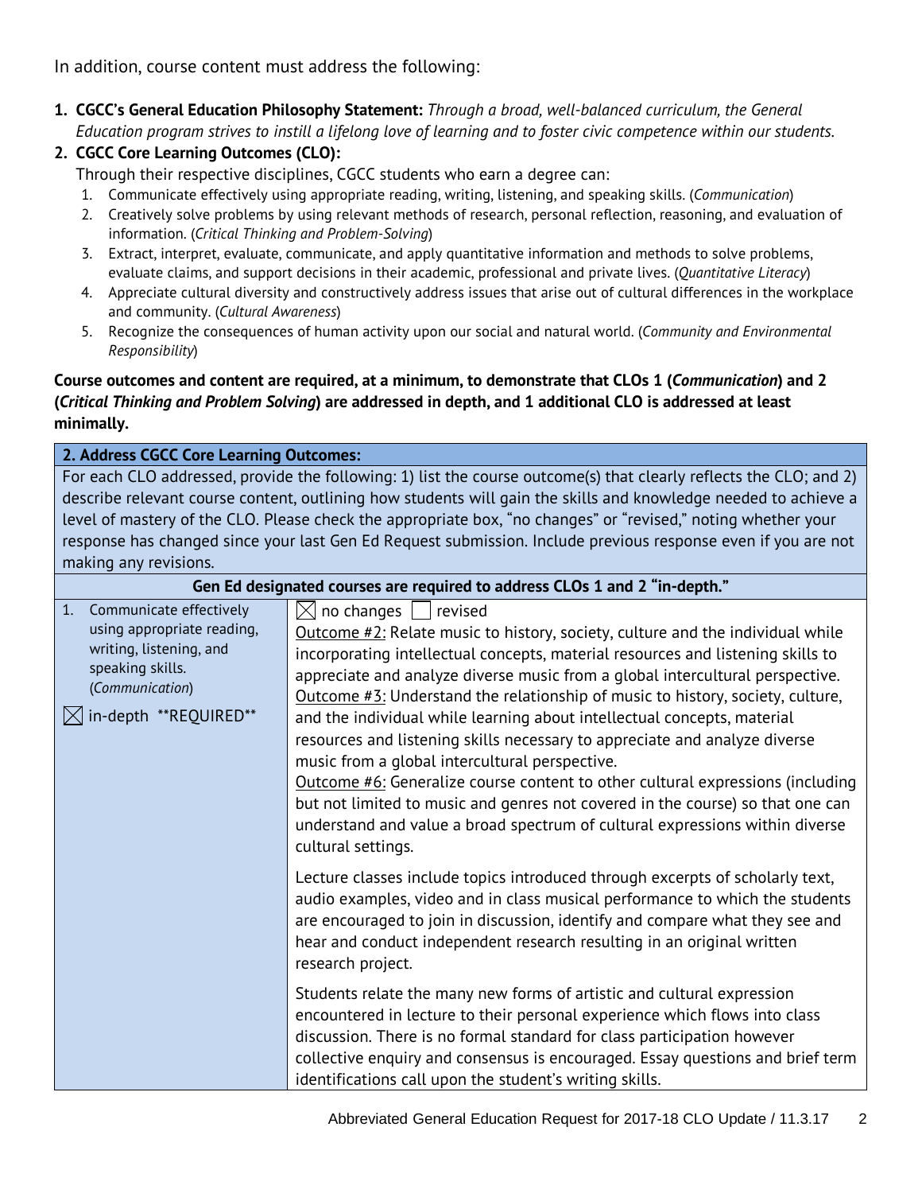In addition, course content must address the following:

1. **CGCC's General Education Philosophy Statement:** *Through a broad, well-balanced curriculum, the General Education program strives to instill a lifelong love of learning and to foster civic competence within our students.*
2. **CGCC Core Learning Outcomes (CLO):**
   Through their respective disciplines, CGCC students who earn a degree can:
   1. Communicate effectively using appropriate reading, writing, listening, and speaking skills. (*Communication*)
   2. Creatively solve problems by using relevant methods of research, personal reflection, reasoning, and evaluation of information. (*Critical Thinking and Problem-Solving*)
   3. Extract, interpret, evaluate, communicate, and apply quantitative information and methods to solve problems, evaluate claims, and support decisions in their academic, professional and private lives. (*Quantitative Literacy*)
   4. Appreciate cultural diversity and constructively address issues that arise out of cultural differences in the workplace and community. (*Cultural Awareness*)
   5. Recognize the consequences of human activity upon our social and natural world. (*Community and Environmental Responsibility*)

**Course outcomes and content are required, at a minimum, to demonstrate that CLOs 1 (*Communication*) and 2 (*Critical Thinking and Problem Solving*) are addressed in depth, and 1 additional CLO is addressed at least minimally.**

| **2. Address CGCC Core Learning Outcomes:** | |
|---|---|
| For each CLO addressed, provide the following: 1) list the course outcome(s) that clearly reflects the CLO; and 2) describe relevant course content, outlining how students will gain the skills and knowledge needed to achieve a level of mastery of the CLO. Please check the appropriate box, "no changes" or "revised," noting whether your response has changed since your last Gen Ed Request submission. Include previous response even if you are not making any revisions. | |
| **Gen Ed designated courses are required to address CLOs 1 and 2 "in-depth."** | |
| 1. Communicate effectively using appropriate reading, writing, listening, and speaking skills. (*Communication*)<br><br>☒ in-depth \*\*REQUIRED\*\* | ☒ no changes ☐ revised<br>Outcome #2: Relate music to history, society, culture and the individual while incorporating intellectual concepts, material resources and listening skills to appreciate and analyze diverse music from a global intercultural perspective.<br>Outcome #3: Understand the relationship of music to history, society, culture, and the individual while learning about intellectual concepts, material resources and listening skills necessary to appreciate and analyze diverse music from a global intercultural perspective.<br>Outcome #6: Generalize course content to other cultural expressions (including but not limited to music and genres not covered in the course) so that one can understand and value a broad spectrum of cultural expressions within diverse cultural settings.<br><br>Lecture classes include topics introduced through excerpts of scholarly text, audio examples, video and in class musical performance to which the students are encouraged to join in discussion, identify and compare what they see and hear and conduct independent research resulting in an original written research project.<br><br>Students relate the many new forms of artistic and cultural expression encountered in lecture to their personal experience which flows into class discussion. There is no formal standard for class participation however collective enquiry and consensus is encouraged. Essay questions and brief term identifications call upon the student's writing skills. |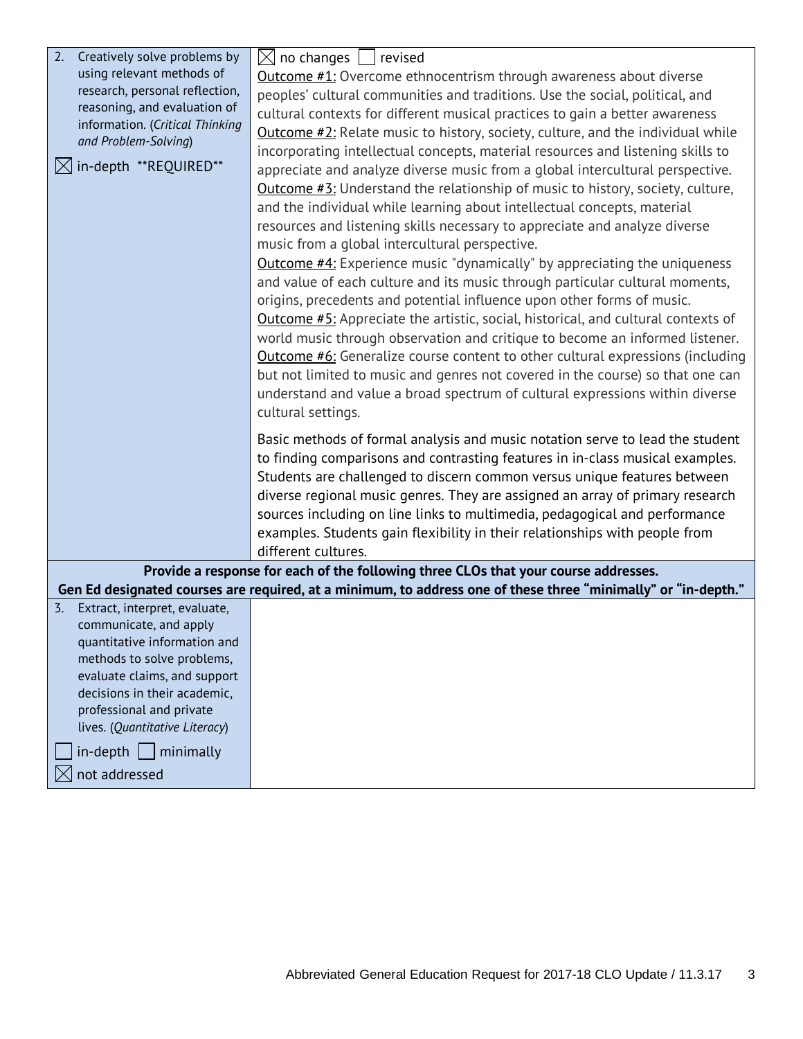| | |
|---|---|
| 2. Creatively solve problems by using relevant methods of research, personal reflection, reasoning, and evaluation of information. (*Critical Thinking and Problem-Solving*)<br><br>☒ in-depth **REQUIRED** | ☒ no changes ☐ revised<br>Outcome #1: Overcome ethnocentrism through awareness about diverse peoples' cultural communities and traditions. Use the social, political, and cultural contexts for different musical practices to gain a better awareness<br>Outcome #2: Relate music to history, society, culture, and the individual while incorporating intellectual concepts, material resources and listening skills to appreciate and analyze diverse music from a global intercultural perspective.<br>Outcome #3: Understand the relationship of music to history, society, culture, and the individual while learning about intellectual concepts, material resources and listening skills necessary to appreciate and analyze diverse music from a global intercultural perspective.<br>Outcome #4: Experience music "dynamically" by appreciating the uniqueness and value of each culture and its music through particular cultural moments, origins, precedents and potential influence upon other forms of music.<br>Outcome #5: Appreciate the artistic, social, historical, and cultural contexts of world music through observation and critique to become an informed listener.<br>Outcome #6: Generalize course content to other cultural expressions (including but not limited to music and genres not covered in the course) so that one can understand and value a broad spectrum of cultural expressions within diverse cultural settings.<br><br>Basic methods of formal analysis and music notation serve to lead the student to finding comparisons and contrasting features in in-class musical examples. Students are challenged to discern common versus unique features between diverse regional music genres. They are assigned an array of primary research sources including on line links to multimedia, pedagogical and performance examples. Students gain flexibility in their relationships with people from different cultures. |
| **Provide a response for each of the following three CLOs that your course addresses.**<br>**Gen Ed designated courses are required, at a minimum, to address one of these three "minimally" or "in-depth."** | |
| 3. Extract, interpret, evaluate, communicate, and apply quantitative information and methods to solve problems, evaluate claims, and support decisions in their academic, professional and private lives. (*Quantitative Literacy*)<br><br>☐ in-depth ☐ minimally<br>☒ not addressed | |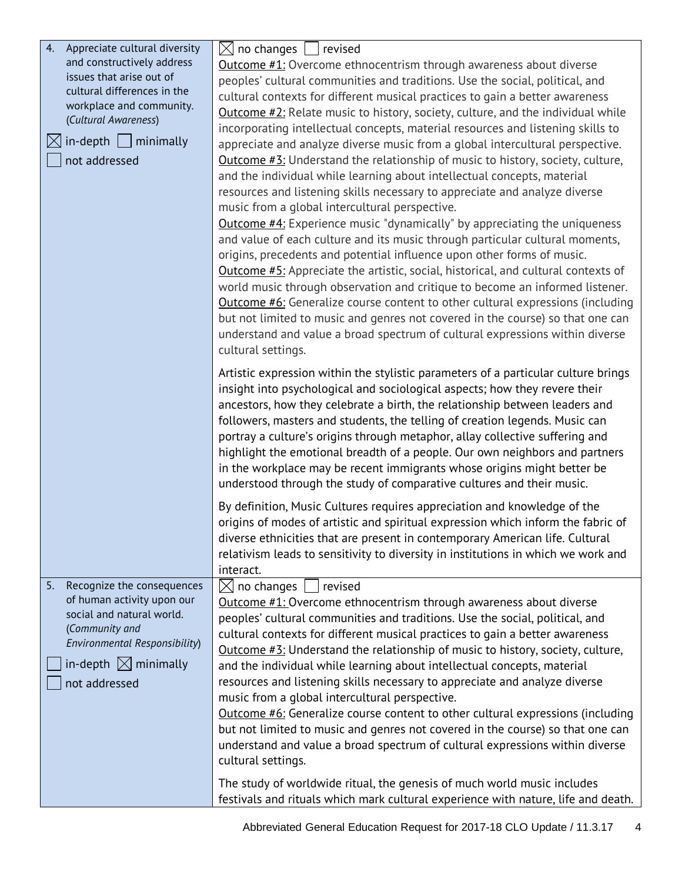| | |
|---|---|
| 4. Appreciate cultural diversity and constructively address issues that arise out of cultural differences in the workplace and community. (*Cultural Awareness*)<br><br>☒ in-depth ☐ minimally<br>☐ not addressed | ☒ no changes ☐ revised<br>Outcome #1: Overcome ethnocentrism through awareness about diverse peoples' cultural communities and traditions. Use the social, political, and cultural contexts for different musical practices to gain a better awareness<br>Outcome #2: Relate music to history, society, culture, and the individual while incorporating intellectual concepts, material resources and listening skills to appreciate and analyze diverse music from a global intercultural perspective.<br>Outcome #3: Understand the relationship of music to history, society, culture, and the individual while learning about intellectual concepts, material resources and listening skills necessary to appreciate and analyze diverse music from a global intercultural perspective.<br>Outcome #4: Experience music "dynamically" by appreciating the uniqueness and value of each culture and its music through particular cultural moments, origins, precedents and potential influence upon other forms of music.<br>Outcome #5: Appreciate the artistic, social, historical, and cultural contexts of world music through observation and critique to become an informed listener.<br>Outcome #6: Generalize course content to other cultural expressions (including but not limited to music and genres not covered in the course) so that one can understand and value a broad spectrum of cultural expressions within diverse cultural settings.<br><br>Artistic expression within the stylistic parameters of a particular culture brings insight into psychological and sociological aspects; how they revere their ancestors, how they celebrate a birth, the relationship between leaders and followers, masters and students, the telling of creation legends. Music can portray a culture's origins through metaphor, allay collective suffering and highlight the emotional breadth of a people. Our own neighbors and partners in the workplace may be recent immigrants whose origins might better be understood through the study of comparative cultures and their music.<br><br>By definition, Music Cultures requires appreciation and knowledge of the origins of modes of artistic and spiritual expression which inform the fabric of diverse ethnicities that are present in contemporary American life. Cultural relativism leads to sensitivity to diversity in institutions in which we work and interact. |
| 5. Recognize the consequences of human activity upon our social and natural world. (*Community and Environmental Responsibility*)<br><br>☐ in-depth ☒ minimally<br>☐ not addressed | ☒ no changes ☐ revised<br>Outcome #1: Overcome ethnocentrism through awareness about diverse peoples' cultural communities and traditions. Use the social, political, and cultural contexts for different musical practices to gain a better awareness<br>Outcome #3: Understand the relationship of music to history, society, culture, and the individual while learning about intellectual concepts, material resources and listening skills necessary to appreciate and analyze diverse music from a global intercultural perspective.<br>Outcome #6: Generalize course content to other cultural expressions (including but not limited to music and genres not covered in the course) so that one can understand and value a broad spectrum of cultural expressions within diverse cultural settings.<br><br>The study of worldwide ritual, the genesis of much world music includes festivals and rituals which mark cultural experience with nature, life and death. |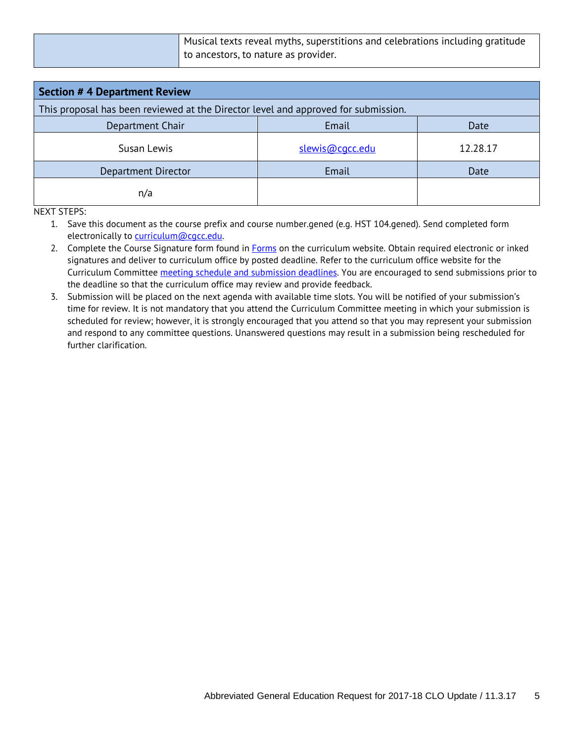| | Musical texts reveal myths, superstitions and celebrations including gratitude to ancestors, to nature as provider. |
|---|---|

| Section # 4 Department Review | | |
|---|---|---|
| This proposal has been reviewed at the Director level and approved for submission. | | |
| Department Chair | Email | Date |
| Susan Lewis | slewis@cgcc.edu | 12.28.17 |
| Department Director | Email | Date |
| n/a | | |

NEXT STEPS:

1. Save this document as the course prefix and course number.gened (e.g. HST 104.gened). Send completed form electronically to curriculum@cgcc.edu.
2. Complete the Course Signature form found in Forms on the curriculum website. Obtain required electronic or inked signatures and deliver to curriculum office by posted deadline. Refer to the curriculum office website for the Curriculum Committee meeting schedule and submission deadlines. You are encouraged to send submissions prior to the deadline so that the curriculum office may review and provide feedback.
3. Submission will be placed on the next agenda with available time slots. You will be notified of your submission's time for review. It is not mandatory that you attend the Curriculum Committee meeting in which your submission is scheduled for review; however, it is strongly encouraged that you attend so that you may represent your submission and respond to any committee questions. Unanswered questions may result in a submission being rescheduled for further clarification.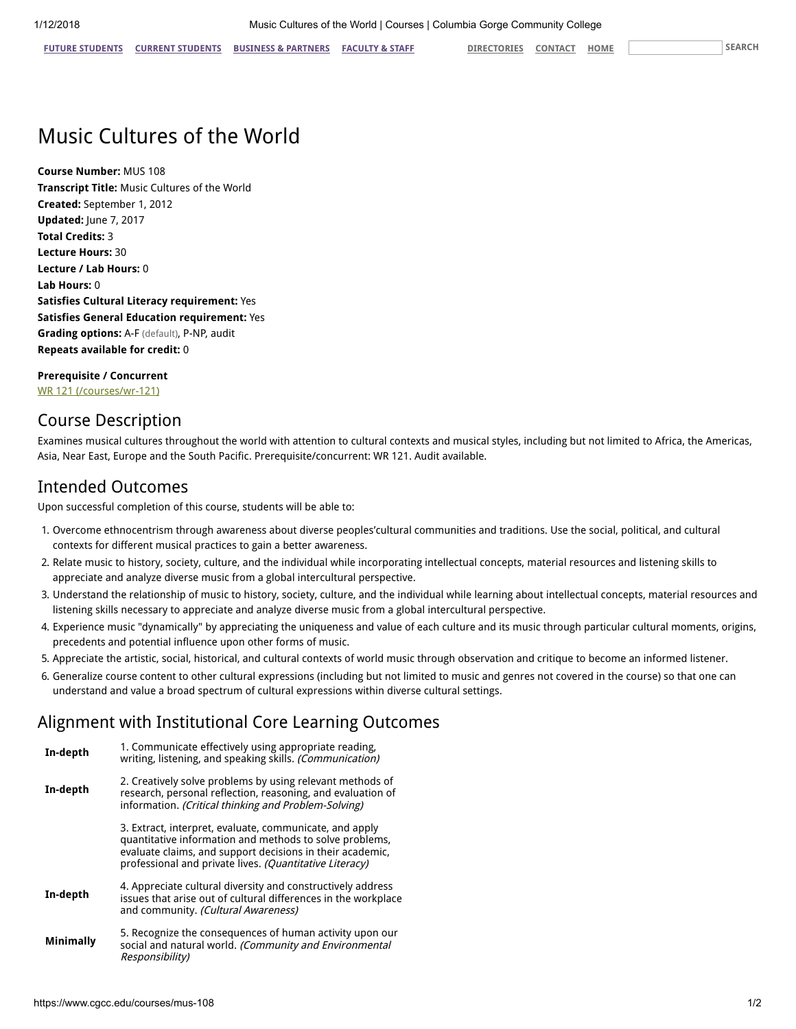# Music Cultures of the World

**Course Number:** MUS 108
**Transcript Title:** Music Cultures of the World
**Created:** September 1, 2012
**Updated:** June 7, 2017
**Total Credits:** 3
**Lecture Hours:** 30
**Lecture / Lab Hours:** 0
**Lab Hours:** 0
**Satisfies Cultural Literacy requirement:** Yes
**Satisfies General Education requirement:** Yes
**Grading options:** A-F (default), P-NP, audit
**Repeats available for credit:** 0

**Prerequisite / Concurrent**
WR 121 (/courses/wr-121)

## Course Description

Examines musical cultures throughout the world with attention to cultural contexts and musical styles, including but not limited to Africa, the Americas, Asia, Near East, Europe and the South Pacific. Prerequisite/concurrent: WR 121. Audit available.

## Intended Outcomes

Upon successful completion of this course, students will be able to:

1. Overcome ethnocentrism through awareness about diverse peoples'cultural communities and traditions. Use the social, political, and cultural contexts for different musical practices to gain a better awareness.
2. Relate music to history, society, culture, and the individual while incorporating intellectual concepts, material resources and listening skills to appreciate and analyze diverse music from a global intercultural perspective.
3. Understand the relationship of music to history, society, culture, and the individual while learning about intellectual concepts, material resources and listening skills necessary to appreciate and analyze diverse music from a global intercultural perspective.
4. Experience music "dynamically" by appreciating the uniqueness and value of each culture and its music through particular cultural moments, origins, precedents and potential influence upon other forms of music.
5. Appreciate the artistic, social, historical, and cultural contexts of world music through observation and critique to become an informed listener.
6. Generalize course content to other cultural expressions (including but not limited to music and genres not covered in the course) so that one can understand and value a broad spectrum of cultural expressions within diverse cultural settings.

## Alignment with Institutional Core Learning Outcomes

| | |
|---|---|
| **In-depth** | 1. Communicate effectively using appropriate reading, writing, listening, and speaking skills. *(Communication)* |
| **In-depth** | 2. Creatively solve problems by using relevant methods of research, personal reflection, reasoning, and evaluation of information. *(Critical thinking and Problem-Solving)* |
| | 3. Extract, interpret, evaluate, communicate, and apply quantitative information and methods to solve problems, evaluate claims, and support decisions in their academic, professional and private lives. *(Quantitative Literacy)* |
| **In-depth** | 4. Appreciate cultural diversity and constructively address issues that arise out of cultural differences in the workplace and community. *(Cultural Awareness)* |
| **Minimally** | 5. Recognize the consequences of human activity upon our social and natural world. *(Community and Environmental Responsibility)* |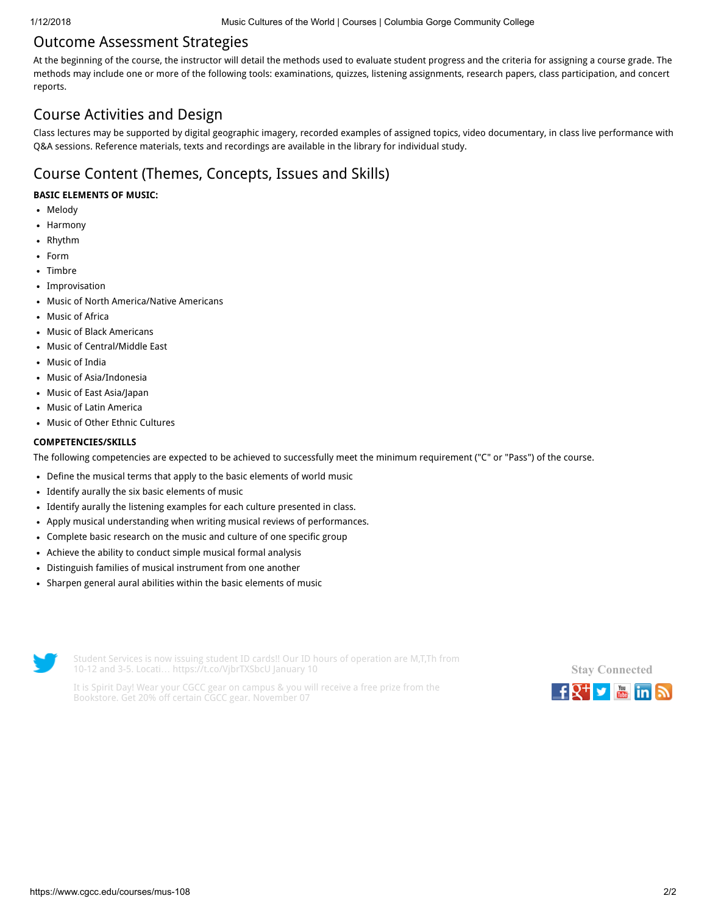## Outcome Assessment Strategies

At the beginning of the course, the instructor will detail the methods used to evaluate student progress and the criteria for assigning a course grade. The methods may include one or more of the following tools: examinations, quizzes, listening assignments, research papers, class participation, and concert reports.

## Course Activities and Design

Class lectures may be supported by digital geographic imagery, recorded examples of assigned topics, video documentary, in class live performance with Q&A sessions. Reference materials, texts and recordings are available in the library for individual study.

## Course Content (Themes, Concepts, Issues and Skills)

**BASIC ELEMENTS OF MUSIC:**

- Melody
- Harmony
- Rhythm
- Form
- Timbre
- Improvisation
- Music of North America/Native Americans
- Music of Africa
- Music of Black Americans
- Music of Central/Middle East
- Music of India
- Music of Asia/Indonesia
- Music of East Asia/Japan
- Music of Latin America
- Music of Other Ethnic Cultures

**COMPETENCIES/SKILLS**

The following competencies are expected to be achieved to successfully meet the minimum requirement ("C" or "Pass") of the course.

- Define the musical terms that apply to the basic elements of world music
- Identify aurally the six basic elements of music
- Identify aurally the listening examples for each culture presented in class.
- Apply musical understanding when writing musical reviews of performances.
- Complete basic research on the music and culture of one specific group
- Achieve the ability to conduct simple musical formal analysis
- Distinguish families of musical instrument from one another
- Sharpen general aural abilities within the basic elements of music

Student Services is now issuing student ID cards!! Our ID hours of operation are M,T,Th from 10-12 and 3-5. Locati… https://t.co/VjbrTXSbcU January 10

It is Spirit Day! Wear your CGCC gear on campus & you will receive a free prize from the Bookstore. Get 20% off certain CGCC gear. November 07

Stay Connected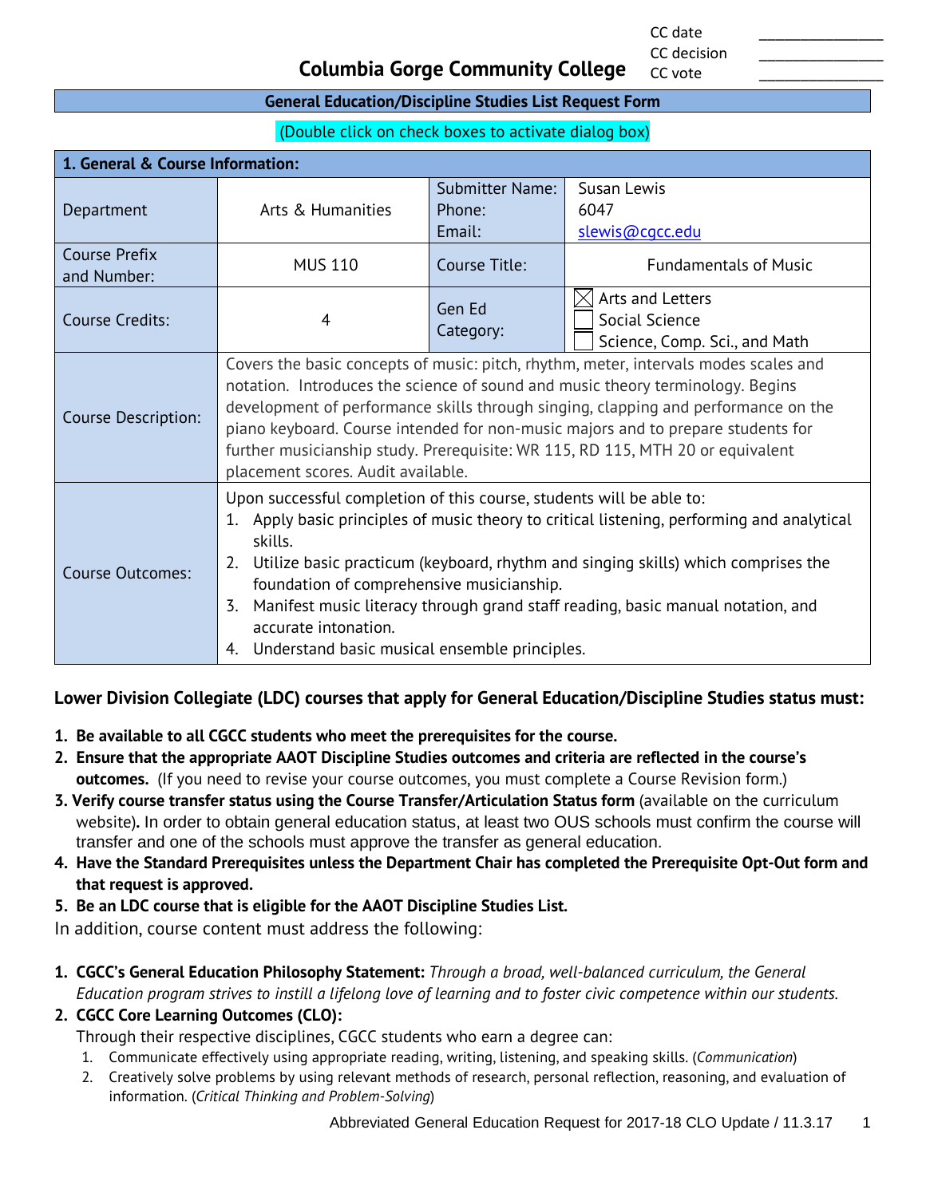CC date _______________
CC decision _______________
CC vote _______________

# Columbia Gorge Community College

## General Education/Discipline Studies List Request Form

(Double click on check boxes to activate dialog box)

| 1. General & Course Information: | | | |
|---|---|---|---|
| Department | Arts & Humanities | Submitter Name:<br>Phone:<br>Email: | Susan Lewis<br>6047<br>slewis@cgcc.edu |
| Course Prefix and Number: | MUS 110 | Course Title: | Fundamentals of Music |
| Course Credits: | 4 | Gen Ed Category: | ☒ Arts and Letters<br>☐ Social Science<br>☐ Science, Comp. Sci., and Math |
| Course Description: | Covers the basic concepts of music: pitch, rhythm, meter, intervals modes scales and notation. Introduces the science of sound and music theory terminology. Begins development of performance skills through singing, clapping and performance on the piano keyboard. Course intended for non-music majors and to prepare students for further musicianship study. Prerequisite: WR 115, RD 115, MTH 20 or equivalent placement scores. Audit available. | | |
| Course Outcomes: | Upon successful completion of this course, students will be able to:<br>1. Apply basic principles of music theory to critical listening, performing and analytical skills.<br>2. Utilize basic practicum (keyboard, rhythm and singing skills) which comprises the foundation of comprehensive musicianship.<br>3. Manifest music literacy through grand staff reading, basic manual notation, and accurate intonation.<br>4. Understand basic musical ensemble principles. | | |

**Lower Division Collegiate (LDC) courses that apply for General Education/Discipline Studies status must:**

1. **Be available to all CGCC students who meet the prerequisites for the course.**
2. **Ensure that the appropriate AAOT Discipline Studies outcomes and criteria are reflected in the course's outcomes.** (If you need to revise your course outcomes, you must complete a Course Revision form.)
3. **Verify course transfer status using the Course Transfer/Articulation Status form** (available on the curriculum website). In order to obtain general education status, at least two OUS schools must confirm the course will transfer and one of the schools must approve the transfer as general education.
4. **Have the Standard Prerequisites unless the Department Chair has completed the Prerequisite Opt-Out form and that request is approved.**
5. **Be an LDC course that is eligible for the AAOT Discipline Studies List.**

In addition, course content must address the following:

1. **CGCC's General Education Philosophy Statement:** *Through a broad, well-balanced curriculum, the General Education program strives to instill a lifelong love of learning and to foster civic competence within our students.*
2. **CGCC Core Learning Outcomes (CLO):**
   Through their respective disciplines, CGCC students who earn a degree can:
   1. Communicate effectively using appropriate reading, writing, listening, and speaking skills. (*Communication*)
   2. Creatively solve problems by using relevant methods of research, personal reflection, reasoning, and evaluation of information. (*Critical Thinking and Problem-Solving*)

Abbreviated General Education Request for 2017-18 CLO Update / 11.3.17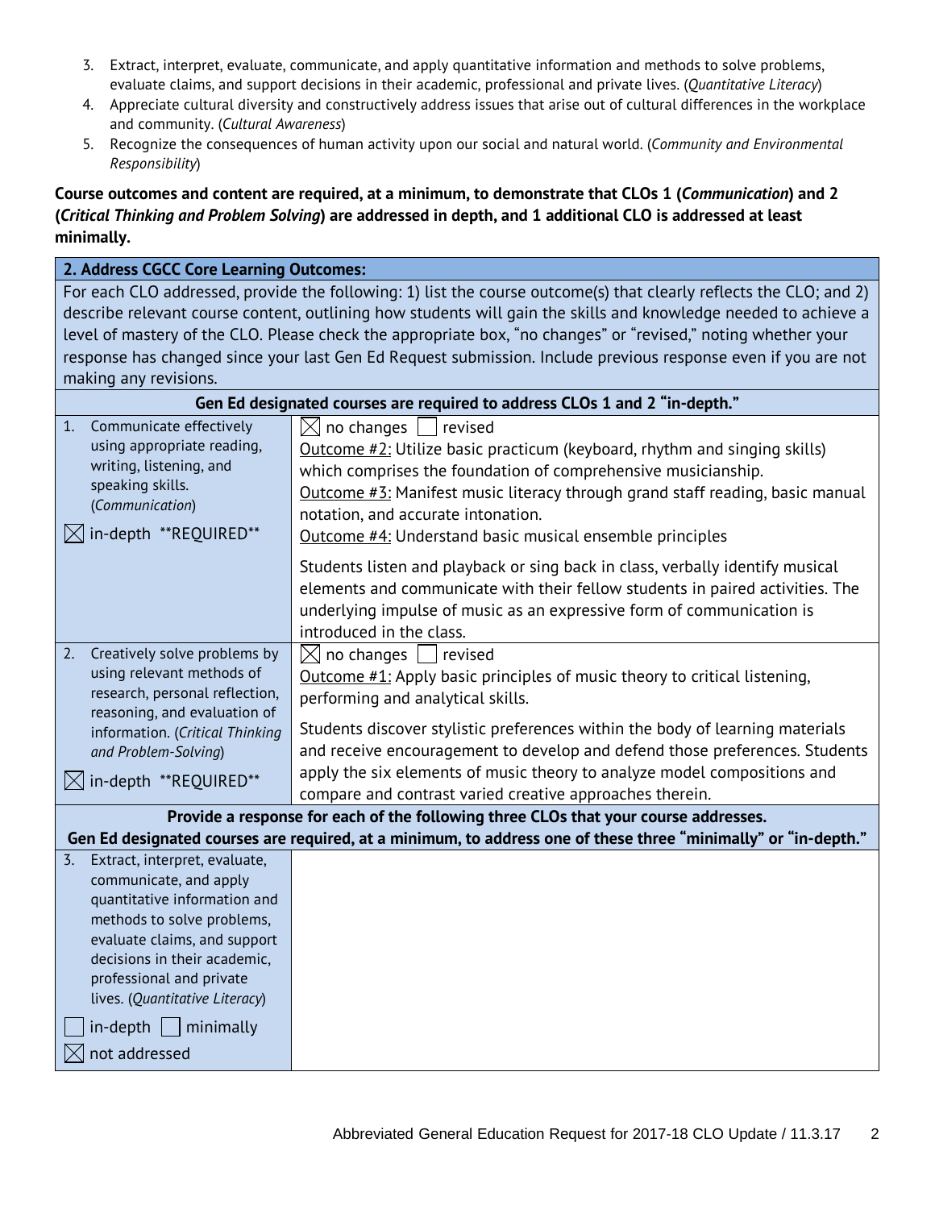3. Extract, interpret, evaluate, communicate, and apply quantitative information and methods to solve problems, evaluate claims, and support decisions in their academic, professional and private lives. (*Quantitative Literacy*)
4. Appreciate cultural diversity and constructively address issues that arise out of cultural differences in the workplace and community. (*Cultural Awareness*)
5. Recognize the consequences of human activity upon our social and natural world. (*Community and Environmental Responsibility*)

**Course outcomes and content are required, at a minimum, to demonstrate that CLOs 1 (*Communication*) and 2 (*Critical Thinking and Problem Solving*) are addressed in depth, and 1 additional CLO is addressed at least minimally.**

| **2. Address CGCC Core Learning Outcomes:** | |
|---|---|
| For each CLO addressed, provide the following: 1) list the course outcome(s) that clearly reflects the CLO; and 2) describe relevant course content, outlining how students will gain the skills and knowledge needed to achieve a level of mastery of the CLO. Please check the appropriate box, "no changes" or "revised," noting whether your response has changed since your last Gen Ed Request submission. Include previous response even if you are not making any revisions. | |
| **Gen Ed designated courses are required to address CLOs 1 and 2 "in-depth."** | |
| 1. Communicate effectively using appropriate reading, writing, listening, and speaking skills. (*Communication*)<br><br>☒ in-depth \*\*REQUIRED\*\* | ☒ no changes ☐ revised<br>Outcome #2: Utilize basic practicum (keyboard, rhythm and singing skills) which comprises the foundation of comprehensive musicianship.<br>Outcome #3: Manifest music literacy through grand staff reading, basic manual notation, and accurate intonation.<br>Outcome #4: Understand basic musical ensemble principles<br><br>Students listen and playback or sing back in class, verbally identify musical elements and communicate with their fellow students in paired activities. The underlying impulse of music as an expressive form of communication is introduced in the class. |
| 2. Creatively solve problems by using relevant methods of research, personal reflection, reasoning, and evaluation of information. (*Critical Thinking and Problem-Solving*)<br><br>☒ in-depth \*\*REQUIRED\*\* | ☒ no changes ☐ revised<br>Outcome #1: Apply basic principles of music theory to critical listening, performing and analytical skills.<br><br>Students discover stylistic preferences within the body of learning materials and receive encouragement to develop and defend those preferences. Students apply the six elements of music theory to analyze model compositions and compare and contrast varied creative approaches therein. |
| **Provide a response for each of the following three CLOs that your course addresses.**<br>**Gen Ed designated courses are required, at a minimum, to address one of these three "minimally" or "in-depth."** | |
| 3. Extract, interpret, evaluate, communicate, and apply quantitative information and methods to solve problems, evaluate claims, and support decisions in their academic, professional and private lives. (*Quantitative Literacy*)<br><br>☐ in-depth ☐ minimally<br>☒ not addressed | |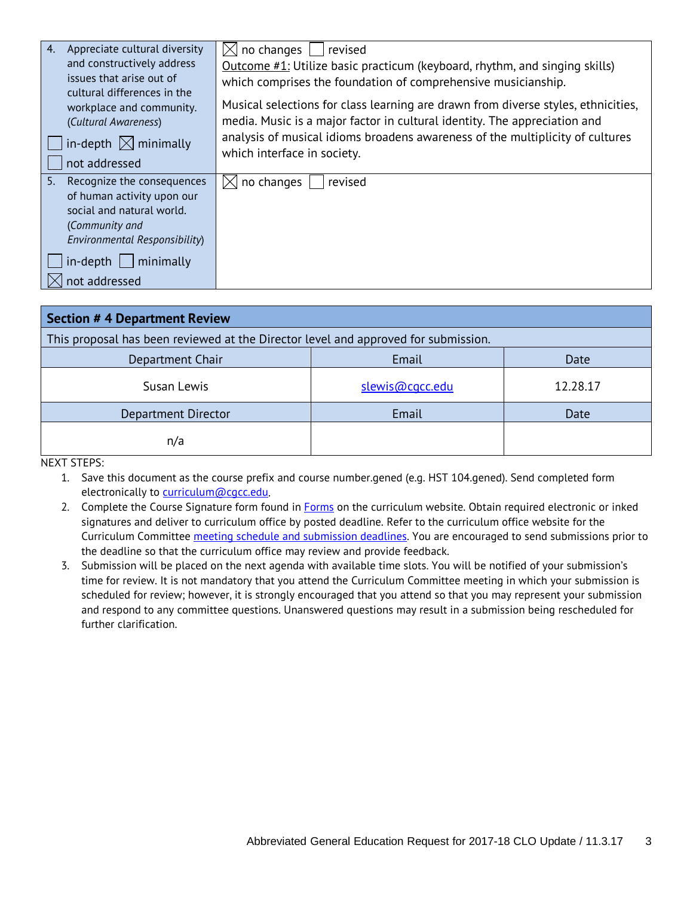| | |
|---|---|
| 4. Appreciate cultural diversity and constructively address issues that arise out of cultural differences in the workplace and community. (*Cultural Awareness*)<br>☐ in-depth ☒ minimally<br>☐ not addressed | ☒ no changes ☐ revised<br>Outcome #1: Utilize basic practicum (keyboard, rhythm, and singing skills) which comprises the foundation of comprehensive musicianship.<br>Musical selections for class learning are drawn from diverse styles, ethnicities, media. Music is a major factor in cultural identity. The appreciation and analysis of musical idioms broadens awareness of the multiplicity of cultures which interface in society. |
| 5. Recognize the consequences of human activity upon our social and natural world. (*Community and Environmental Responsibility*)<br>☐ in-depth ☐ minimally<br>☒ not addressed | ☒ no changes ☐ revised |

| **Section # 4 Department Review** | | |
|---|---|---|
| This proposal has been reviewed at the Director level and approved for submission. | | |
| Department Chair | Email | Date |
| Susan Lewis | slewis@cgcc.edu | 12.28.17 |
| Department Director | Email | Date |
| n/a | | |

NEXT STEPS:

1. Save this document as the course prefix and course number.gened (e.g. HST 104.gened). Send completed form electronically to curriculum@cgcc.edu.
2. Complete the Course Signature form found in Forms on the curriculum website. Obtain required electronic or inked signatures and deliver to curriculum office by posted deadline. Refer to the curriculum office website for the Curriculum Committee meeting schedule and submission deadlines. You are encouraged to send submissions prior to the deadline so that the curriculum office may review and provide feedback.
3. Submission will be placed on the next agenda with available time slots. You will be notified of your submission's time for review. It is not mandatory that you attend the Curriculum Committee meeting in which your submission is scheduled for review; however, it is strongly encouraged that you attend so that you may represent your submission and respond to any committee questions. Unanswered questions may result in a submission being rescheduled for further clarification.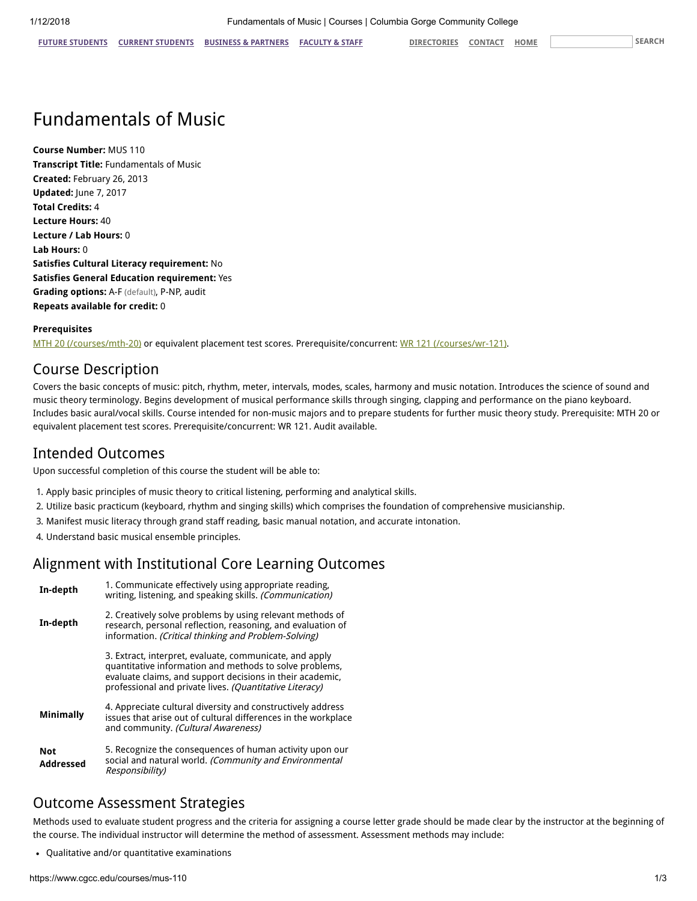# Fundamentals of Music

**Course Number:** MUS 110
**Transcript Title:** Fundamentals of Music
**Created:** February 26, 2013
**Updated:** June 7, 2017
**Total Credits:** 4
**Lecture Hours:** 40
**Lecture / Lab Hours:** 0
**Lab Hours:** 0
**Satisfies Cultural Literacy requirement:** No
**Satisfies General Education requirement:** Yes
**Grading options:** A-F (default), P-NP, audit
**Repeats available for credit:** 0

**Prerequisites**

MTH 20 (/courses/mth-20) or equivalent placement test scores. Prerequisite/concurrent: WR 121 (/courses/wr-121).

## Course Description

Covers the basic concepts of music: pitch, rhythm, meter, intervals, modes, scales, harmony and music notation. Introduces the science of sound and music theory terminology. Begins development of musical performance skills through singing, clapping and performance on the piano keyboard. Includes basic aural/vocal skills. Course intended for non-music majors and to prepare students for further music theory study. Prerequisite: MTH 20 or equivalent placement test scores. Prerequisite/concurrent: WR 121. Audit available.

## Intended Outcomes

Upon successful completion of this course the student will be able to:

1. Apply basic principles of music theory to critical listening, performing and analytical skills.
2. Utilize basic practicum (keyboard, rhythm and singing skills) which comprises the foundation of comprehensive musicianship.
3. Manifest music literacy through grand staff reading, basic manual notation, and accurate intonation.
4. Understand basic musical ensemble principles.

## Alignment with Institutional Core Learning Outcomes

| | |
|---|---|
| **In-depth** | 1. Communicate effectively using appropriate reading, writing, listening, and speaking skills. *(Communication)* |
| **In-depth** | 2. Creatively solve problems by using relevant methods of research, personal reflection, reasoning, and evaluation of information. *(Critical thinking and Problem-Solving)* |
| | 3. Extract, interpret, evaluate, communicate, and apply quantitative information and methods to solve problems, evaluate claims, and support decisions in their academic, professional and private lives. *(Quantitative Literacy)* |
| **Minimally** | 4. Appreciate cultural diversity and constructively address issues that arise out of cultural differences in the workplace and community. *(Cultural Awareness)* |
| **Not Addressed** | 5. Recognize the consequences of human activity upon our social and natural world. *(Community and Environmental Responsibility)* |

## Outcome Assessment Strategies

Methods used to evaluate student progress and the criteria for assigning a course letter grade should be made clear by the instructor at the beginning of the course. The individual instructor will determine the method of assessment. Assessment methods may include:

- Qualitative and/or quantitative examinations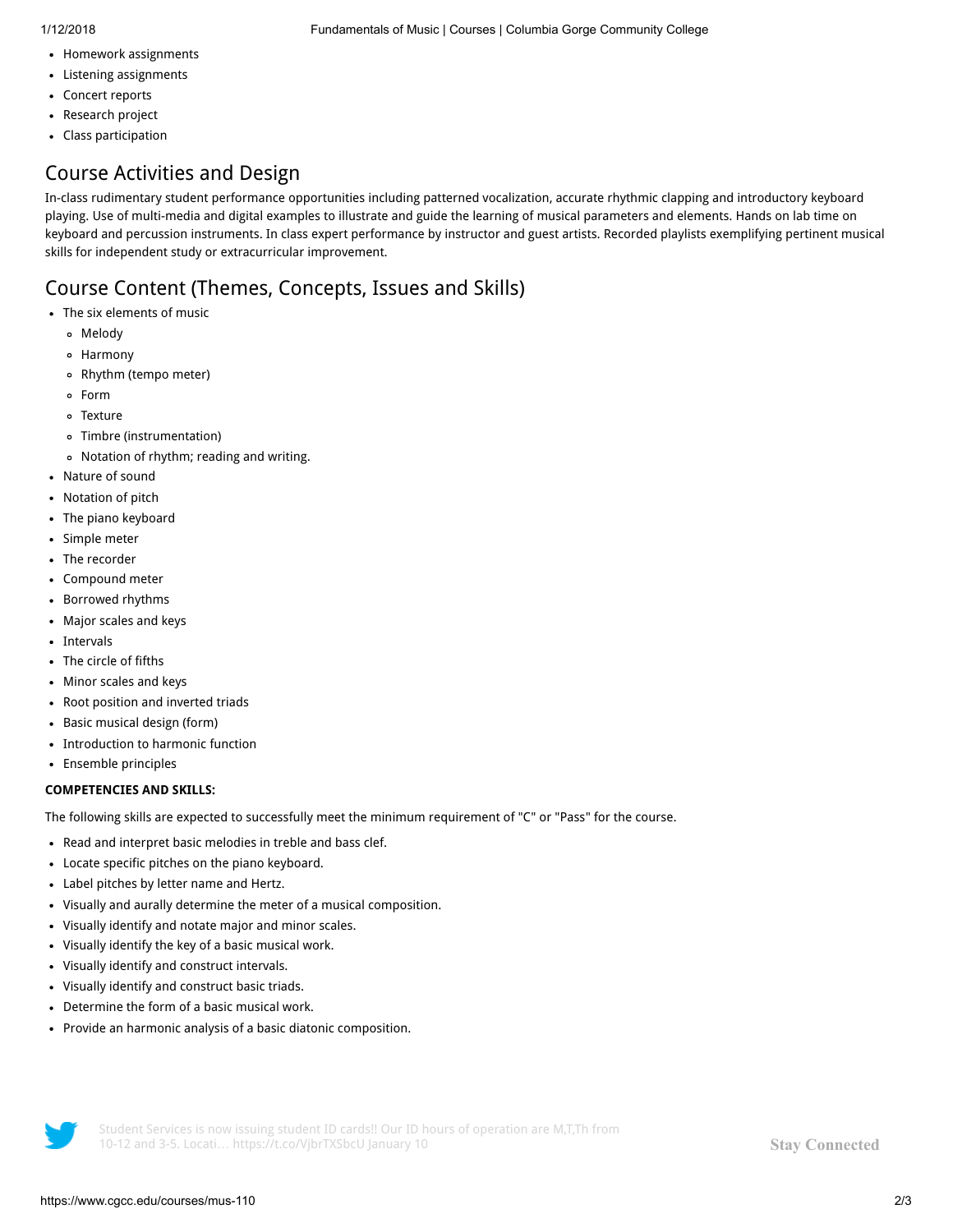- Homework assignments
- Listening assignments
- Concert reports
- Research project
- Class participation

## Course Activities and Design

In-class rudimentary student performance opportunities including patterned vocalization, accurate rhythmic clapping and introductory keyboard playing. Use of multi-media and digital examples to illustrate and guide the learning of musical parameters and elements. Hands on lab time on keyboard and percussion instruments. In class expert performance by instructor and guest artists. Recorded playlists exemplifying pertinent musical skills for independent study or extracurricular improvement.

## Course Content (Themes, Concepts, Issues and Skills)

- The six elements of music
  - Melody
  - Harmony
  - Rhythm (tempo meter)
  - Form
  - Texture
  - Timbre (instrumentation)
  - Notation of rhythm; reading and writing.
- Nature of sound
- Notation of pitch
- The piano keyboard
- Simple meter
- The recorder
- Compound meter
- Borrowed rhythms
- Major scales and keys
- Intervals
- The circle of fifths
- Minor scales and keys
- Root position and inverted triads
- Basic musical design (form)
- Introduction to harmonic function
- Ensemble principles

**COMPETENCIES AND SKILLS:**

The following skills are expected to successfully meet the minimum requirement of "C" or "Pass" for the course.

- Read and interpret basic melodies in treble and bass clef.
- Locate specific pitches on the piano keyboard.
- Label pitches by letter name and Hertz.
- Visually and aurally determine the meter of a musical composition.
- Visually identify and notate major and minor scales.
- Visually identify the key of a basic musical work.
- Visually identify and construct intervals.
- Visually identify and construct basic triads.
- Determine the form of a basic musical work.
- Provide an harmonic analysis of a basic diatonic composition.

Student Services is now issuing student ID cards!! Our ID hours of operation are M,T,Th from 10-12 and 3-5. Locati… https://t.co/VjbrTXSbcU January 10

Stay Connected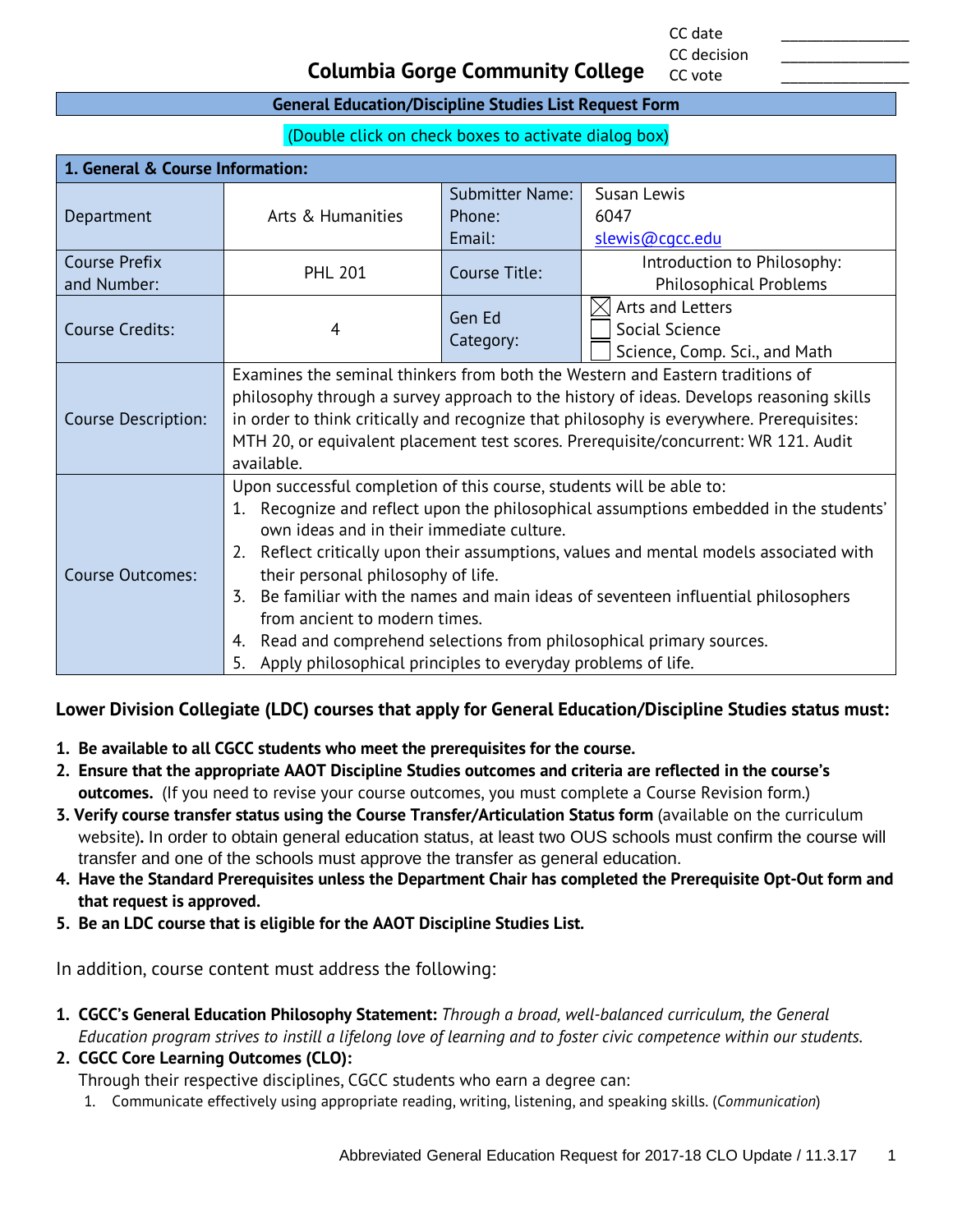| CC date | _______________ |
|---|---|
| CC decision | _______________ |
| CC vote | _______________ |

# Columbia Gorge Community College

## General Education/Discipline Studies List Request Form

(Double click on check boxes to activate dialog box)

| 1. General & Course Information: | | | |
|---|---|---|---|
| Department | Arts & Humanities | Submitter Name: Phone: Email: | Susan Lewis 6047 slewis@cgcc.edu |
| Course Prefix and Number: | PHL 201 | Course Title: | Introduction to Philosophy: Philosophical Problems |
| Course Credits: | 4 | Gen Ed Category: | ☒ Arts and Letters ☐ Social Science ☐ Science, Comp. Sci., and Math |
| Course Description: | Examines the seminal thinkers from both the Western and Eastern traditions of philosophy through a survey approach to the history of ideas. Develops reasoning skills in order to think critically and recognize that philosophy is everywhere. Prerequisites: MTH 20, or equivalent placement test scores. Prerequisite/concurrent: WR 121. Audit available. | | |
| Course Outcomes: | Upon successful completion of this course, students will be able to: 1. Recognize and reflect upon the philosophical assumptions embedded in the students' own ideas and in their immediate culture. 2. Reflect critically upon their assumptions, values and mental models associated with their personal philosophy of life. 3. Be familiar with the names and main ideas of seventeen influential philosophers from ancient to modern times. 4. Read and comprehend selections from philosophical primary sources. 5. Apply philosophical principles to everyday problems of life. | | |

**Lower Division Collegiate (LDC) courses that apply for General Education/Discipline Studies status must:**

1. **Be available to all CGCC students who meet the prerequisites for the course.**
2. **Ensure that the appropriate AAOT Discipline Studies outcomes and criteria are reflected in the course's outcomes.** (If you need to revise your course outcomes, you must complete a Course Revision form.)
3. **Verify course transfer status using the Course Transfer/Articulation Status form** (available on the curriculum website)**.** In order to obtain general education status, at least two OUS schools must confirm the course will transfer and one of the schools must approve the transfer as general education.
4. **Have the Standard Prerequisites unless the Department Chair has completed the Prerequisite Opt-Out form and that request is approved.**
5. **Be an LDC course that is eligible for the AAOT Discipline Studies List.**

In addition, course content must address the following:

1. **CGCC's General Education Philosophy Statement:** *Through a broad, well-balanced curriculum, the General Education program strives to instill a lifelong love of learning and to foster civic competence within our students.*
2. **CGCC Core Learning Outcomes (CLO):**
   Through their respective disciplines, CGCC students who earn a degree can:
   1. Communicate effectively using appropriate reading, writing, listening, and speaking skills. (*Communication*)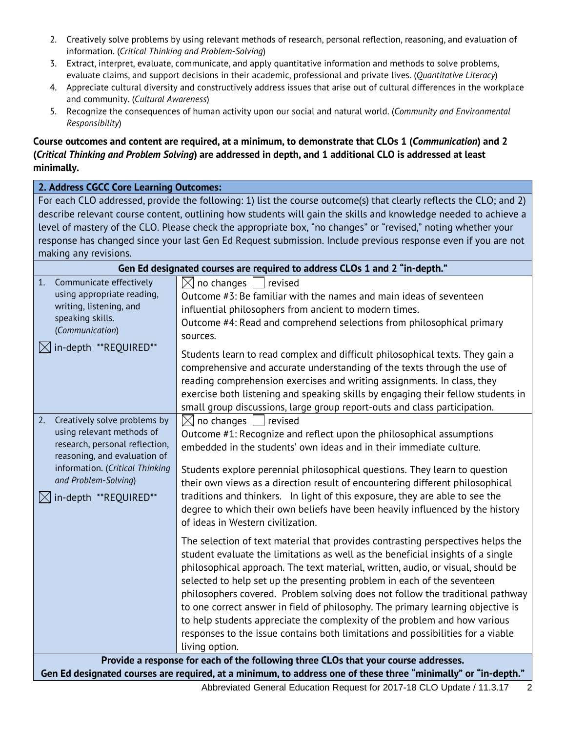2. Creatively solve problems by using relevant methods of research, personal reflection, reasoning, and evaluation of information. (*Critical Thinking and Problem-Solving*)
3. Extract, interpret, evaluate, communicate, and apply quantitative information and methods to solve problems, evaluate claims, and support decisions in their academic, professional and private lives. (*Quantitative Literacy*)
4. Appreciate cultural diversity and constructively address issues that arise out of cultural differences in the workplace and community. (*Cultural Awareness*)
5. Recognize the consequences of human activity upon our social and natural world. (*Community and Environmental Responsibility*)

**Course outcomes and content are required, at a minimum, to demonstrate that CLOs 1 (*Communication*) and 2 (*Critical Thinking and Problem Solving*) are addressed in depth, and 1 additional CLO is addressed at least minimally.**

| **2. Address CGCC Core Learning Outcomes:** | |
|---|---|
| For each CLO addressed, provide the following: 1) list the course outcome(s) that clearly reflects the CLO; and 2) describe relevant course content, outlining how students will gain the skills and knowledge needed to achieve a level of mastery of the CLO. Please check the appropriate box, "no changes" or "revised," noting whether your response has changed since your last Gen Ed Request submission. Include previous response even if you are not making any revisions. | |
| **Gen Ed designated courses are required to address CLOs 1 and 2 "in-depth."** | |
| 1. Communicate effectively using appropriate reading, writing, listening, and speaking skills. (*Communication*)<br><br>☒ in-depth \*\*REQUIRED\*\* | ☒ no changes ☐ revised<br>Outcome #3: Be familiar with the names and main ideas of seventeen influential philosophers from ancient to modern times.<br>Outcome #4: Read and comprehend selections from philosophical primary sources.<br><br>Students learn to read complex and difficult philosophical texts. They gain a comprehensive and accurate understanding of the texts through the use of reading comprehension exercises and writing assignments. In class, they exercise both listening and speaking skills by engaging their fellow students in small group discussions, large group report-outs and class participation. |
| 2. Creatively solve problems by using relevant methods of research, personal reflection, reasoning, and evaluation of information. (*Critical Thinking and Problem-Solving*)<br><br>☒ in-depth \*\*REQUIRED\*\* | ☒ no changes ☐ revised<br>Outcome #1: Recognize and reflect upon the philosophical assumptions embedded in the students' own ideas and in their immediate culture.<br><br>Students explore perennial philosophical questions. They learn to question their own views as a direction result of encountering different philosophical traditions and thinkers. In light of this exposure, they are able to see the degree to which their own beliefs have been heavily influenced by the history of ideas in Western civilization.<br><br>The selection of text material that provides contrasting perspectives helps the student evaluate the limitations as well as the beneficial insights of a single philosophical approach. The text material, written, audio, or visual, should be selected to help set up the presenting problem in each of the seventeen philosophers covered. Problem solving does not follow the traditional pathway to one correct answer in field of philosophy. The primary learning objective is to help students appreciate the complexity of the problem and how various responses to the issue contains both limitations and possibilities for a viable living option. |
| **Provide a response for each of the following three CLOs that your course addresses.**<br>**Gen Ed designated courses are required, at a minimum, to address one of these three "minimally" or "in-depth."** | |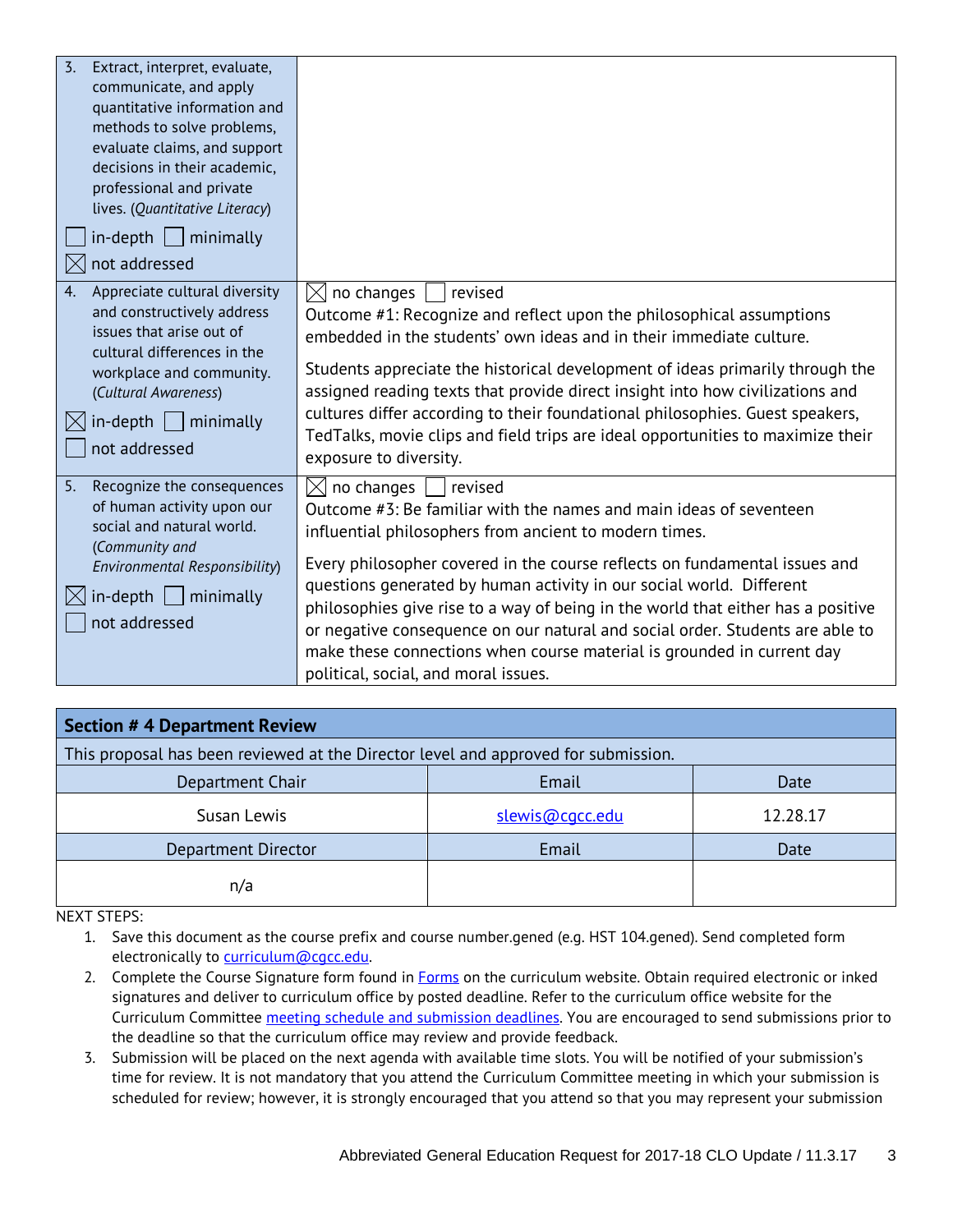| | |
|---|---|
| 3. Extract, interpret, evaluate, communicate, and apply quantitative information and methods to solve problems, evaluate claims, and support decisions in their academic, professional and private lives. (*Quantitative Literacy*)<br><br>☐ in-depth ☐ minimally<br>☒ not addressed | |
| 4. Appreciate cultural diversity and constructively address issues that arise out of cultural differences in the workplace and community. (*Cultural Awareness*)<br><br>☒ in-depth ☐ minimally<br>☐ not addressed | ☒ no changes ☐ revised<br>Outcome #1: Recognize and reflect upon the philosophical assumptions embedded in the students' own ideas and in their immediate culture.<br><br>Students appreciate the historical development of ideas primarily through the assigned reading texts that provide direct insight into how civilizations and cultures differ according to their foundational philosophies. Guest speakers, TedTalks, movie clips and field trips are ideal opportunities to maximize their exposure to diversity. |
| 5. Recognize the consequences of human activity upon our social and natural world. (*Community and Environmental Responsibility*)<br><br>☒ in-depth ☐ minimally<br>☐ not addressed | ☒ no changes ☐ revised<br>Outcome #3: Be familiar with the names and main ideas of seventeen influential philosophers from ancient to modern times.<br><br>Every philosopher covered in the course reflects on fundamental issues and questions generated by human activity in our social world. Different philosophies give rise to a way of being in the world that either has a positive or negative consequence on our natural and social order. Students are able to make these connections when course material is grounded in current day political, social, and moral issues. |

## Section # 4 Department Review

This proposal has been reviewed at the Director level and approved for submission.

| Department Chair | Email | Date |
|---|---|---|
| Susan Lewis | slewis@cgcc.edu | 12.28.17 |
| **Department Director** | **Email** | **Date** |
| n/a | | |

NEXT STEPS:

1. Save this document as the course prefix and course number.gened (e.g. HST 104.gened). Send completed form electronically to curriculum@cgcc.edu.
2. Complete the Course Signature form found in Forms on the curriculum website. Obtain required electronic or inked signatures and deliver to curriculum office by posted deadline. Refer to the curriculum office website for the Curriculum Committee meeting schedule and submission deadlines. You are encouraged to send submissions prior to the deadline so that the curriculum office may review and provide feedback.
3. Submission will be placed on the next agenda with available time slots. You will be notified of your submission's time for review. It is not mandatory that you attend the Curriculum Committee meeting in which your submission is scheduled for review; however, it is strongly encouraged that you attend so that you may represent your submission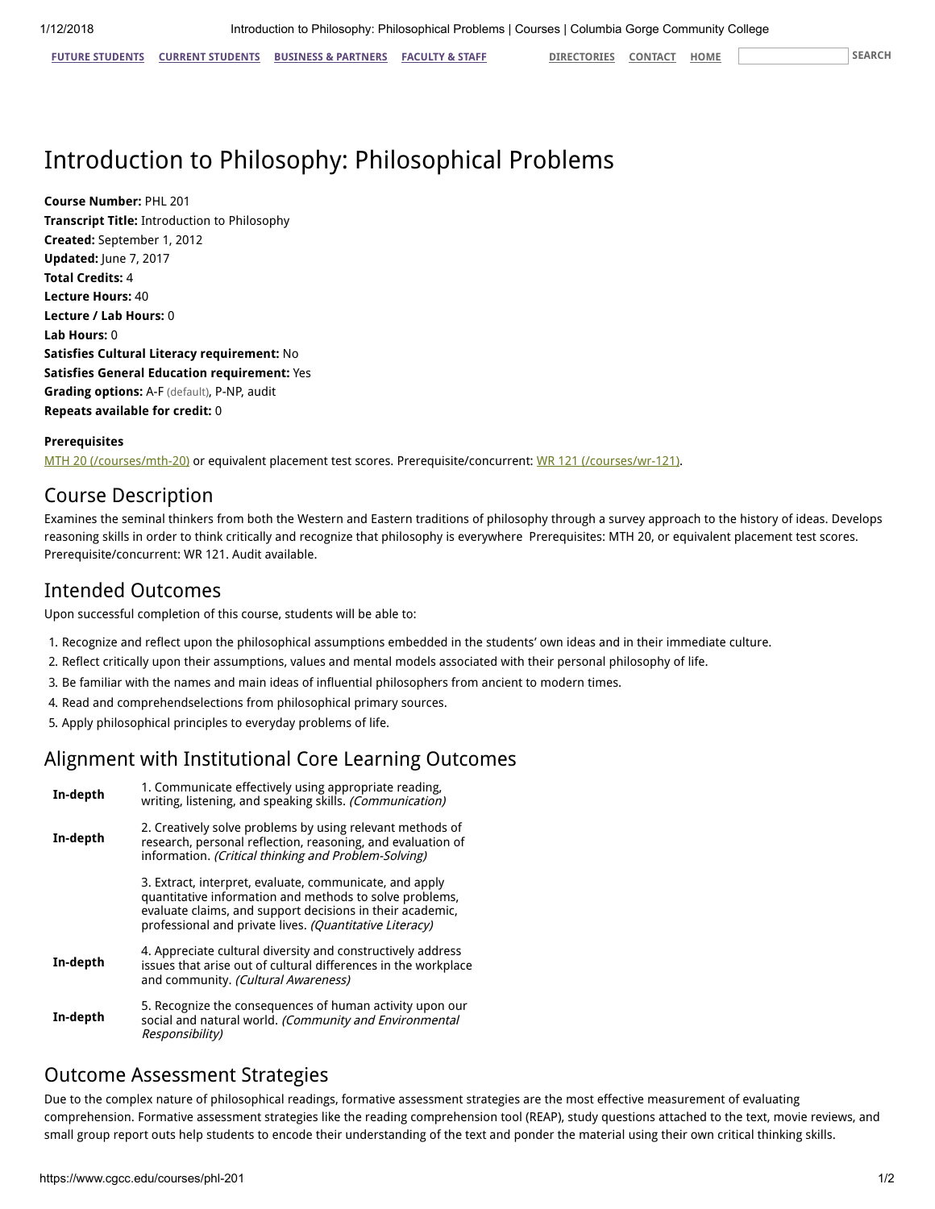# Introduction to Philosophy: Philosophical Problems

**Course Number:** PHL 201
**Transcript Title:** Introduction to Philosophy
**Created:** September 1, 2012
**Updated:** June 7, 2017
**Total Credits:** 4
**Lecture Hours:** 40
**Lecture / Lab Hours:** 0
**Lab Hours:** 0
**Satisfies Cultural Literacy requirement:** No
**Satisfies General Education requirement:** Yes
**Grading options:** A-F (default), P-NP, audit
**Repeats available for credit:** 0

**Prerequisites**

MTH 20 (/courses/mth-20) or equivalent placement test scores. Prerequisite/concurrent: WR 121 (/courses/wr-121).

## Course Description

Examines the seminal thinkers from both the Western and Eastern traditions of philosophy through a survey approach to the history of ideas. Develops reasoning skills in order to think critically and recognize that philosophy is everywhere Prerequisites: MTH 20, or equivalent placement test scores. Prerequisite/concurrent: WR 121. Audit available.

## Intended Outcomes

Upon successful completion of this course, students will be able to:

1. Recognize and reflect upon the philosophical assumptions embedded in the students' own ideas and in their immediate culture.
2. Reflect critically upon their assumptions, values and mental models associated with their personal philosophy of life.
3. Be familiar with the names and main ideas of influential philosophers from ancient to modern times.
4. Read and comprehendselections from philosophical primary sources.
5. Apply philosophical principles to everyday problems of life.

## Alignment with Institutional Core Learning Outcomes

| | |
|---|---|
| **In-depth** | 1. Communicate effectively using appropriate reading, writing, listening, and speaking skills. *(Communication)* |
| **In-depth** | 2. Creatively solve problems by using relevant methods of research, personal reflection, reasoning, and evaluation of information. *(Critical thinking and Problem-Solving)* |
| | 3. Extract, interpret, evaluate, communicate, and apply quantitative information and methods to solve problems, evaluate claims, and support decisions in their academic, professional and private lives. *(Quantitative Literacy)* |
| **In-depth** | 4. Appreciate cultural diversity and constructively address issues that arise out of cultural differences in the workplace and community. *(Cultural Awareness)* |
| **In-depth** | 5. Recognize the consequences of human activity upon our social and natural world. *(Community and Environmental Responsibility)* |

## Outcome Assessment Strategies

Due to the complex nature of philosophical readings, formative assessment strategies are the most effective measurement of evaluating comprehension. Formative assessment strategies like the reading comprehension tool (REAP), study questions attached to the text, movie reviews, and small group report outs help students to encode their understanding of the text and ponder the material using their own critical thinking skills.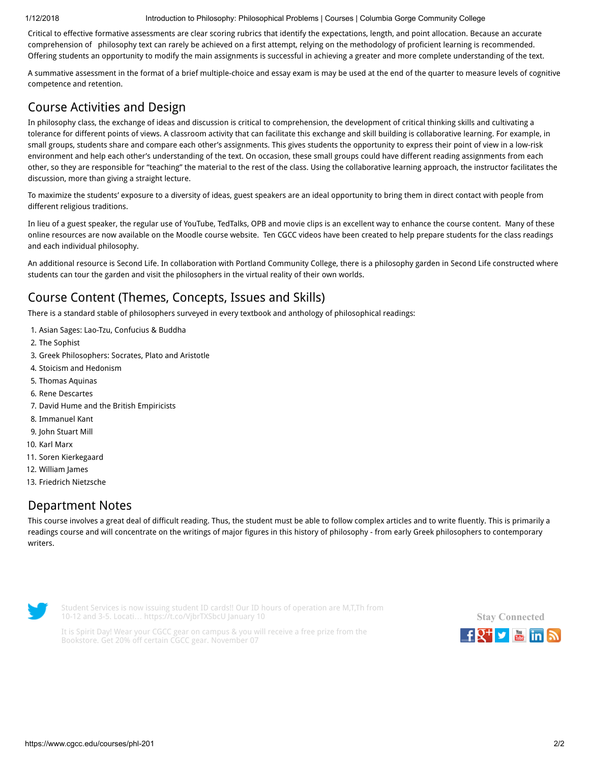Critical to effective formative assessments are clear scoring rubrics that identify the expectations, length, and point allocation. Because an accurate comprehension of philosophy text can rarely be achieved on a first attempt, relying on the methodology of proficient learning is recommended. Offering students an opportunity to modify the main assignments is successful in achieving a greater and more complete understanding of the text.

A summative assessment in the format of a brief multiple-choice and essay exam is may be used at the end of the quarter to measure levels of cognitive competence and retention.

## Course Activities and Design

In philosophy class, the exchange of ideas and discussion is critical to comprehension, the development of critical thinking skills and cultivating a tolerance for different points of views. A classroom activity that can facilitate this exchange and skill building is collaborative learning. For example, in small groups, students share and compare each other's assignments. This gives students the opportunity to express their point of view in a low-risk environment and help each other's understanding of the text. On occasion, these small groups could have different reading assignments from each other, so they are responsible for "teaching" the material to the rest of the class. Using the collaborative learning approach, the instructor facilitates the discussion, more than giving a straight lecture.

To maximize the students' exposure to a diversity of ideas, guest speakers are an ideal opportunity to bring them in direct contact with people from different religious traditions.

In lieu of a guest speaker, the regular use of YouTube, TedTalks, OPB and movie clips is an excellent way to enhance the course content. Many of these online resources are now available on the Moodle course website. Ten CGCC videos have been created to help prepare students for the class readings and each individual philosophy.

An additional resource is Second Life. In collaboration with Portland Community College, there is a philosophy garden in Second Life constructed where students can tour the garden and visit the philosophers in the virtual reality of their own worlds.

## Course Content (Themes, Concepts, Issues and Skills)

There is a standard stable of philosophers surveyed in every textbook and anthology of philosophical readings:

1. Asian Sages: Lao-Tzu, Confucius & Buddha
2. The Sophist
3. Greek Philosophers: Socrates, Plato and Aristotle
4. Stoicism and Hedonism
5. Thomas Aquinas
6. Rene Descartes
7. David Hume and the British Empiricists
8. Immanuel Kant
9. John Stuart Mill
10. Karl Marx
11. Soren Kierkegaard
12. William James
13. Friedrich Nietzsche

## Department Notes

This course involves a great deal of difficult reading. Thus, the student must be able to follow complex articles and to write fluently. This is primarily a readings course and will concentrate on the writings of major figures in this history of philosophy - from early Greek philosophers to contemporary writers.

Student Services is now issuing student ID cards!! Our ID hours of operation are M,T,Th from 10-12 and 3-5. Locati… https://t.co/VjbrTXSbcU January 10

It is Spirit Day! Wear your CGCC gear on campus & you will receive a free prize from the Bookstore. Get 20% off certain CGCC gear. November 07

Stay Connected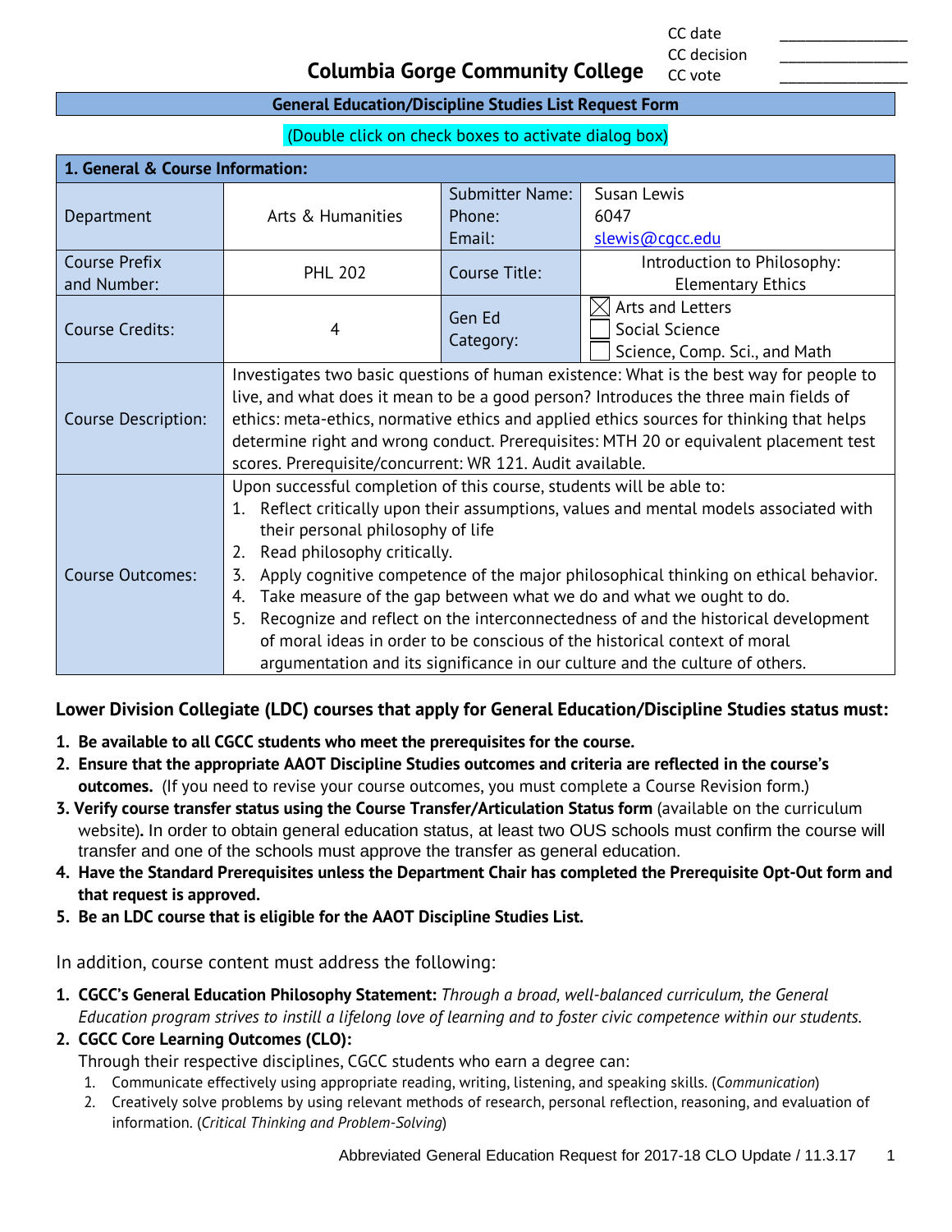| CC date | ______________ |
|---|---|
| CC decision | ______________ |
| CC vote | ______________ |

# Columbia Gorge Community College

## General Education/Discipline Studies List Request Form

(Double click on check boxes to activate dialog box)

| 1. General & Course Information: | | | |
|---|---|---|---|
| Department | Arts & Humanities | Submitter Name:<br>Phone:<br>Email: | Susan Lewis<br>6047<br>slewis@cgcc.edu |
| Course Prefix and Number: | PHL 202 | Course Title: | Introduction to Philosophy: Elementary Ethics |
| Course Credits: | 4 | Gen Ed Category: | ☒ Arts and Letters<br>☐ Social Science<br>☐ Science, Comp. Sci., and Math |
| Course Description: | Investigates two basic questions of human existence: What is the best way for people to live, and what does it mean to be a good person? Introduces the three main fields of ethics: meta-ethics, normative ethics and applied ethics sources for thinking that helps determine right and wrong conduct. Prerequisites: MTH 20 or equivalent placement test scores. Prerequisite/concurrent: WR 121. Audit available. | | |
| Course Outcomes: | Upon successful completion of this course, students will be able to:<br>1. Reflect critically upon their assumptions, values and mental models associated with their personal philosophy of life<br>2. Read philosophy critically.<br>3. Apply cognitive competence of the major philosophical thinking on ethical behavior.<br>4. Take measure of the gap between what we do and what we ought to do.<br>5. Recognize and reflect on the interconnectedness of and the historical development of moral ideas in order to be conscious of the historical context of moral argumentation and its significance in our culture and the culture of others. | | |

**Lower Division Collegiate (LDC) courses that apply for General Education/Discipline Studies status must:**

1. **Be available to all CGCC students who meet the prerequisites for the course.**
2. **Ensure that the appropriate AAOT Discipline Studies outcomes and criteria are reflected in the course's outcomes.** (If you need to revise your course outcomes, you must complete a Course Revision form.)
3. **Verify course transfer status using the Course Transfer/Articulation Status form** (available on the curriculum website)**.** In order to obtain general education status, at least two OUS schools must confirm the course will transfer and one of the schools must approve the transfer as general education.
4. **Have the Standard Prerequisites unless the Department Chair has completed the Prerequisite Opt-Out form and that request is approved.**
5. **Be an LDC course that is eligible for the AAOT Discipline Studies List.**

In addition, course content must address the following:

1. **CGCC's General Education Philosophy Statement:** *Through a broad, well-balanced curriculum, the General Education program strives to instill a lifelong love of learning and to foster civic competence within our students.*
2. **CGCC Core Learning Outcomes (CLO):**
   Through their respective disciplines, CGCC students who earn a degree can:
   1. Communicate effectively using appropriate reading, writing, listening, and speaking skills. (*Communication*)
   2. Creatively solve problems by using relevant methods of research, personal reflection, reasoning, and evaluation of information. (*Critical Thinking and Problem-Solving*)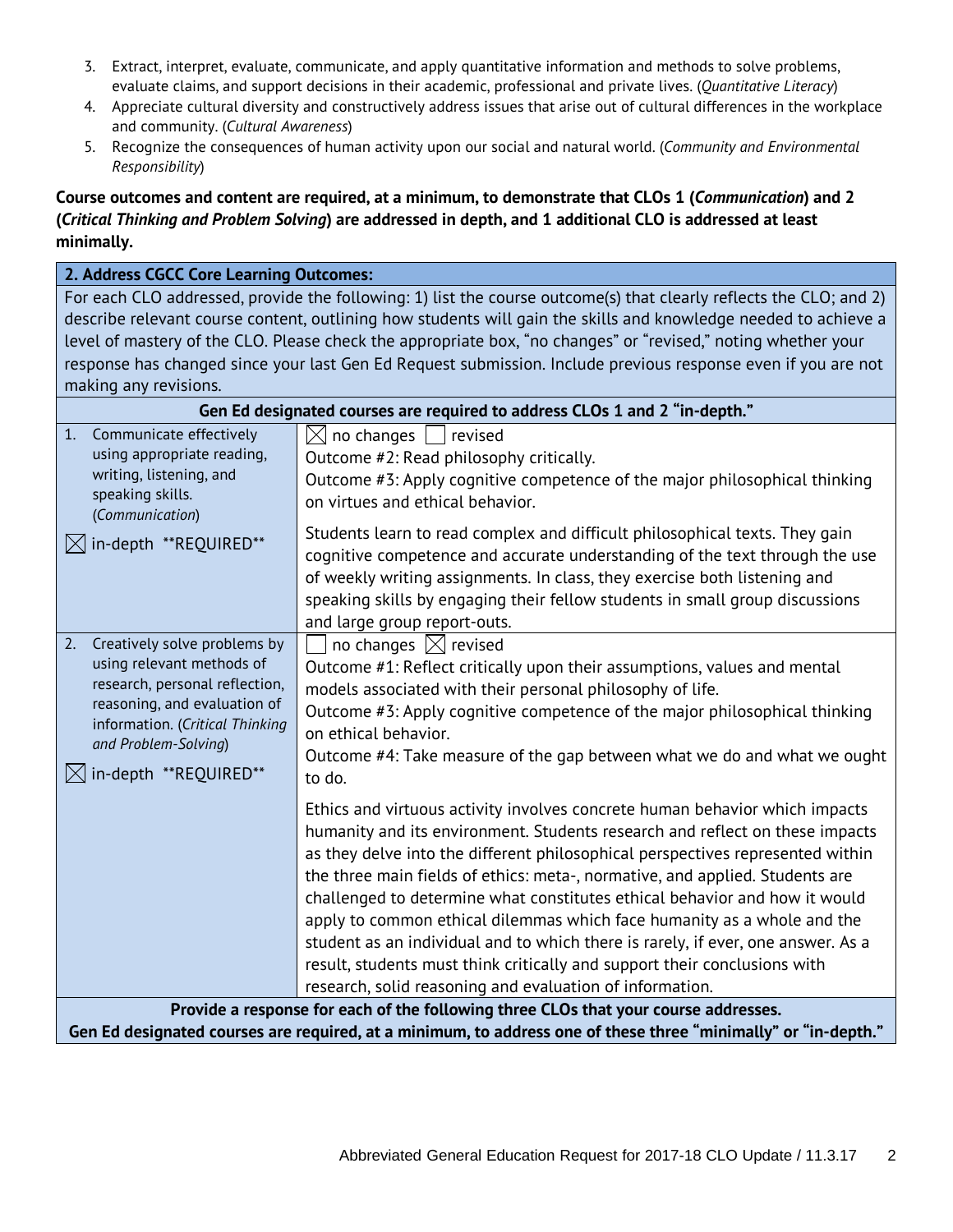3. Extract, interpret, evaluate, communicate, and apply quantitative information and methods to solve problems, evaluate claims, and support decisions in their academic, professional and private lives. (*Quantitative Literacy*)
4. Appreciate cultural diversity and constructively address issues that arise out of cultural differences in the workplace and community. (*Cultural Awareness*)
5. Recognize the consequences of human activity upon our social and natural world. (*Community and Environmental Responsibility*)

**Course outcomes and content are required, at a minimum, to demonstrate that CLOs 1 (*Communication*) and 2 (*Critical Thinking and Problem Solving*) are addressed in depth, and 1 additional CLO is addressed at least minimally.**

| **2. Address CGCC Core Learning Outcomes:** | |
|---|---|
| For each CLO addressed, provide the following: 1) list the course outcome(s) that clearly reflects the CLO; and 2) describe relevant course content, outlining how students will gain the skills and knowledge needed to achieve a level of mastery of the CLO. Please check the appropriate box, "no changes" or "revised," noting whether your response has changed since your last Gen Ed Request submission. Include previous response even if you are not making any revisions. | |
| **Gen Ed designated courses are required to address CLOs 1 and 2 "in-depth."** | |
| 1. Communicate effectively using appropriate reading, writing, listening, and speaking skills. (*Communication*)<br><br>☒ in-depth **REQUIRED** | ☒ no changes ☐ revised<br>Outcome #2: Read philosophy critically.<br>Outcome #3: Apply cognitive competence of the major philosophical thinking on virtues and ethical behavior.<br><br>Students learn to read complex and difficult philosophical texts. They gain cognitive competence and accurate understanding of the text through the use of weekly writing assignments. In class, they exercise both listening and speaking skills by engaging their fellow students in small group discussions and large group report-outs. |
| 2. Creatively solve problems by using relevant methods of research, personal reflection, reasoning, and evaluation of information. (*Critical Thinking and Problem-Solving*)<br><br>☒ in-depth **REQUIRED** | ☐ no changes ☒ revised<br>Outcome #1: Reflect critically upon their assumptions, values and mental models associated with their personal philosophy of life.<br>Outcome #3: Apply cognitive competence of the major philosophical thinking on ethical behavior.<br>Outcome #4: Take measure of the gap between what we do and what we ought to do.<br><br>Ethics and virtuous activity involves concrete human behavior which impacts humanity and its environment. Students research and reflect on these impacts as they delve into the different philosophical perspectives represented within the three main fields of ethics: meta-, normative, and applied. Students are challenged to determine what constitutes ethical behavior and how it would apply to common ethical dilemmas which face humanity as a whole and the student as an individual and to which there is rarely, if ever, one answer. As a result, students must think critically and support their conclusions with research, solid reasoning and evaluation of information. |
| **Provide a response for each of the following three CLOs that your course addresses.**<br>**Gen Ed designated courses are required, at a minimum, to address one of these three "minimally" or "in-depth."** | |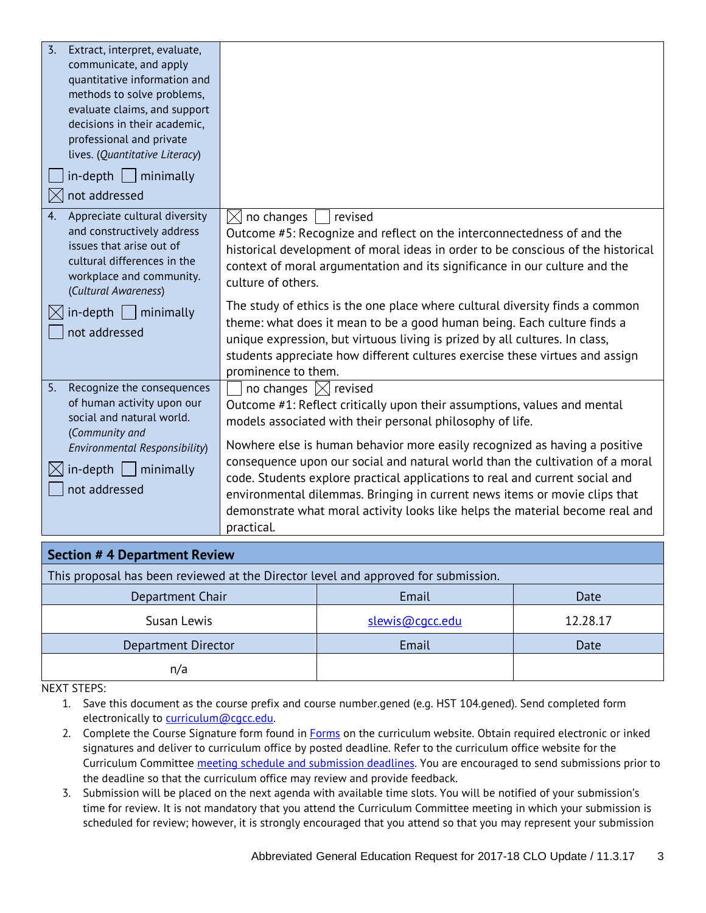| | |
|---|---|
| 3. Extract, interpret, evaluate, communicate, and apply quantitative information and methods to solve problems, evaluate claims, and support decisions in their academic, professional and private lives. (*Quantitative Literacy*)<br><br>☐ in-depth ☐ minimally<br>☒ not addressed | |
| 4. Appreciate cultural diversity and constructively address issues that arise out of cultural differences in the workplace and community. (*Cultural Awareness*)<br><br>☒ in-depth ☐ minimally<br>☐ not addressed | ☒ no changes ☐ revised<br>Outcome #5: Recognize and reflect on the interconnectedness of and the historical development of moral ideas in order to be conscious of the historical context of moral argumentation and its significance in our culture and the culture of others.<br><br>The study of ethics is the one place where cultural diversity finds a common theme: what does it mean to be a good human being. Each culture finds a unique expression, but virtuous living is prized by all cultures. In class, students appreciate how different cultures exercise these virtues and assign prominence to them. |
| 5. Recognize the consequences of human activity upon our social and natural world. (*Community and Environmental Responsibility*)<br><br>☒ in-depth ☐ minimally<br>☐ not addressed | ☐ no changes ☒ revised<br>Outcome #1: Reflect critically upon their assumptions, values and mental models associated with their personal philosophy of life.<br><br>Nowhere else is human behavior more easily recognized as having a positive consequence upon our social and natural world than the cultivation of a moral code. Students explore practical applications to real and current social and environmental dilemmas. Bringing in current news items or movie clips that demonstrate what moral activity looks like helps the material become real and practical. |

## Section # 4 Department Review

This proposal has been reviewed at the Director level and approved for submission.

| Department Chair | Email | Date |
|---|---|---|
| Susan Lewis | slewis@cgcc.edu | 12.28.17 |
| **Department Director** | **Email** | **Date** |
| n/a | | |

NEXT STEPS:

1. Save this document as the course prefix and course number.gened (e.g. HST 104.gened). Send completed form electronically to curriculum@cgcc.edu.
2. Complete the Course Signature form found in Forms on the curriculum website. Obtain required electronic or inked signatures and deliver to curriculum office by posted deadline. Refer to the curriculum office website for the Curriculum Committee meeting schedule and submission deadlines. You are encouraged to send submissions prior to the deadline so that the curriculum office may review and provide feedback.
3. Submission will be placed on the next agenda with available time slots. You will be notified of your submission's time for review. It is not mandatory that you attend the Curriculum Committee meeting in which your submission is scheduled for review; however, it is strongly encouraged that you attend so that you may represent your submission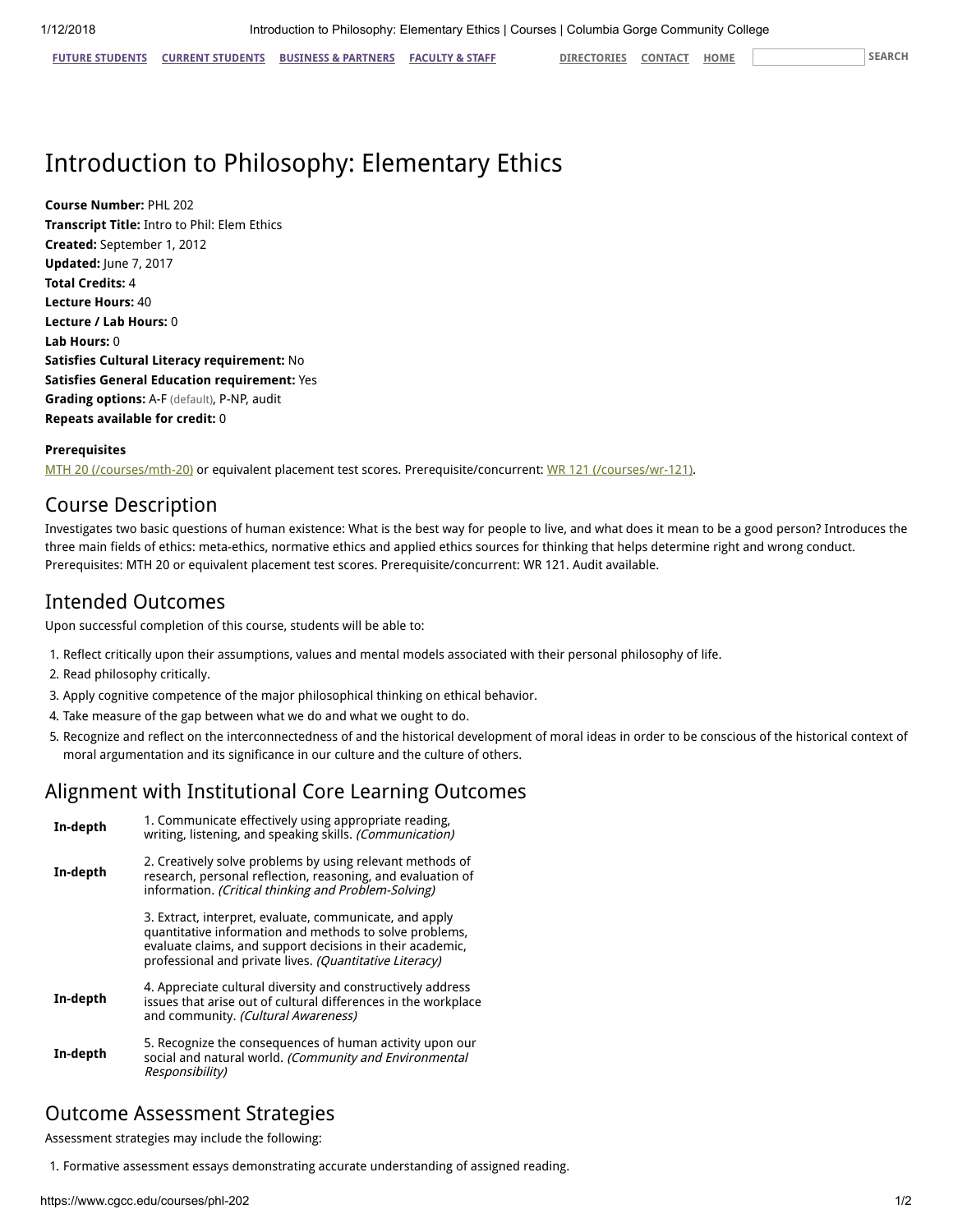# Introduction to Philosophy: Elementary Ethics

**Course Number:** PHL 202
**Transcript Title:** Intro to Phil: Elem Ethics
**Created:** September 1, 2012
**Updated:** June 7, 2017
**Total Credits:** 4
**Lecture Hours:** 40
**Lecture / Lab Hours:** 0
**Lab Hours:** 0
**Satisfies Cultural Literacy requirement:** No
**Satisfies General Education requirement:** Yes
**Grading options:** A-F (default), P-NP, audit
**Repeats available for credit:** 0

**Prerequisites**
MTH 20 (/courses/mth-20) or equivalent placement test scores. Prerequisite/concurrent: WR 121 (/courses/wr-121).

## Course Description

Investigates two basic questions of human existence: What is the best way for people to live, and what does it mean to be a good person? Introduces the three main fields of ethics: meta-ethics, normative ethics and applied ethics sources for thinking that helps determine right and wrong conduct. Prerequisites: MTH 20 or equivalent placement test scores. Prerequisite/concurrent: WR 121. Audit available.

## Intended Outcomes

Upon successful completion of this course, students will be able to:

1. Reflect critically upon their assumptions, values and mental models associated with their personal philosophy of life.
2. Read philosophy critically.
3. Apply cognitive competence of the major philosophical thinking on ethical behavior.
4. Take measure of the gap between what we do and what we ought to do.
5. Recognize and reflect on the interconnectedness of and the historical development of moral ideas in order to be conscious of the historical context of moral argumentation and its significance in our culture and the culture of others.

## Alignment with Institutional Core Learning Outcomes

| | |
|---|---|
| **In-depth** | 1. Communicate effectively using appropriate reading, writing, listening, and speaking skills. *(Communication)* |
| **In-depth** | 2. Creatively solve problems by using relevant methods of research, personal reflection, reasoning, and evaluation of information. *(Critical thinking and Problem-Solving)* |
| | 3. Extract, interpret, evaluate, communicate, and apply quantitative information and methods to solve problems, evaluate claims, and support decisions in their academic, professional and private lives. *(Quantitative Literacy)* |
| **In-depth** | 4. Appreciate cultural diversity and constructively address issues that arise out of cultural differences in the workplace and community. *(Cultural Awareness)* |
| **In-depth** | 5. Recognize the consequences of human activity upon our social and natural world. *(Community and Environmental Responsibility)* |

## Outcome Assessment Strategies

Assessment strategies may include the following:

1. Formative assessment essays demonstrating accurate understanding of assigned reading.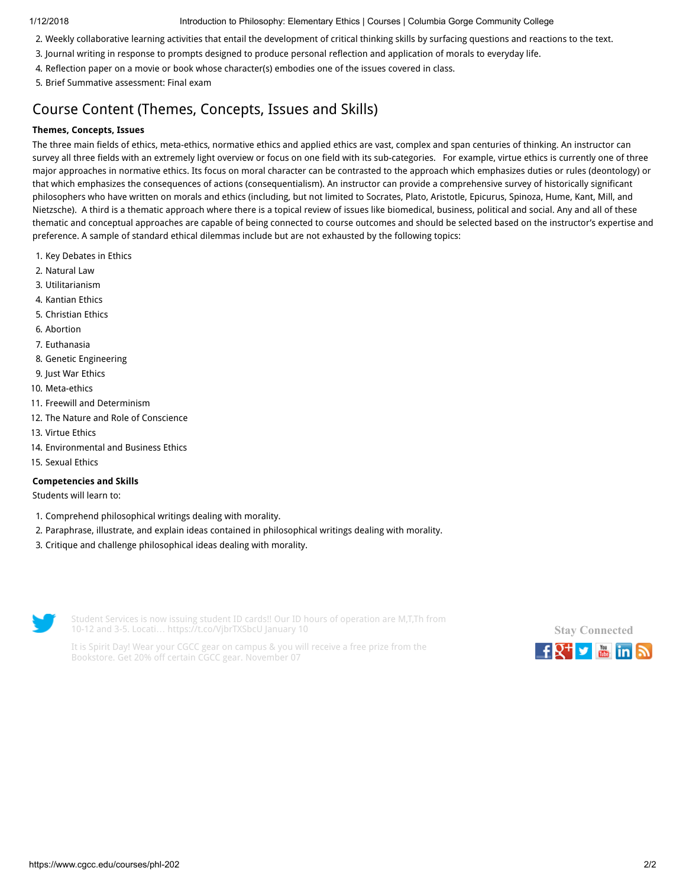2. Weekly collaborative learning activities that entail the development of critical thinking skills by surfacing questions and reactions to the text.
3. Journal writing in response to prompts designed to produce personal reflection and application of morals to everyday life.
4. Reflection paper on a movie or book whose character(s) embodies one of the issues covered in class.
5. Brief Summative assessment: Final exam

## Course Content (Themes, Concepts, Issues and Skills)

**Themes, Concepts, Issues**

The three main fields of ethics, meta-ethics, normative ethics and applied ethics are vast, complex and span centuries of thinking. An instructor can survey all three fields with an extremely light overview or focus on one field with its sub-categories. For example, virtue ethics is currently one of three major approaches in normative ethics. Its focus on moral character can be contrasted to the approach which emphasizes duties or rules (deontology) or that which emphasizes the consequences of actions (consequentialism). An instructor can provide a comprehensive survey of historically significant philosophers who have written on morals and ethics (including, but not limited to Socrates, Plato, Aristotle, Epicurus, Spinoza, Hume, Kant, Mill, and Nietzsche). A third is a thematic approach where there is a topical review of issues like biomedical, business, political and social. Any and all of these thematic and conceptual approaches are capable of being connected to course outcomes and should be selected based on the instructor's expertise and preference. A sample of standard ethical dilemmas include but are not exhausted by the following topics:

1. Key Debates in Ethics
2. Natural Law
3. Utilitarianism
4. Kantian Ethics
5. Christian Ethics
6. Abortion
7. Euthanasia
8. Genetic Engineering
9. Just War Ethics
10. Meta-ethics
11. Freewill and Determinism
12. The Nature and Role of Conscience
13. Virtue Ethics
14. Environmental and Business Ethics
15. Sexual Ethics

**Competencies and Skills**

Students will learn to:

1. Comprehend philosophical writings dealing with morality.
2. Paraphrase, illustrate, and explain ideas contained in philosophical writings dealing with morality.
3. Critique and challenge philosophical ideas dealing with morality.

Student Services is now issuing student ID cards!! Our ID hours of operation are M,T,Th from 10-12 and 3-5. Locati… https://t.co/VjbrTXSbcU January 10

It is Spirit Day! Wear your CGCC gear on campus & you will receive a free prize from the Bookstore. Get 20% off certain CGCC gear. November 07

Stay Connected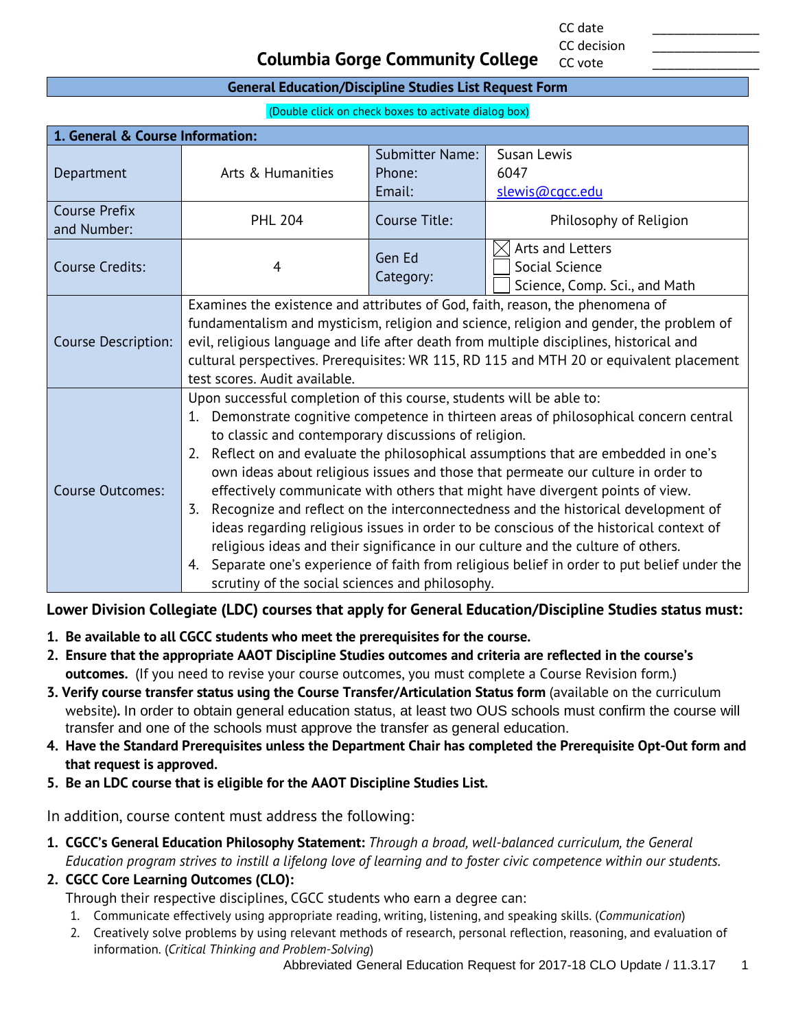| CC date | ________________ |
|---|---|
| CC decision | ________________ |
| CC vote | ________________ |

# Columbia Gorge Community College

## General Education/Discipline Studies List Request Form

(Double click on check boxes to activate dialog box)

| 1. General & Course Information: | | | |
|---|---|---|---|
| Department | Arts & Humanities | Submitter Name:<br>Phone:<br>Email: | Susan Lewis<br>6047<br>slewis@cgcc.edu |
| Course Prefix and Number: | PHL 204 | Course Title: | Philosophy of Religion |
| Course Credits: | 4 | Gen Ed Category: | ☒ Arts and Letters<br>☐ Social Science<br>☐ Science, Comp. Sci., and Math |
| Course Description: | Examines the existence and attributes of God, faith, reason, the phenomena of fundamentalism and mysticism, religion and science, religion and gender, the problem of evil, religious language and life after death from multiple disciplines, historical and cultural perspectives. Prerequisites: WR 115, RD 115 and MTH 20 or equivalent placement test scores. Audit available. | | |
| Course Outcomes: | Upon successful completion of this course, students will be able to:<br>1. Demonstrate cognitive competence in thirteen areas of philosophical concern central to classic and contemporary discussions of religion.<br>2. Reflect on and evaluate the philosophical assumptions that are embedded in one's own ideas about religious issues and those that permeate our culture in order to effectively communicate with others that might have divergent points of view.<br>3. Recognize and reflect on the interconnectedness and the historical development of ideas regarding religious issues in order to be conscious of the historical context of religious ideas and their significance in our culture and the culture of others.<br>4. Separate one's experience of faith from religious belief in order to put belief under the scrutiny of the social sciences and philosophy. | | |

**Lower Division Collegiate (LDC) courses that apply for General Education/Discipline Studies status must:**

1. **Be available to all CGCC students who meet the prerequisites for the course.**
2. **Ensure that the appropriate AAOT Discipline Studies outcomes and criteria are reflected in the course's outcomes.** (If you need to revise your course outcomes, you must complete a Course Revision form.)
3. **Verify course transfer status using the Course Transfer/Articulation Status form** (available on the curriculum website)**.** In order to obtain general education status, at least two OUS schools must confirm the course will transfer and one of the schools must approve the transfer as general education.
4. **Have the Standard Prerequisites unless the Department Chair has completed the Prerequisite Opt-Out form and that request is approved.**
5. **Be an LDC course that is eligible for the AAOT Discipline Studies List.**

In addition, course content must address the following:

1. **CGCC's General Education Philosophy Statement:** *Through a broad, well-balanced curriculum, the General Education program strives to instill a lifelong love of learning and to foster civic competence within our students.*
2. **CGCC Core Learning Outcomes (CLO):**
   Through their respective disciplines, CGCC students who earn a degree can:
   1. Communicate effectively using appropriate reading, writing, listening, and speaking skills. (*Communication*)
   2. Creatively solve problems by using relevant methods of research, personal reflection, reasoning, and evaluation of information. (*Critical Thinking and Problem-Solving*)

Abbreviated General Education Request for 2017-18 CLO Update / 11.3.17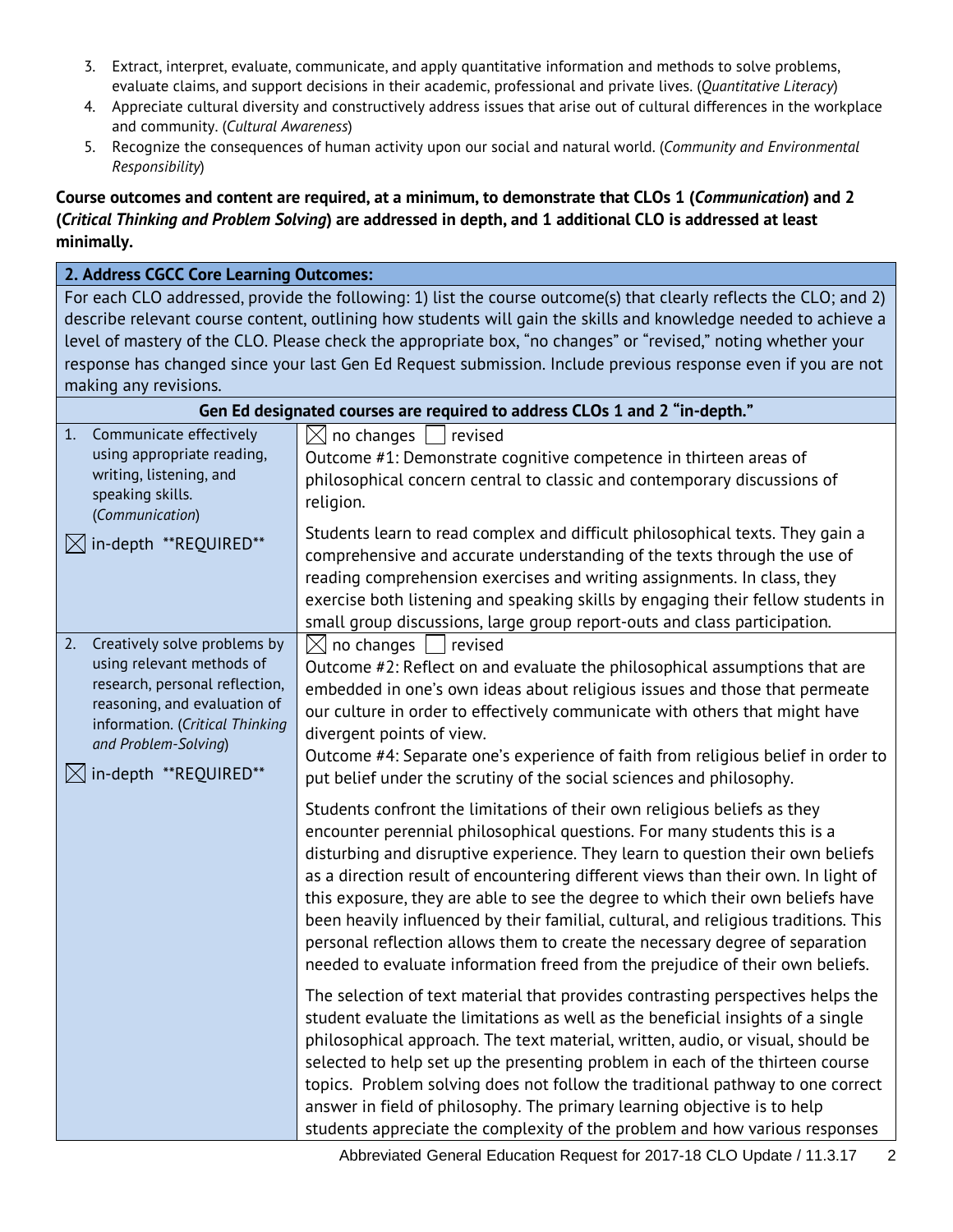3. Extract, interpret, evaluate, communicate, and apply quantitative information and methods to solve problems, evaluate claims, and support decisions in their academic, professional and private lives. (*Quantitative Literacy*)
4. Appreciate cultural diversity and constructively address issues that arise out of cultural differences in the workplace and community. (*Cultural Awareness*)
5. Recognize the consequences of human activity upon our social and natural world. (*Community and Environmental Responsibility*)

**Course outcomes and content are required, at a minimum, to demonstrate that CLOs 1 (*Communication*) and 2 (*Critical Thinking and Problem Solving*) are addressed in depth, and 1 additional CLO is addressed at least minimally.**

| **2. Address CGCC Core Learning Outcomes:** | |
|---|---|
| For each CLO addressed, provide the following: 1) list the course outcome(s) that clearly reflects the CLO; and 2) describe relevant course content, outlining how students will gain the skills and knowledge needed to achieve a level of mastery of the CLO. Please check the appropriate box, "no changes" or "revised," noting whether your response has changed since your last Gen Ed Request submission. Include previous response even if you are not making any revisions. | |
| **Gen Ed designated courses are required to address CLOs 1 and 2 "in-depth."** | |
| 1. Communicate effectively using appropriate reading, writing, listening, and speaking skills. (*Communication*)<br><br>☒ in-depth \*\*REQUIRED\*\* | ☒ no changes ☐ revised<br>Outcome #1: Demonstrate cognitive competence in thirteen areas of philosophical concern central to classic and contemporary discussions of religion.<br><br>Students learn to read complex and difficult philosophical texts. They gain a comprehensive and accurate understanding of the texts through the use of reading comprehension exercises and writing assignments. In class, they exercise both listening and speaking skills by engaging their fellow students in small group discussions, large group report-outs and class participation. |
| 2. Creatively solve problems by using relevant methods of research, personal reflection, reasoning, and evaluation of information. (*Critical Thinking and Problem-Solving*)<br><br>☒ in-depth \*\*REQUIRED\*\* | ☒ no changes ☐ revised<br>Outcome #2: Reflect on and evaluate the philosophical assumptions that are embedded in one's own ideas about religious issues and those that permeate our culture in order to effectively communicate with others that might have divergent points of view.<br>Outcome #4: Separate one's experience of faith from religious belief in order to put belief under the scrutiny of the social sciences and philosophy.<br><br>Students confront the limitations of their own religious beliefs as they encounter perennial philosophical questions. For many students this is a disturbing and disruptive experience. They learn to question their own beliefs as a direction result of encountering different views than their own. In light of this exposure, they are able to see the degree to which their own beliefs have been heavily influenced by their familial, cultural, and religious traditions. This personal reflection allows them to create the necessary degree of separation needed to evaluate information freed from the prejudice of their own beliefs.<br><br>The selection of text material that provides contrasting perspectives helps the student evaluate the limitations as well as the beneficial insights of a single philosophical approach. The text material, written, audio, or visual, should be selected to help set up the presenting problem in each of the thirteen course topics. Problem solving does not follow the traditional pathway to one correct answer in field of philosophy. The primary learning objective is to help students appreciate the complexity of the problem and how various responses |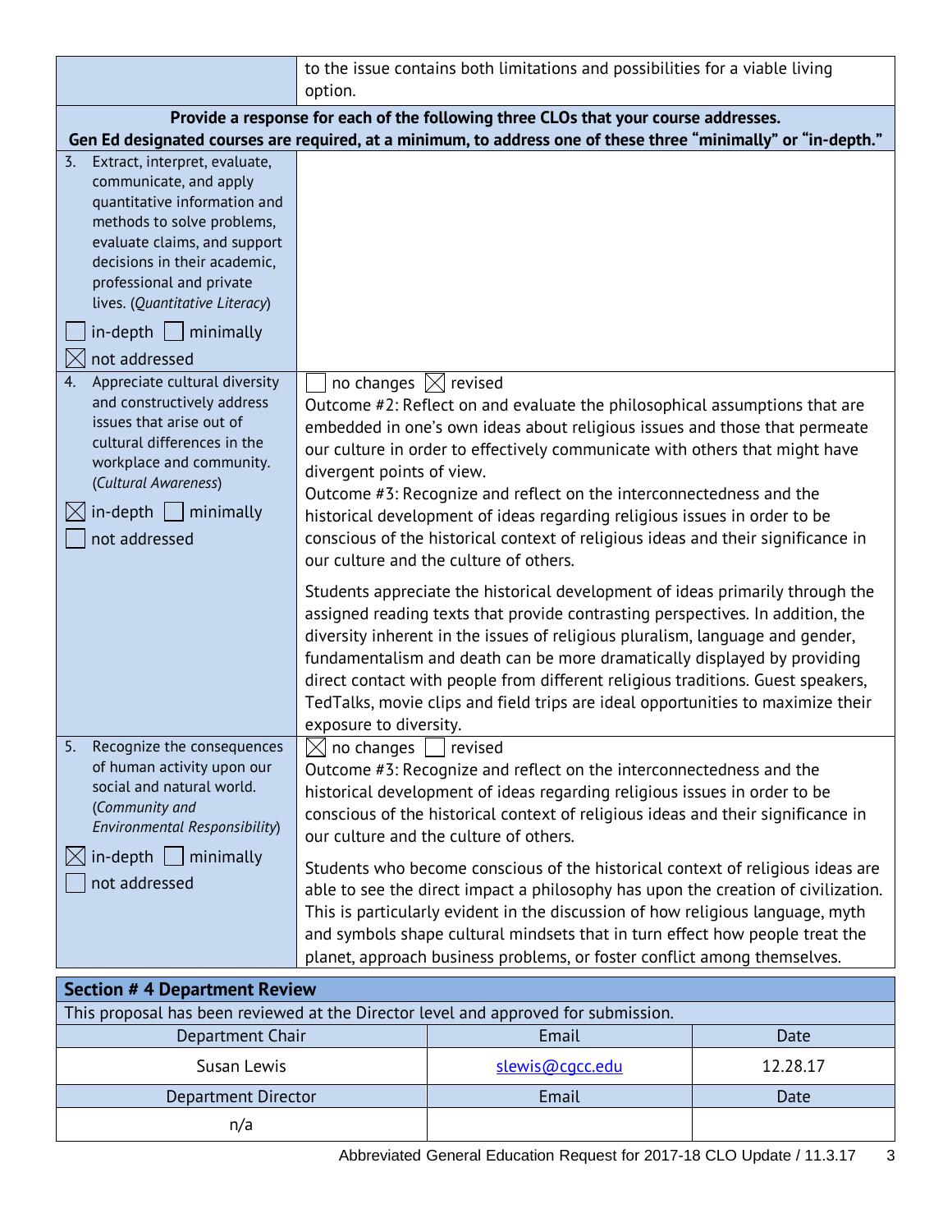| | |
|---|---|
| | to the issue contains both limitations and possibilities for a viable living option. |
| **Provide a response for each of the following three CLOs that your course addresses.** **Gen Ed designated courses are required, at a minimum, to address one of these three "minimally" or "in-depth."** | |
| 3. Extract, interpret, evaluate, communicate, and apply quantitative information and methods to solve problems, evaluate claims, and support decisions in their academic, professional and private lives. (*Quantitative Literacy*)<br>☐ in-depth ☐ minimally<br>☒ not addressed | |
| 4. Appreciate cultural diversity and constructively address issues that arise out of cultural differences in the workplace and community. (*Cultural Awareness*)<br>☒ in-depth ☐ minimally<br>☐ not addressed | ☐ no changes ☒ revised<br>Outcome #2: Reflect on and evaluate the philosophical assumptions that are embedded in one's own ideas about religious issues and those that permeate our culture in order to effectively communicate with others that might have divergent points of view.<br>Outcome #3: Recognize and reflect on the interconnectedness and the historical development of ideas regarding religious issues in order to be conscious of the historical context of religious ideas and their significance in our culture and the culture of others.<br><br>Students appreciate the historical development of ideas primarily through the assigned reading texts that provide contrasting perspectives. In addition, the diversity inherent in the issues of religious pluralism, language and gender, fundamentalism and death can be more dramatically displayed by providing direct contact with people from different religious traditions. Guest speakers, TedTalks, movie clips and field trips are ideal opportunities to maximize their exposure to diversity. |
| 5. Recognize the consequences of human activity upon our social and natural world. (*Community and Environmental Responsibility*)<br>☒ in-depth ☐ minimally<br>☐ not addressed | ☒ no changes ☐ revised<br>Outcome #3: Recognize and reflect on the interconnectedness and the historical development of ideas regarding religious issues in order to be conscious of the historical context of religious ideas and their significance in our culture and the culture of others.<br><br>Students who become conscious of the historical context of religious ideas are able to see the direct impact a philosophy has upon the creation of civilization. This is particularly evident in the discussion of how religious language, myth and symbols shape cultural mindsets that in turn effect how people treat the planet, approach business problems, or foster conflict among themselves. |

## Section # 4 Department Review

This proposal has been reviewed at the Director level and approved for submission.

| Department Chair | Email | Date |
|---|---|---|
| Susan Lewis | slewis@cgcc.edu | 12.28.17 |
| **Department Director** | **Email** | **Date** |
| n/a | | |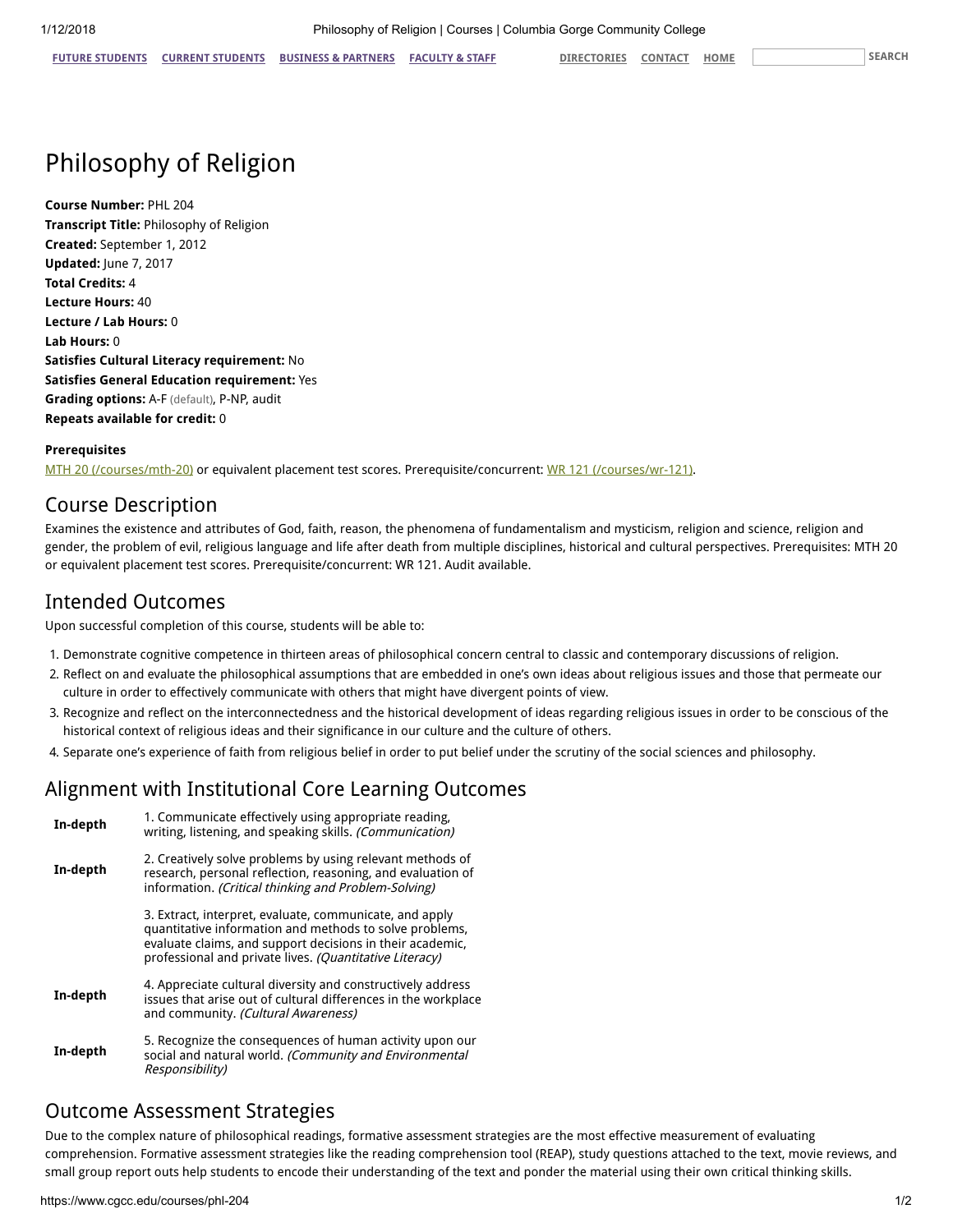# Philosophy of Religion

**Course Number:** PHL 204
**Transcript Title:** Philosophy of Religion
**Created:** September 1, 2012
**Updated:** June 7, 2017
**Total Credits:** 4
**Lecture Hours:** 40
**Lecture / Lab Hours:** 0
**Lab Hours:** 0
**Satisfies Cultural Literacy requirement:** No
**Satisfies General Education requirement:** Yes
**Grading options:** A-F (default), P-NP, audit
**Repeats available for credit:** 0

**Prerequisites**

MTH 20 (/courses/mth-20) or equivalent placement test scores. Prerequisite/concurrent: WR 121 (/courses/wr-121).

## Course Description

Examines the existence and attributes of God, faith, reason, the phenomena of fundamentalism and mysticism, religion and science, religion and gender, the problem of evil, religious language and life after death from multiple disciplines, historical and cultural perspectives. Prerequisites: MTH 20 or equivalent placement test scores. Prerequisite/concurrent: WR 121. Audit available.

## Intended Outcomes

Upon successful completion of this course, students will be able to:

1. Demonstrate cognitive competence in thirteen areas of philosophical concern central to classic and contemporary discussions of religion.
2. Reflect on and evaluate the philosophical assumptions that are embedded in one's own ideas about religious issues and those that permeate our culture in order to effectively communicate with others that might have divergent points of view.
3. Recognize and reflect on the interconnectedness and the historical development of ideas regarding religious issues in order to be conscious of the historical context of religious ideas and their significance in our culture and the culture of others.
4. Separate one's experience of faith from religious belief in order to put belief under the scrutiny of the social sciences and philosophy.

## Alignment with Institutional Core Learning Outcomes

| | |
|---|---|
| **In-depth** | 1. Communicate effectively using appropriate reading, writing, listening, and speaking skills. *(Communication)* |
| **In-depth** | 2. Creatively solve problems by using relevant methods of research, personal reflection, reasoning, and evaluation of information. *(Critical thinking and Problem-Solving)* |
| | 3. Extract, interpret, evaluate, communicate, and apply quantitative information and methods to solve problems, evaluate claims, and support decisions in their academic, professional and private lives. *(Quantitative Literacy)* |
| **In-depth** | 4. Appreciate cultural diversity and constructively address issues that arise out of cultural differences in the workplace and community. *(Cultural Awareness)* |
| **In-depth** | 5. Recognize the consequences of human activity upon our social and natural world. *(Community and Environmental Responsibility)* |

## Outcome Assessment Strategies

Due to the complex nature of philosophical readings, formative assessment strategies are the most effective measurement of evaluating comprehension. Formative assessment strategies like the reading comprehension tool (REAP), study questions attached to the text, movie reviews, and small group report outs help students to encode their understanding of the text and ponder the material using their own critical thinking skills.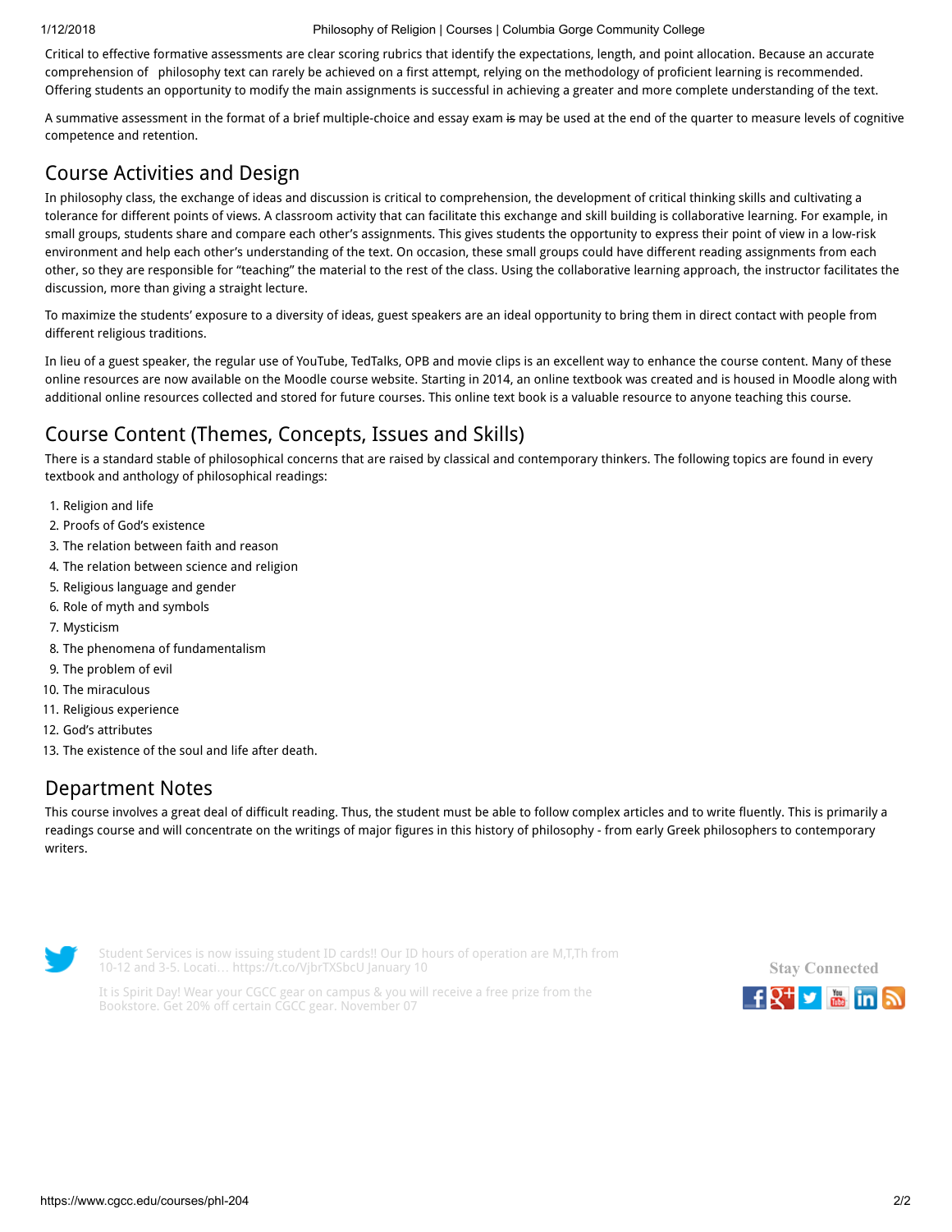Critical to effective formative assessments are clear scoring rubrics that identify the expectations, length, and point allocation. Because an accurate comprehension of philosophy text can rarely be achieved on a first attempt, relying on the methodology of proficient learning is recommended. Offering students an opportunity to modify the main assignments is successful in achieving a greater and more complete understanding of the text.

A summative assessment in the format of a brief multiple-choice and essay exam ~~is~~ may be used at the end of the quarter to measure levels of cognitive competence and retention.

## Course Activities and Design

In philosophy class, the exchange of ideas and discussion is critical to comprehension, the development of critical thinking skills and cultivating a tolerance for different points of views. A classroom activity that can facilitate this exchange and skill building is collaborative learning. For example, in small groups, students share and compare each other's assignments. This gives students the opportunity to express their point of view in a low-risk environment and help each other's understanding of the text. On occasion, these small groups could have different reading assignments from each other, so they are responsible for "teaching" the material to the rest of the class. Using the collaborative learning approach, the instructor facilitates the discussion, more than giving a straight lecture.

To maximize the students' exposure to a diversity of ideas, guest speakers are an ideal opportunity to bring them in direct contact with people from different religious traditions.

In lieu of a guest speaker, the regular use of YouTube, TedTalks, OPB and movie clips is an excellent way to enhance the course content. Many of these online resources are now available on the Moodle course website. Starting in 2014, an online textbook was created and is housed in Moodle along with additional online resources collected and stored for future courses. This online text book is a valuable resource to anyone teaching this course.

## Course Content (Themes, Concepts, Issues and Skills)

There is a standard stable of philosophical concerns that are raised by classical and contemporary thinkers. The following topics are found in every textbook and anthology of philosophical readings:

1. Religion and life
2. Proofs of God's existence
3. The relation between faith and reason
4. The relation between science and religion
5. Religious language and gender
6. Role of myth and symbols
7. Mysticism
8. The phenomena of fundamentalism
9. The problem of evil
10. The miraculous
11. Religious experience
12. God's attributes
13. The existence of the soul and life after death.

## Department Notes

This course involves a great deal of difficult reading. Thus, the student must be able to follow complex articles and to write fluently. This is primarily a readings course and will concentrate on the writings of major figures in this history of philosophy - from early Greek philosophers to contemporary writers.

Student Services is now issuing student ID cards!! Our ID hours of operation are M,T,Th from 10-12 and 3-5. Locati… https://t.co/VjbrTXSbcU January 10

It is Spirit Day! Wear your CGCC gear on campus & you will receive a free prize from the Bookstore. Get 20% off certain CGCC gear. November 07

Stay Connected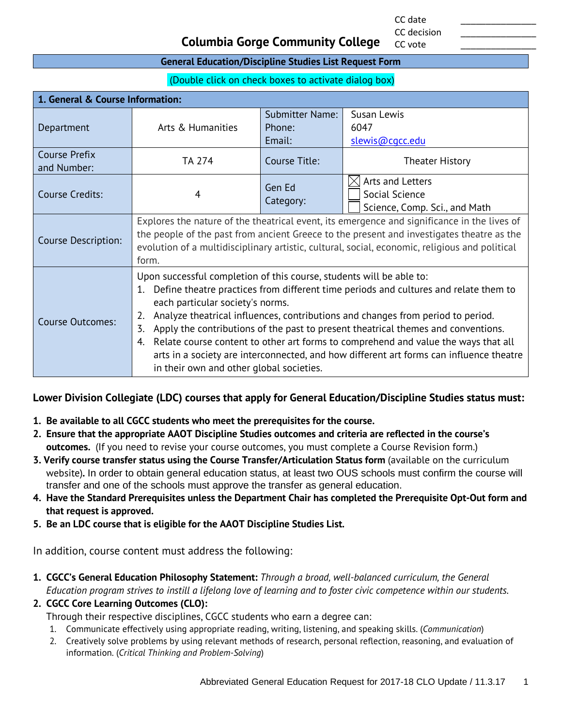CC date ________________
CC decision ________________
CC vote ________________

# Columbia Gorge Community College

## General Education/Discipline Studies List Request Form

(Double click on check boxes to activate dialog box)

| 1. General & Course Information: | | | |
|---|---|---|---|
| Department | Arts & Humanities | Submitter Name:<br>Phone:<br>Email: | Susan Lewis<br>6047<br>slewis@cgcc.edu |
| Course Prefix and Number: | TA 274 | Course Title: | Theater History |
| Course Credits: | 4 | Gen Ed Category: | ☒ Arts and Letters<br>☐ Social Science<br>☐ Science, Comp. Sci., and Math |
| Course Description: | Explores the nature of the theatrical event, its emergence and significance in the lives of the people of the past from ancient Greece to the present and investigates theatre as the evolution of a multidisciplinary artistic, cultural, social, economic, religious and political form. | | |
| Course Outcomes: | Upon successful completion of this course, students will be able to:<br>1. Define theatre practices from different time periods and cultures and relate them to each particular society's norms.<br>2. Analyze theatrical influences, contributions and changes from period to period.<br>3. Apply the contributions of the past to present theatrical themes and conventions.<br>4. Relate course content to other art forms to comprehend and value the ways that all arts in a society are interconnected, and how different art forms can influence theatre in their own and other global societies. | | |

**Lower Division Collegiate (LDC) courses that apply for General Education/Discipline Studies status must:**

1. **Be available to all CGCC students who meet the prerequisites for the course.**
2. **Ensure that the appropriate AAOT Discipline Studies outcomes and criteria are reflected in the course's outcomes.** (If you need to revise your course outcomes, you must complete a Course Revision form.)
3. **Verify course transfer status using the Course Transfer/Articulation Status form** (available on the curriculum website)**.** In order to obtain general education status, at least two OUS schools must confirm the course will transfer and one of the schools must approve the transfer as general education.
4. **Have the Standard Prerequisites unless the Department Chair has completed the Prerequisite Opt-Out form and that request is approved.**
5. **Be an LDC course that is eligible for the AAOT Discipline Studies List.**

In addition, course content must address the following:

1. **CGCC's General Education Philosophy Statement:** *Through a broad, well-balanced curriculum, the General Education program strives to instill a lifelong love of learning and to foster civic competence within our students.*
2. **CGCC Core Learning Outcomes (CLO):**
   Through their respective disciplines, CGCC students who earn a degree can:
   1. Communicate effectively using appropriate reading, writing, listening, and speaking skills. (*Communication*)
   2. Creatively solve problems by using relevant methods of research, personal reflection, reasoning, and evaluation of information. (*Critical Thinking and Problem-Solving*)

Abbreviated General Education Request for 2017-18 CLO Update / 11.3.17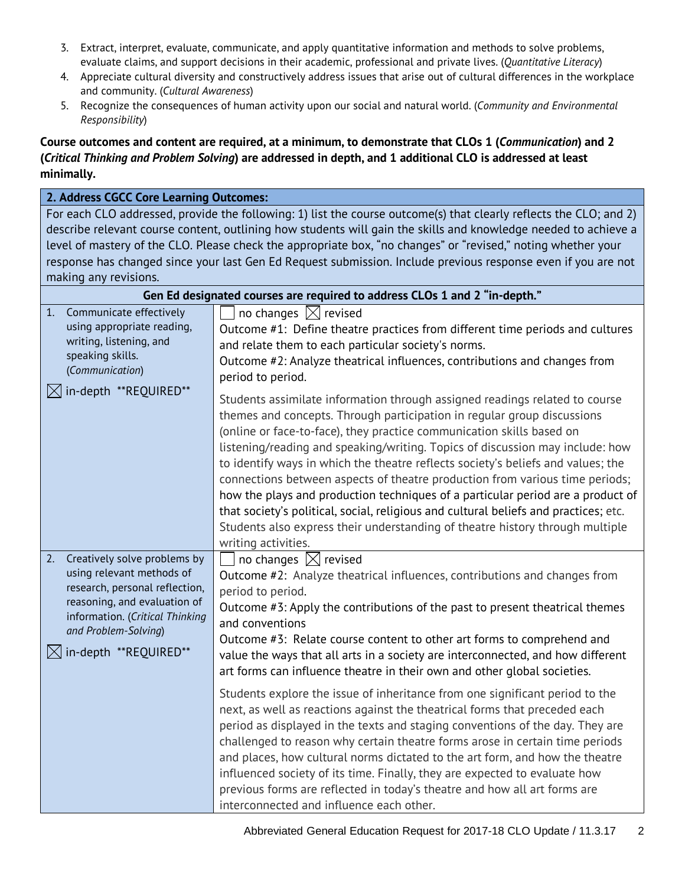3. Extract, interpret, evaluate, communicate, and apply quantitative information and methods to solve problems, evaluate claims, and support decisions in their academic, professional and private lives. (*Quantitative Literacy*)
4. Appreciate cultural diversity and constructively address issues that arise out of cultural differences in the workplace and community. (*Cultural Awareness*)
5. Recognize the consequences of human activity upon our social and natural world. (*Community and Environmental Responsibility*)

**Course outcomes and content are required, at a minimum, to demonstrate that CLOs 1 (*Communication*) and 2 (*Critical Thinking and Problem Solving*) are addressed in depth, and 1 additional CLO is addressed at least minimally.**

| **2. Address CGCC Core Learning Outcomes:** | |
|---|---|
| For each CLO addressed, provide the following: 1) list the course outcome(s) that clearly reflects the CLO; and 2) describe relevant course content, outlining how students will gain the skills and knowledge needed to achieve a level of mastery of the CLO. Please check the appropriate box, "no changes" or "revised," noting whether your response has changed since your last Gen Ed Request submission. Include previous response even if you are not making any revisions. | |
| **Gen Ed designated courses are required to address CLOs 1 and 2 "in-depth."** | |
| 1. Communicate effectively using appropriate reading, writing, listening, and speaking skills. (*Communication*)<br><br>☒ in-depth \*\*REQUIRED\*\* | ☐ no changes ☒ revised<br>Outcome #1: Define theatre practices from different time periods and cultures and relate them to each particular society's norms.<br>Outcome #2: Analyze theatrical influences, contributions and changes from period to period.<br><br>Students assimilate information through assigned readings related to course themes and concepts. Through participation in regular group discussions (online or face-to-face), they practice communication skills based on listening/reading and speaking/writing. Topics of discussion may include: how to identify ways in which the theatre reflects society's beliefs and values; the connections between aspects of theatre production from various time periods; how the plays and production techniques of a particular period are a product of that society's political, social, religious and cultural beliefs and practices; etc. Students also express their understanding of theatre history through multiple writing activities. |
| 2. Creatively solve problems by using relevant methods of research, personal reflection, reasoning, and evaluation of information. (*Critical Thinking and Problem-Solving*)<br><br>☒ in-depth \*\*REQUIRED\*\* | ☐ no changes ☒ revised<br>Outcome #2: Analyze theatrical influences, contributions and changes from period to period.<br>Outcome #3: Apply the contributions of the past to present theatrical themes and conventions<br>Outcome #3: Relate course content to other art forms to comprehend and value the ways that all arts in a society are interconnected, and how different art forms can influence theatre in their own and other global societies.<br><br>Students explore the issue of inheritance from one significant period to the next, as well as reactions against the theatrical forms that preceded each period as displayed in the texts and staging conventions of the day. They are challenged to reason why certain theatre forms arose in certain time periods and places, how cultural norms dictated to the art form, and how the theatre influenced society of its time. Finally, they are expected to evaluate how previous forms are reflected in today's theatre and how all art forms are interconnected and influence each other. |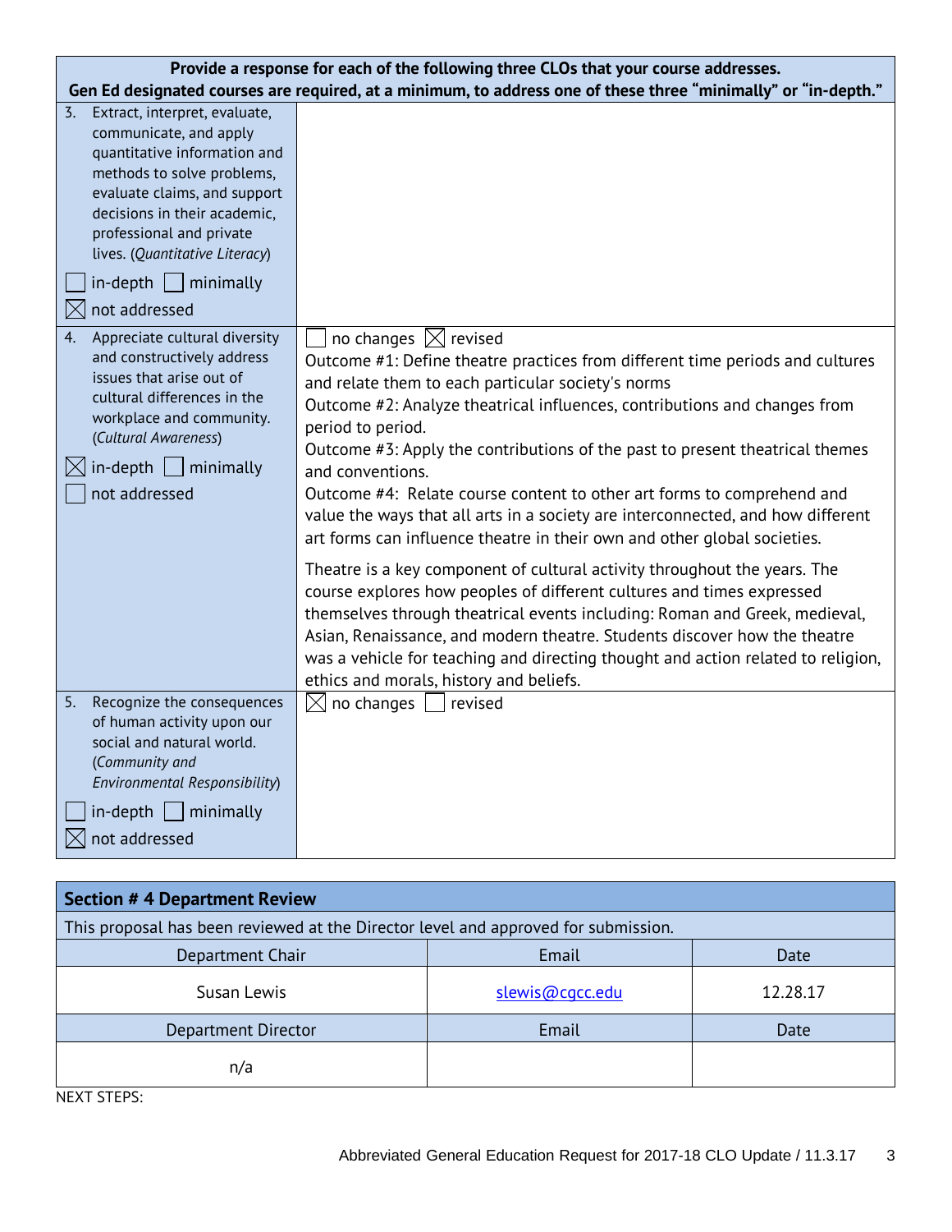| Provide a response for each of the following three CLOs that your course addresses. Gen Ed designated courses are required, at a minimum, to address one of these three "minimally" or "in-depth." | |
|---|---|
| 3. Extract, interpret, evaluate, communicate, and apply quantitative information and methods to solve problems, evaluate claims, and support decisions in their academic, professional and private lives. (*Quantitative Literacy*)<br>☐ in-depth ☐ minimally<br>☒ not addressed | |
| 4. Appreciate cultural diversity and constructively address issues that arise out of cultural differences in the workplace and community. (*Cultural Awareness*)<br>☒ in-depth ☐ minimally<br>☐ not addressed | ☐ no changes ☒ revised<br>Outcome #1: Define theatre practices from different time periods and cultures and relate them to each particular society's norms<br>Outcome #2: Analyze theatrical influences, contributions and changes from period to period.<br>Outcome #3: Apply the contributions of the past to present theatrical themes and conventions.<br>Outcome #4: Relate course content to other art forms to comprehend and value the ways that all arts in a society are interconnected, and how different art forms can influence theatre in their own and other global societies.<br><br>Theatre is a key component of cultural activity throughout the years. The course explores how peoples of different cultures and times expressed themselves through theatrical events including: Roman and Greek, medieval, Asian, Renaissance, and modern theatre. Students discover how the theatre was a vehicle for teaching and directing thought and action related to religion, ethics and morals, history and beliefs. |
| 5. Recognize the consequences of human activity upon our social and natural world. (*Community and Environmental Responsibility*)<br>☐ in-depth ☐ minimally<br>☒ not addressed | ☒ no changes ☐ revised |

| Section # 4 Department Review | | |
|---|---|---|
| This proposal has been reviewed at the Director level and approved for submission. | | |
| Department Chair | Email | Date |
| Susan Lewis | slewis@cgcc.edu | 12.28.17 |
| Department Director | Email | Date |
| n/a | | |

NEXT STEPS: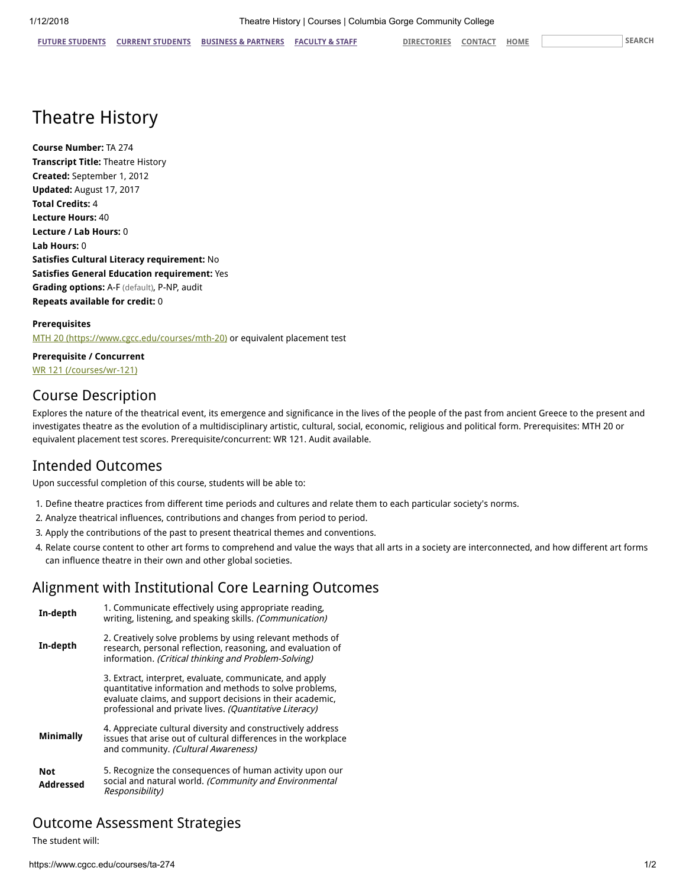# Theatre History

**Course Number:** TA 274
**Transcript Title:** Theatre History
**Created:** September 1, 2012
**Updated:** August 17, 2017
**Total Credits:** 4
**Lecture Hours:** 40
**Lecture / Lab Hours:** 0
**Lab Hours:** 0
**Satisfies Cultural Literacy requirement:** No
**Satisfies General Education requirement:** Yes
**Grading options:** A-F (default), P-NP, audit
**Repeats available for credit:** 0

**Prerequisites**
MTH 20 (https://www.cgcc.edu/courses/mth-20) or equivalent placement test

**Prerequisite / Concurrent**
WR 121 (/courses/wr-121)

## Course Description

Explores the nature of the theatrical event, its emergence and significance in the lives of the people of the past from ancient Greece to the present and investigates theatre as the evolution of a multidisciplinary artistic, cultural, social, economic, religious and political form. Prerequisites: MTH 20 or equivalent placement test scores. Prerequisite/concurrent: WR 121. Audit available.

## Intended Outcomes

Upon successful completion of this course, students will be able to:

1. Define theatre practices from different time periods and cultures and relate them to each particular society's norms.
2. Analyze theatrical influences, contributions and changes from period to period.
3. Apply the contributions of the past to present theatrical themes and conventions.
4. Relate course content to other art forms to comprehend and value the ways that all arts in a society are interconnected, and how different art forms can influence theatre in their own and other global societies.

## Alignment with Institutional Core Learning Outcomes

| | |
|---|---|
| **In-depth** | 1. Communicate effectively using appropriate reading, writing, listening, and speaking skills. *(Communication)* |
| **In-depth** | 2. Creatively solve problems by using relevant methods of research, personal reflection, reasoning, and evaluation of information. *(Critical thinking and Problem-Solving)* |
| | 3. Extract, interpret, evaluate, communicate, and apply quantitative information and methods to solve problems, evaluate claims, and support decisions in their academic, professional and private lives. *(Quantitative Literacy)* |
| **Minimally** | 4. Appreciate cultural diversity and constructively address issues that arise out of cultural differences in the workplace and community. *(Cultural Awareness)* |
| **Not Addressed** | 5. Recognize the consequences of human activity upon our social and natural world. *(Community and Environmental Responsibility)* |

## Outcome Assessment Strategies

The student will: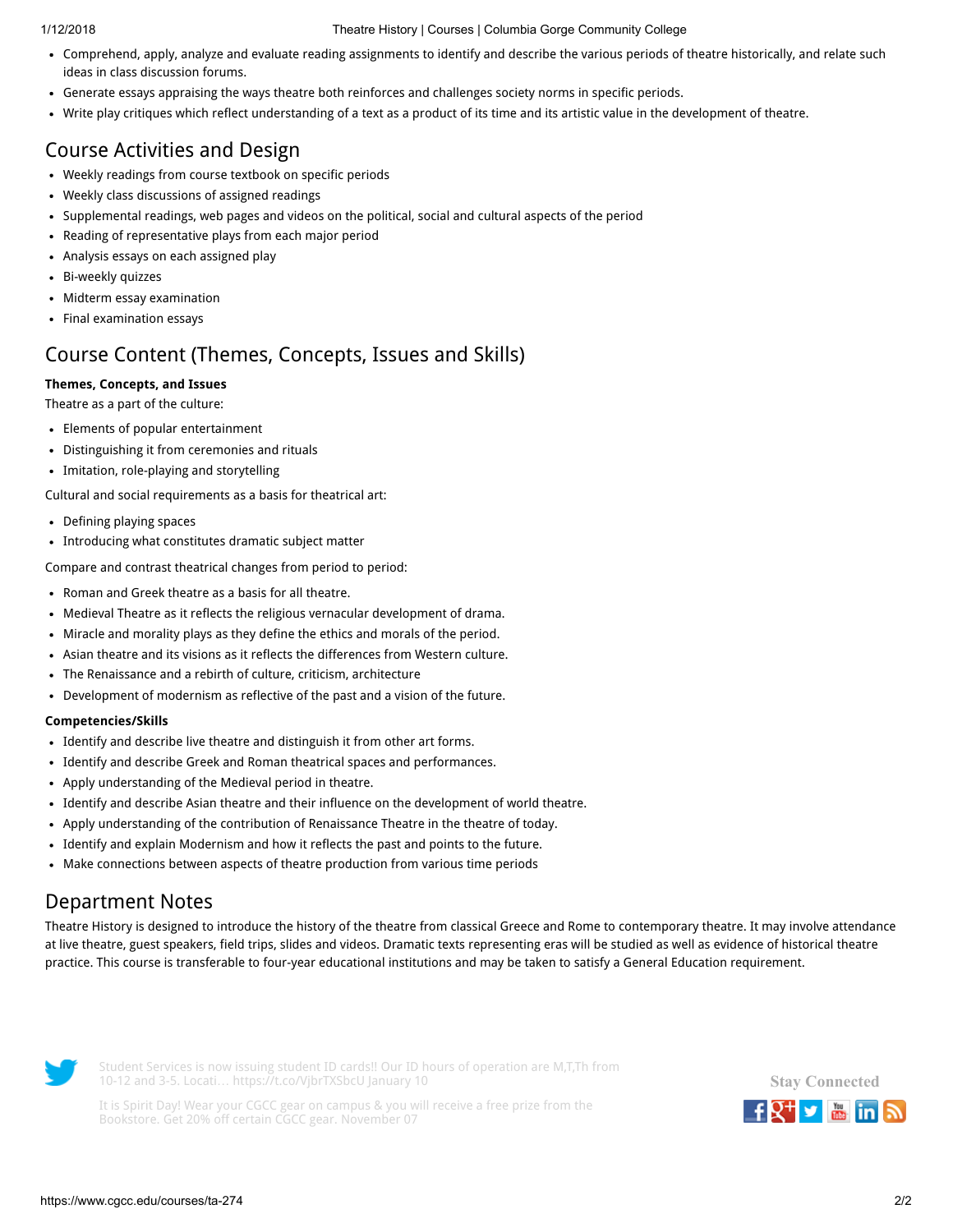- Comprehend, apply, analyze and evaluate reading assignments to identify and describe the various periods of theatre historically, and relate such ideas in class discussion forums.
- Generate essays appraising the ways theatre both reinforces and challenges society norms in specific periods.
- Write play critiques which reflect understanding of a text as a product of its time and its artistic value in the development of theatre.

## Course Activities and Design

- Weekly readings from course textbook on specific periods
- Weekly class discussions of assigned readings
- Supplemental readings, web pages and videos on the political, social and cultural aspects of the period
- Reading of representative plays from each major period
- Analysis essays on each assigned play
- Bi-weekly quizzes
- Midterm essay examination
- Final examination essays

## Course Content (Themes, Concepts, Issues and Skills)

**Themes, Concepts, and Issues**

Theatre as a part of the culture:

- Elements of popular entertainment
- Distinguishing it from ceremonies and rituals
- Imitation, role-playing and storytelling

Cultural and social requirements as a basis for theatrical art:

- Defining playing spaces
- Introducing what constitutes dramatic subject matter

Compare and contrast theatrical changes from period to period:

- Roman and Greek theatre as a basis for all theatre.
- Medieval Theatre as it reflects the religious vernacular development of drama.
- Miracle and morality plays as they define the ethics and morals of the period.
- Asian theatre and its visions as it reflects the differences from Western culture.
- The Renaissance and a rebirth of culture, criticism, architecture
- Development of modernism as reflective of the past and a vision of the future.

**Competencies/Skills**

- Identify and describe live theatre and distinguish it from other art forms.
- Identify and describe Greek and Roman theatrical spaces and performances.
- Apply understanding of the Medieval period in theatre.
- Identify and describe Asian theatre and their influence on the development of world theatre.
- Apply understanding of the contribution of Renaissance Theatre in the theatre of today.
- Identify and explain Modernism and how it reflects the past and points to the future.
- Make connections between aspects of theatre production from various time periods

## Department Notes

Theatre History is designed to introduce the history of the theatre from classical Greece and Rome to contemporary theatre. It may involve attendance at live theatre, guest speakers, field trips, slides and videos. Dramatic texts representing eras will be studied as well as evidence of historical theatre practice. This course is transferable to four-year educational institutions and may be taken to satisfy a General Education requirement.

Student Services is now issuing student ID cards!! Our ID hours of operation are M,T,Th from 10-12 and 3-5. Locati… https://t.co/VjbrTXSbcU January 10

It is Spirit Day! Wear your CGCC gear on campus & you will receive a free prize from the Bookstore. Get 20% off certain CGCC gear. November 07

Stay Connected